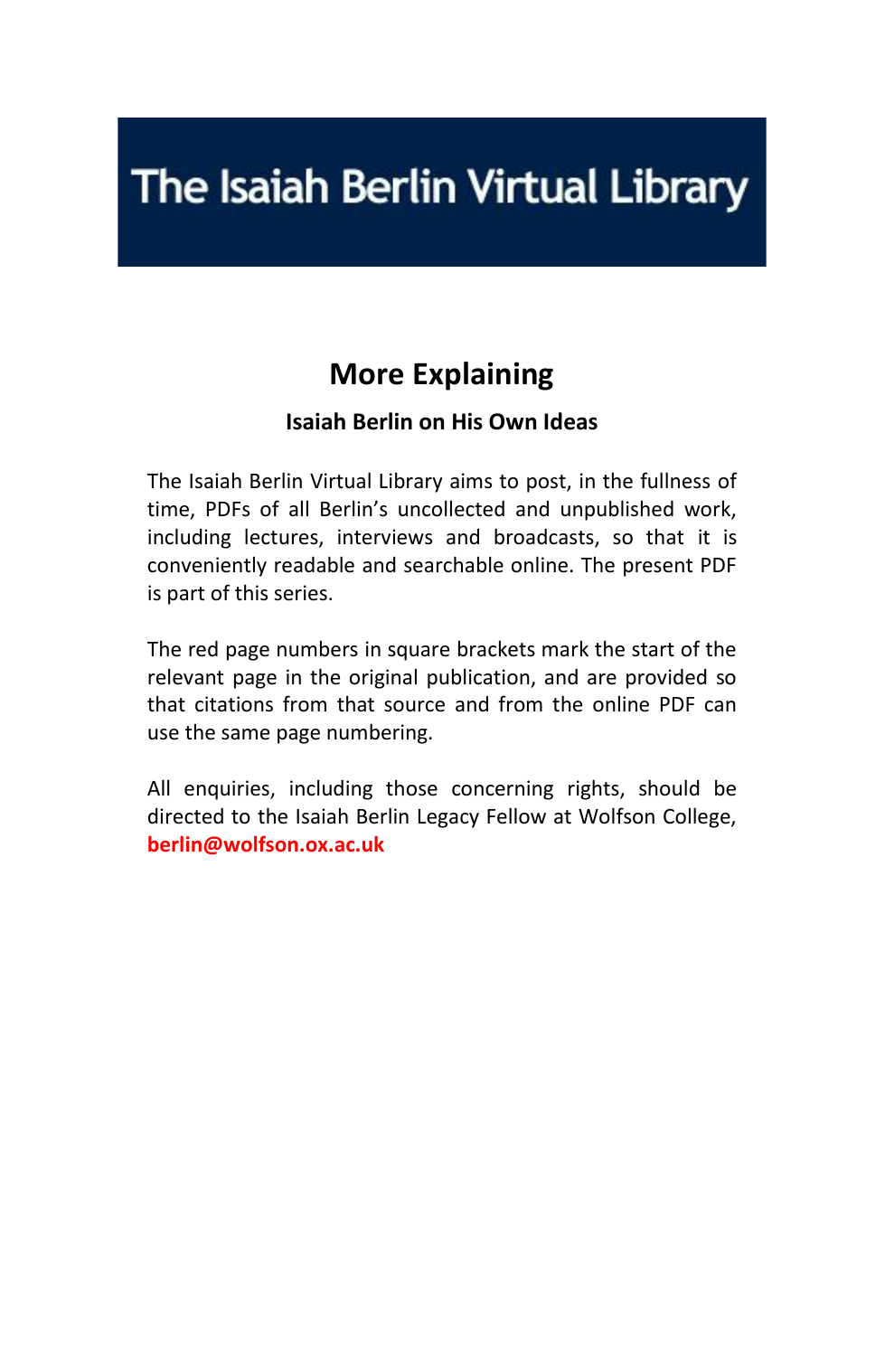# The Isaiah Berlin Virtual Library

## More Explaining

### Isaiah Berlin on His Own Ideas

The Isaiah Berlin Virtual Library aims to post, in the fullness of time, PDFs of all Berlin's uncollected and unpublished work, including lectures, interviews and broadcasts, so that it is conveniently readable and searchable online. The present PDF is part of this series.

The red page numbers in square brackets mark the start of the relevant page in the original publication, and are provided so that citations from that source and from the online PDF can use the same page numbering.

All enquiries, including those concerning rights, should be directed to the Isaiah Berlin Legacy Fellow at Wolfson College, **berlin@wolfson.ox.ac.uk**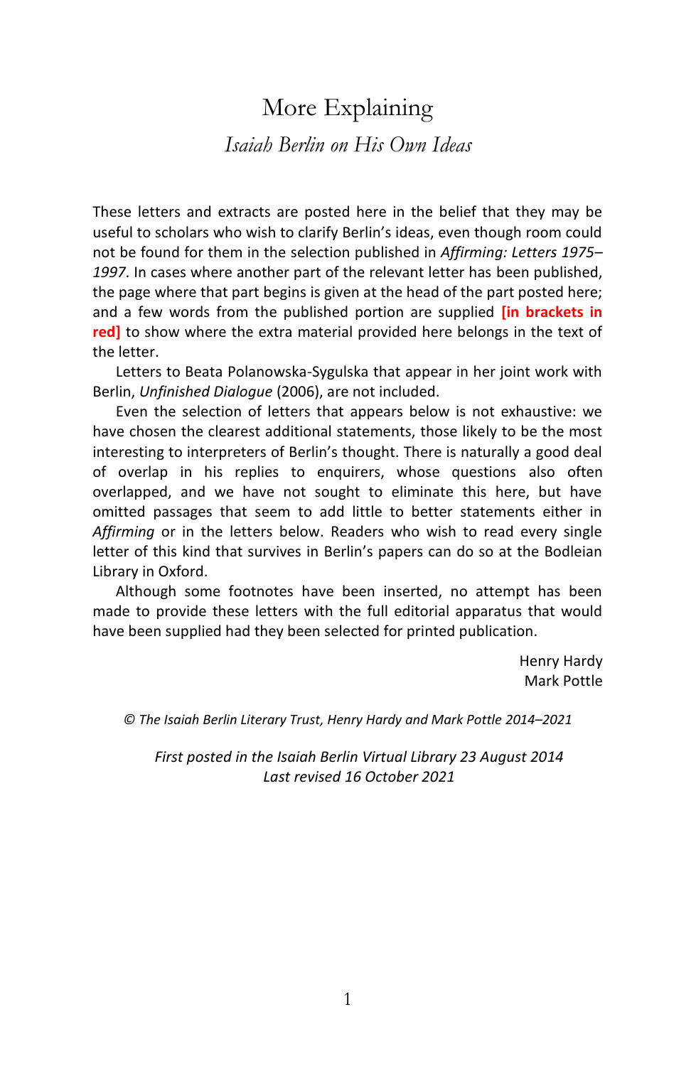# More Explaining

## *Isaiah Berlin on His Own Ideas*

These letters and extracts are posted here in the belief that they may be useful to scholars who wish to clarify Berlin's ideas, even though room could not be found for them in the selection published in *Affirming: Letters 1975–1997*. In cases where another part of the relevant letter has been published, the page where that part begins is given at the head of the part posted here; and a few words from the published portion are supplied **[in brackets in red]** to show where the extra material provided here belongs in the text of the letter.

Letters to Beata Polanowska-Sygulska that appear in her joint work with Berlin, *Unfinished Dialogue* (2006), are not included.

Even the selection of letters that appears below is not exhaustive: we have chosen the clearest additional statements, those likely to be the most interesting to interpreters of Berlin's thought. There is naturally a good deal of overlap in his replies to enquirers, whose questions also often overlapped, and we have not sought to eliminate this here, but have omitted passages that seem to add little to better statements either in *Affirming* or in the letters below. Readers who wish to read every single letter of this kind that survives in Berlin's papers can do so at the Bodleian Library in Oxford.

Although some footnotes have been inserted, no attempt has been made to provide these letters with the full editorial apparatus that would have been supplied had they been selected for printed publication.

Henry Hardy
Mark Pottle

*© The Isaiah Berlin Literary Trust, Henry Hardy and Mark Pottle 2014–2021*

*First posted in the Isaiah Berlin Virtual Library 23 August 2014*
*Last revised 16 October 2021*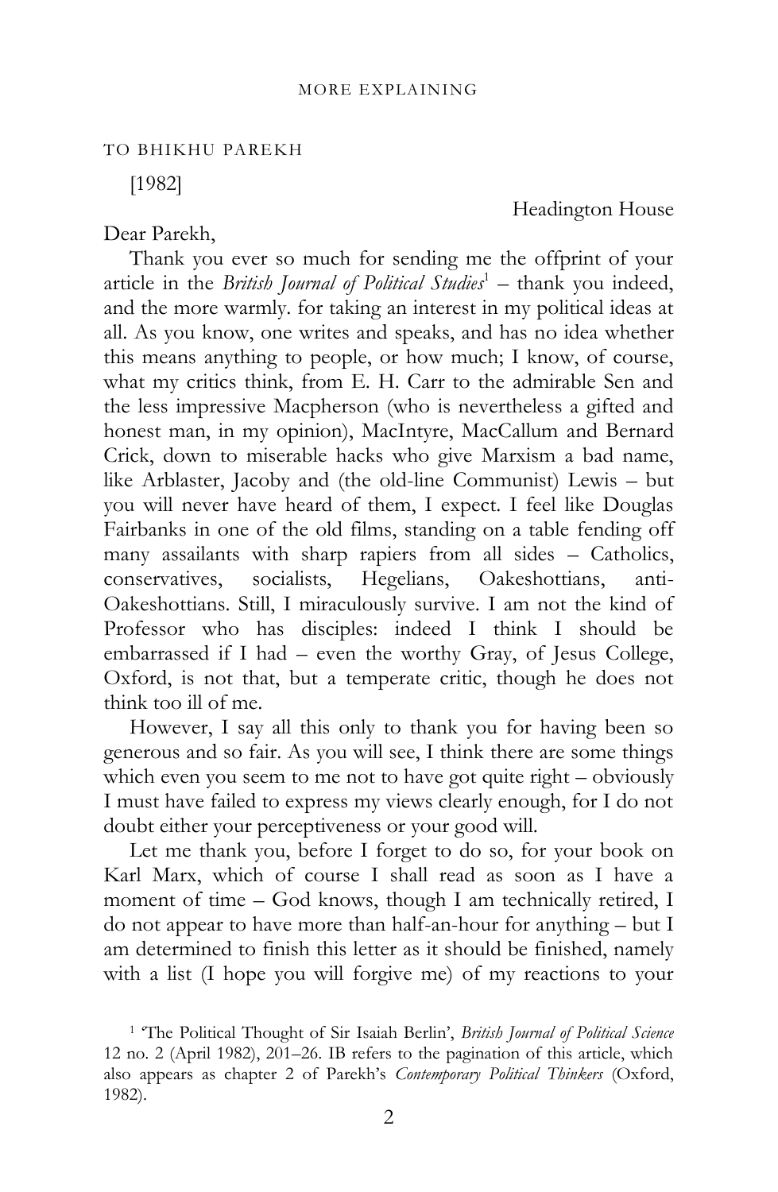TO BHIKHU PAREKH

[1982]

Headington House

Dear Parekh,

Thank you ever so much for sending me the offprint of your article in the *British Journal of Political Studies*[1] – thank you indeed, and the more warmly. for taking an interest in my political ideas at all. As you know, one writes and speaks, and has no idea whether this means anything to people, or how much; I know, of course, what my critics think, from E. H. Carr to the admirable Sen and the less impressive Macpherson (who is nevertheless a gifted and honest man, in my opinion), MacIntyre, MacCallum and Bernard Crick, down to miserable hacks who give Marxism a bad name, like Arblaster, Jacoby and (the old-line Communist) Lewis – but you will never have heard of them, I expect. I feel like Douglas Fairbanks in one of the old films, standing on a table fending off many assailants with sharp rapiers from all sides – Catholics, conservatives, socialists, Hegelians, Oakeshottians, anti-Oakeshottians. Still, I miraculously survive. I am not the kind of Professor who has disciples: indeed I think I should be embarrassed if I had – even the worthy Gray, of Jesus College, Oxford, is not that, but a temperate critic, though he does not think too ill of me.

However, I say all this only to thank you for having been so generous and so fair. As you will see, I think there are some things which even you seem to me not to have got quite right – obviously I must have failed to express my views clearly enough, for I do not doubt either your perceptiveness or your good will.

Let me thank you, before I forget to do so, for your book on Karl Marx, which of course I shall read as soon as I have a moment of time – God knows, though I am technically retired, I do not appear to have more than half-an-hour for anything – but I am determined to finish this letter as it should be finished, namely with a list (I hope you will forgive me) of my reactions to your

[1] 'The Political Thought of Sir Isaiah Berlin', *British Journal of Political Science* 12 no. 2 (April 1982), 201–26. IB refers to the pagination of this article, which also appears as chapter 2 of Parekh's *Contemporary Political Thinkers* (Oxford, 1982).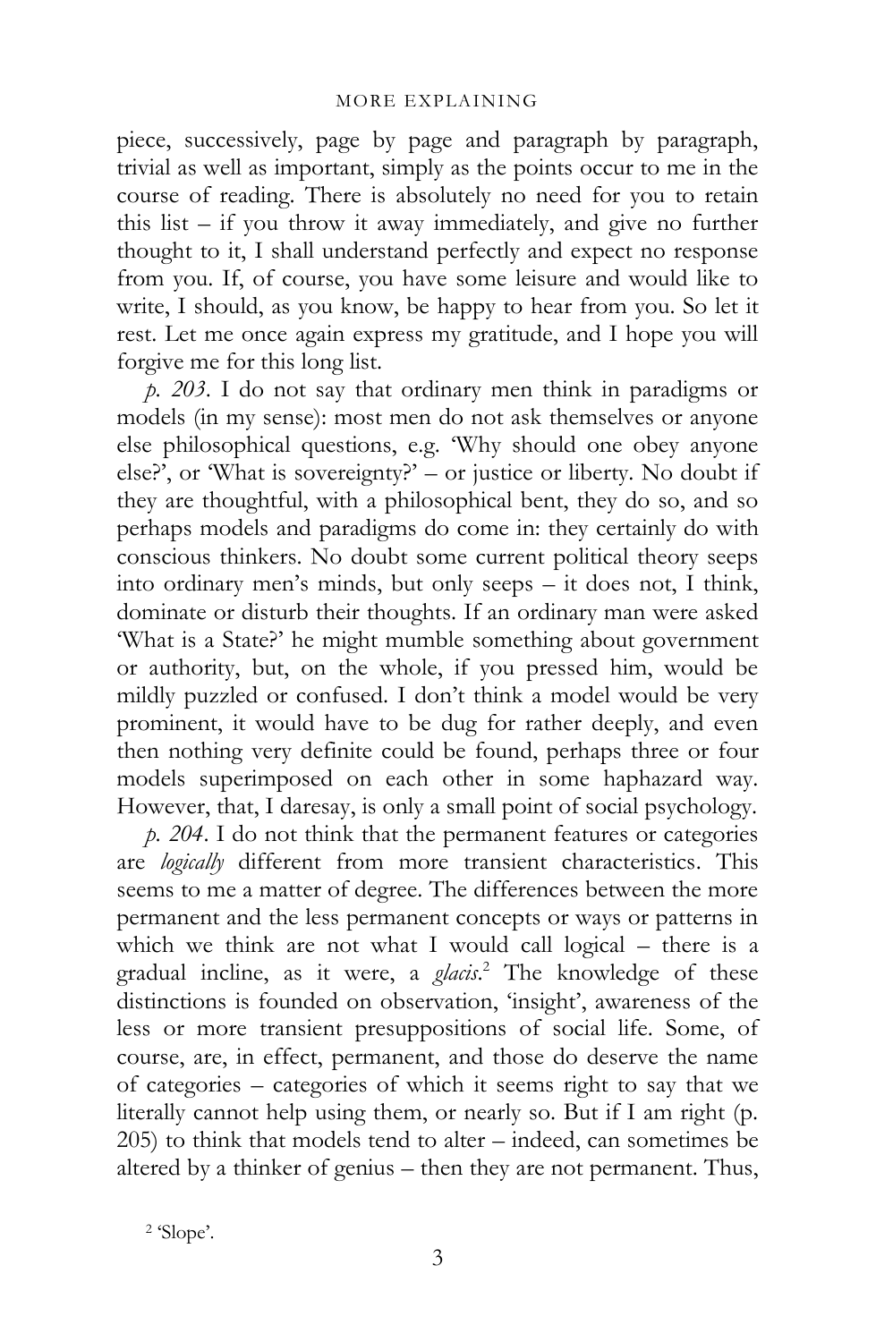piece, successively, page by page and paragraph by paragraph, trivial as well as important, simply as the points occur to me in the course of reading. There is absolutely no need for you to retain this list – if you throw it away immediately, and give no further thought to it, I shall understand perfectly and expect no response from you. If, of course, you have some leisure and would like to write, I should, as you know, be happy to hear from you. So let it rest. Let me once again express my gratitude, and I hope you will forgive me for this long list.

*p. 203*. I do not say that ordinary men think in paradigms or models (in my sense): most men do not ask themselves or anyone else philosophical questions, e.g. 'Why should one obey anyone else?', or 'What is sovereignty?' – or justice or liberty. No doubt if they are thoughtful, with a philosophical bent, they do so, and so perhaps models and paradigms do come in: they certainly do with conscious thinkers. No doubt some current political theory seeps into ordinary men's minds, but only seeps – it does not, I think, dominate or disturb their thoughts. If an ordinary man were asked 'What is a State?' he might mumble something about government or authority, but, on the whole, if you pressed him, would be mildly puzzled or confused. I don't think a model would be very prominent, it would have to be dug for rather deeply, and even then nothing very definite could be found, perhaps three or four models superimposed on each other in some haphazard way. However, that, I daresay, is only a small point of social psychology.

*p. 204*. I do not think that the permanent features or categories are *logically* different from more transient characteristics. This seems to me a matter of degree. The differences between the more permanent and the less permanent concepts or ways or patterns in which we think are not what I would call logical – there is a gradual incline, as it were, a *glacis*.[2] The knowledge of these distinctions is founded on observation, 'insight', awareness of the less or more transient presuppositions of social life. Some, of course, are, in effect, permanent, and those do deserve the name of categories – categories of which it seems right to say that we literally cannot help using them, or nearly so. But if I am right (p. 205) to think that models tend to alter – indeed, can sometimes be altered by a thinker of genius – then they are not permanent. Thus,

[2] 'Slope'.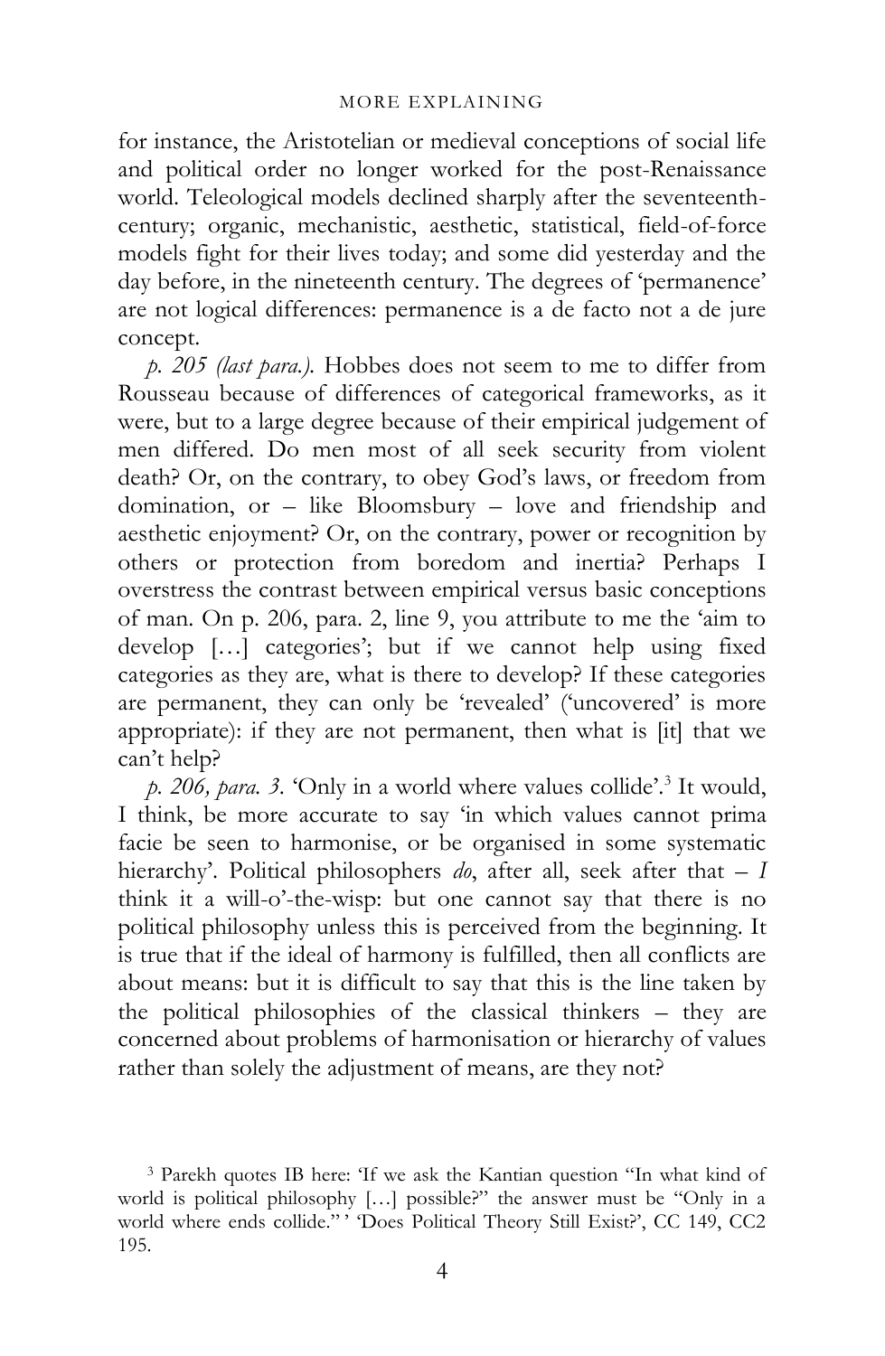for instance, the Aristotelian or medieval conceptions of social life and political order no longer worked for the post-Renaissance world. Teleological models declined sharply after the seventeenth-century; organic, mechanistic, aesthetic, statistical, field-of-force models fight for their lives today; and some did yesterday and the day before, in the nineteenth century. The degrees of 'permanence' are not logical differences: permanence is a de facto not a de jure concept.

*p. 205 (last para.).* Hobbes does not seem to me to differ from Rousseau because of differences of categorical frameworks, as it were, but to a large degree because of their empirical judgement of men differed. Do men most of all seek security from violent death? Or, on the contrary, to obey God's laws, or freedom from domination, or – like Bloomsbury – love and friendship and aesthetic enjoyment? Or, on the contrary, power or recognition by others or protection from boredom and inertia? Perhaps I overstress the contrast between empirical versus basic conceptions of man. On p. 206, para. 2, line 9, you attribute to me the 'aim to develop […] categories'; but if we cannot help using fixed categories as they are, what is there to develop? If these categories are permanent, they can only be 'revealed' ('uncovered' is more appropriate): if they are not permanent, then what is [it] that we can't help?

*p. 206, para. 3.* 'Only in a world where values collide'.[3] It would, I think, be more accurate to say 'in which values cannot prima facie be seen to harmonise, or be organised in some systematic hierarchy'. Political philosophers *do*, after all, seek after that – *I* think it a will-o'-the-wisp: but one cannot say that there is no political philosophy unless this is perceived from the beginning. It is true that if the ideal of harmony is fulfilled, then all conflicts are about means: but it is difficult to say that this is the line taken by the political philosophies of the classical thinkers – they are concerned about problems of harmonisation or hierarchy of values rather than solely the adjustment of means, are they not?

[3] Parekh quotes IB here: 'If we ask the Kantian question "In what kind of world is political philosophy […] possible?" the answer must be "Only in a world where ends collide." ' 'Does Political Theory Still Exist?', CC 149, CC2 195.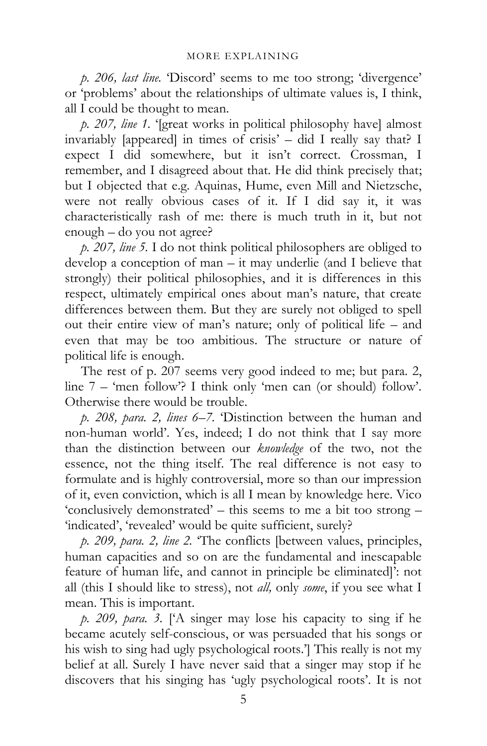*p. 206, last line.* 'Discord' seems to me too strong; 'divergence' or 'problems' about the relationships of ultimate values is, I think, all I could be thought to mean.

*p. 207, line 1.* '[great works in political philosophy have] almost invariably [appeared] in times of crisis' – did I really say that? I expect I did somewhere, but it isn't correct. Crossman, I remember, and I disagreed about that. He did think precisely that; but I objected that e.g. Aquinas, Hume, even Mill and Nietzsche, were not really obvious cases of it. If I did say it, it was characteristically rash of me: there is much truth in it, but not enough – do you not agree?

*p. 207, line 5.* I do not think political philosophers are obliged to develop a conception of man – it may underlie (and I believe that strongly) their political philosophies, and it is differences in this respect, ultimately empirical ones about man's nature, that create differences between them. But they are surely not obliged to spell out their entire view of man's nature; only of political life – and even that may be too ambitious. The structure or nature of political life is enough.

The rest of p. 207 seems very good indeed to me; but para. 2, line 7 – 'men follow'? I think only 'men can (or should) follow'. Otherwise there would be trouble.

*p. 208, para. 2, lines 6–7.* 'Distinction between the human and non-human world'. Yes, indeed; I do not think that I say more than the distinction between our *knowledge* of the two, not the essence, not the thing itself. The real difference is not easy to formulate and is highly controversial, more so than our impression of it, even conviction, which is all I mean by knowledge here. Vico 'conclusively demonstrated' – this seems to me a bit too strong – 'indicated', 'revealed' would be quite sufficient, surely?

*p. 209, para. 2, line 2.* 'The conflicts [between values, principles, human capacities and so on are the fundamental and inescapable feature of human life, and cannot in principle be eliminated]': not all (this I should like to stress), not *all,* only *some*, if you see what I mean. This is important.

*p. 209, para. 3.* ['A singer may lose his capacity to sing if he became acutely self-conscious, or was persuaded that his songs or his wish to sing had ugly psychological roots.'] This really is not my belief at all. Surely I have never said that a singer may stop if he discovers that his singing has 'ugly psychological roots'. It is not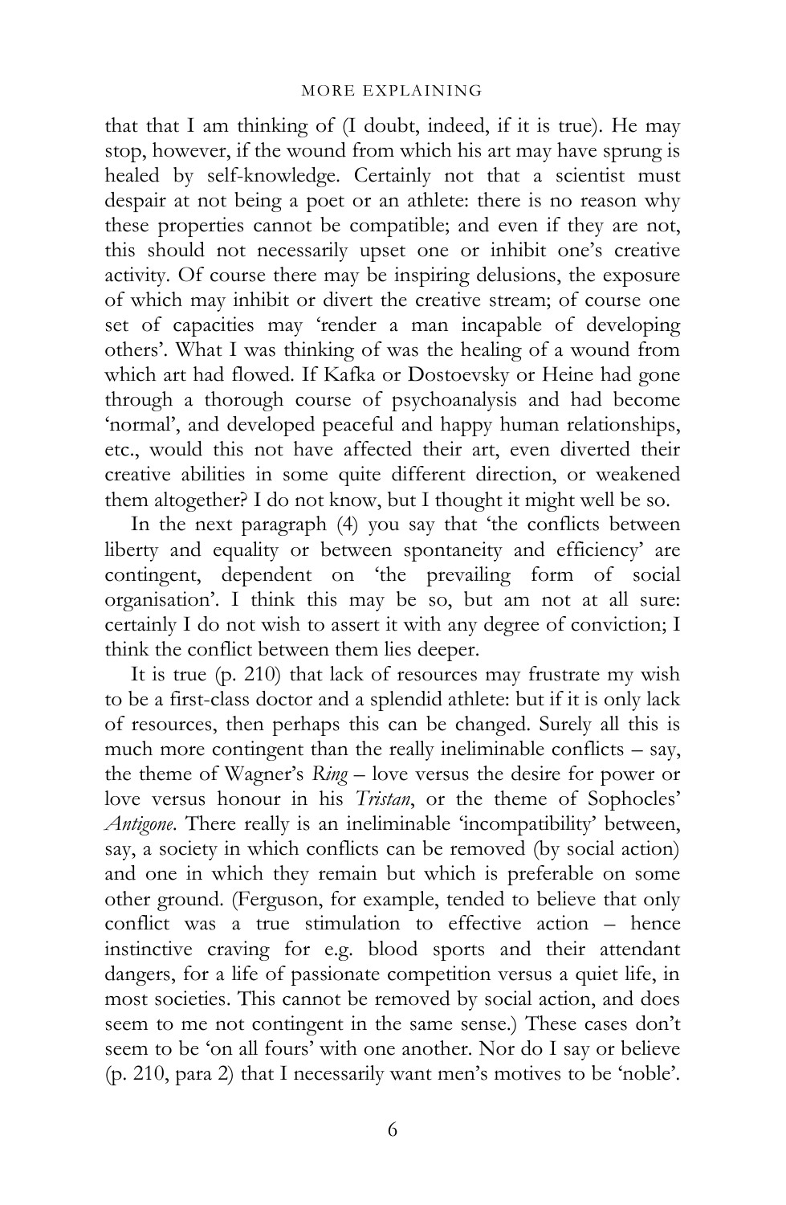that that I am thinking of (I doubt, indeed, if it is true). He may stop, however, if the wound from which his art may have sprung is healed by self-knowledge. Certainly not that a scientist must despair at not being a poet or an athlete: there is no reason why these properties cannot be compatible; and even if they are not, this should not necessarily upset one or inhibit one's creative activity. Of course there may be inspiring delusions, the exposure of which may inhibit or divert the creative stream; of course one set of capacities may 'render a man incapable of developing others'. What I was thinking of was the healing of a wound from which art had flowed. If Kafka or Dostoevsky or Heine had gone through a thorough course of psychoanalysis and had become 'normal', and developed peaceful and happy human relationships, etc., would this not have affected their art, even diverted their creative abilities in some quite different direction, or weakened them altogether? I do not know, but I thought it might well be so.

In the next paragraph (4) you say that 'the conflicts between liberty and equality or between spontaneity and efficiency' are contingent, dependent on 'the prevailing form of social organisation'. I think this may be so, but am not at all sure: certainly I do not wish to assert it with any degree of conviction; I think the conflict between them lies deeper.

It is true (p. 210) that lack of resources may frustrate my wish to be a first-class doctor and a splendid athlete: but if it is only lack of resources, then perhaps this can be changed. Surely all this is much more contingent than the really ineliminable conflicts – say, the theme of Wagner's *Ring* – love versus the desire for power or love versus honour in his *Tristan*, or the theme of Sophocles' *Antigone*. There really is an ineliminable 'incompatibility' between, say, a society in which conflicts can be removed (by social action) and one in which they remain but which is preferable on some other ground. (Ferguson, for example, tended to believe that only conflict was a true stimulation to effective action – hence instinctive craving for e.g. blood sports and their attendant dangers, for a life of passionate competition versus a quiet life, in most societies. This cannot be removed by social action, and does seem to me not contingent in the same sense.) These cases don't seem to be 'on all fours' with one another. Nor do I say or believe (p. 210, para 2) that I necessarily want men's motives to be 'noble'.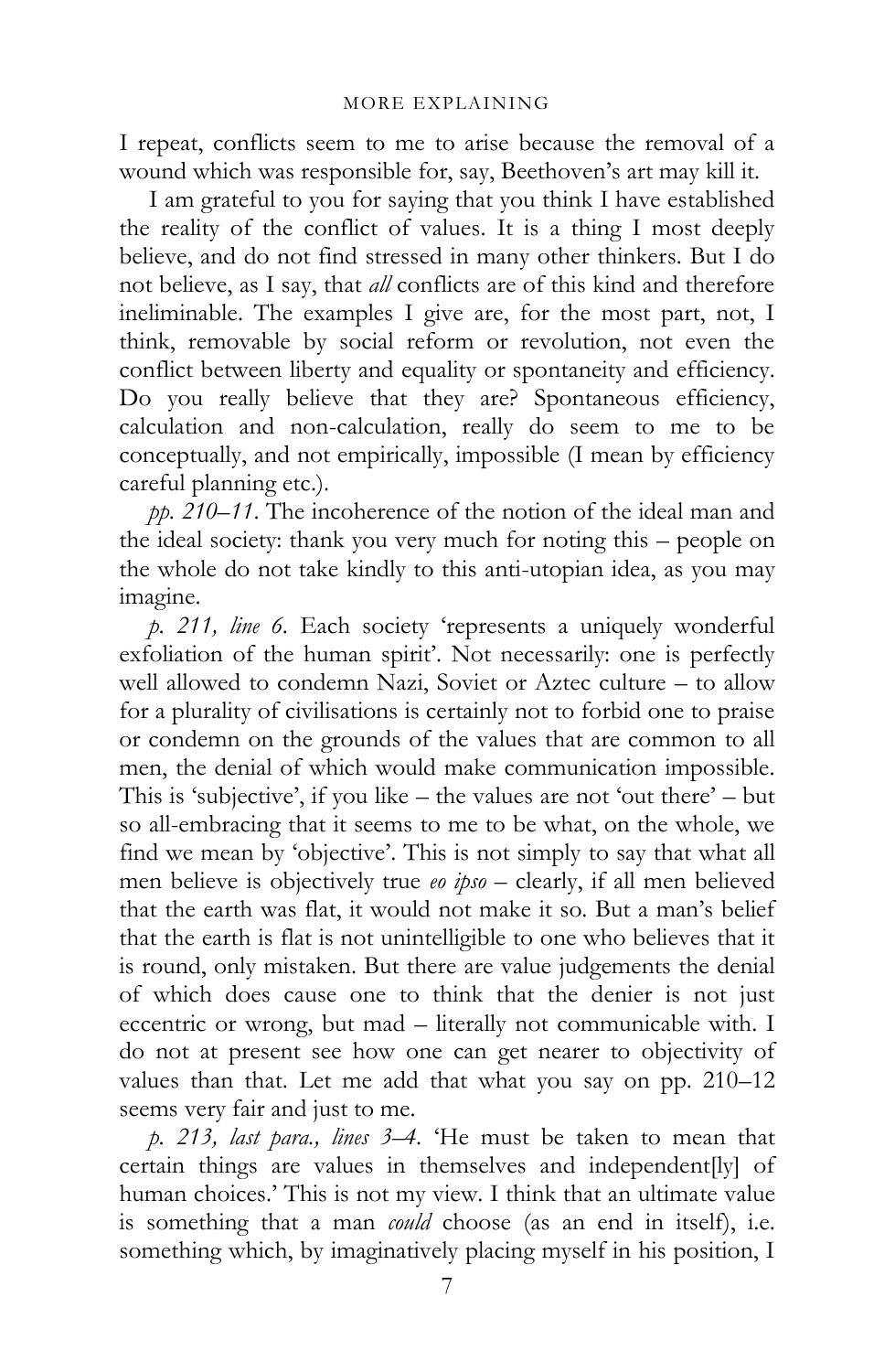I repeat, conflicts seem to me to arise because the removal of a wound which was responsible for, say, Beethoven's art may kill it.

I am grateful to you for saying that you think I have established the reality of the conflict of values. It is a thing I most deeply believe, and do not find stressed in many other thinkers. But I do not believe, as I say, that *all* conflicts are of this kind and therefore ineliminable. The examples I give are, for the most part, not, I think, removable by social reform or revolution, not even the conflict between liberty and equality or spontaneity and efficiency. Do you really believe that they are? Spontaneous efficiency, calculation and non-calculation, really do seem to me to be conceptually, and not empirically, impossible (I mean by efficiency careful planning etc.).

*pp. 210–11*. The incoherence of the notion of the ideal man and the ideal society: thank you very much for noting this – people on the whole do not take kindly to this anti-utopian idea, as you may imagine.

*p. 211, line 6*. Each society 'represents a uniquely wonderful exfoliation of the human spirit'. Not necessarily: one is perfectly well allowed to condemn Nazi, Soviet or Aztec culture – to allow for a plurality of civilisations is certainly not to forbid one to praise or condemn on the grounds of the values that are common to all men, the denial of which would make communication impossible. This is 'subjective', if you like – the values are not 'out there' – but so all-embracing that it seems to me to be what, on the whole, we find we mean by 'objective'. This is not simply to say that what all men believe is objectively true *eo ipso* – clearly, if all men believed that the earth was flat, it would not make it so. But a man's belief that the earth is flat is not unintelligible to one who believes that it is round, only mistaken. But there are value judgements the denial of which does cause one to think that the denier is not just eccentric or wrong, but mad – literally not communicable with. I do not at present see how one can get nearer to objectivity of values than that. Let me add that what you say on pp. 210–12 seems very fair and just to me.

*p. 213, last para., lines 3–4*. 'He must be taken to mean that certain things are values in themselves and independent[ly] of human choices.' This is not my view. I think that an ultimate value is something that a man *could* choose (as an end in itself), i.e. something which, by imaginatively placing myself in his position, I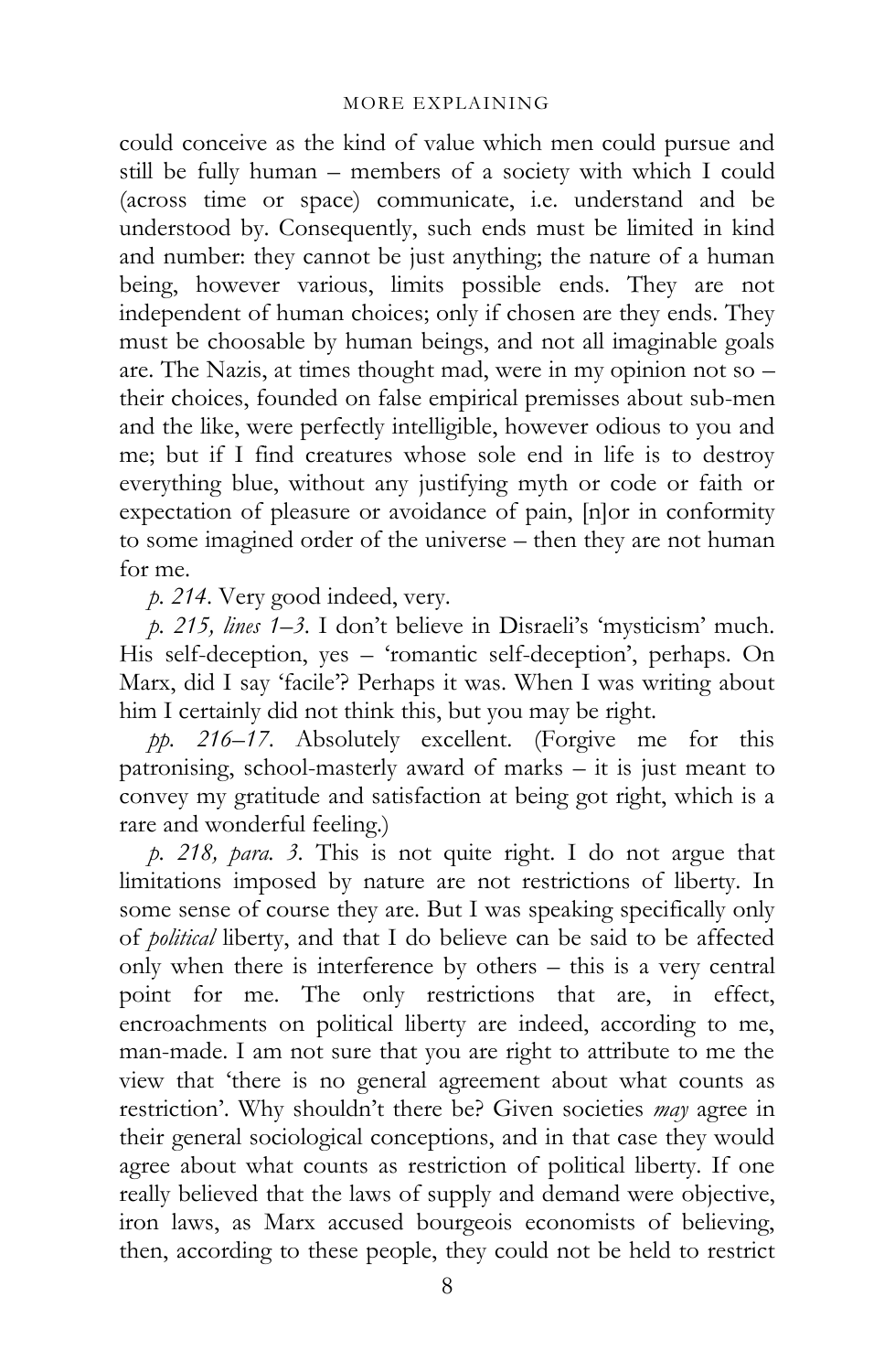could conceive as the kind of value which men could pursue and still be fully human – members of a society with which I could (across time or space) communicate, i.e. understand and be understood by. Consequently, such ends must be limited in kind and number: they cannot be just anything; the nature of a human being, however various, limits possible ends. They are not independent of human choices; only if chosen are they ends. They must be choosable by human beings, and not all imaginable goals are. The Nazis, at times thought mad, were in my opinion not so – their choices, founded on false empirical premisses about sub-men and the like, were perfectly intelligible, however odious to you and me; but if I find creatures whose sole end in life is to destroy everything blue, without any justifying myth or code or faith or expectation of pleasure or avoidance of pain, [n]or in conformity to some imagined order of the universe – then they are not human for me.

*p. 214.* Very good indeed, very.

*p. 215, lines 1–3.* I don't believe in Disraeli's 'mysticism' much. His self-deception, yes – 'romantic self-deception', perhaps. On Marx, did I say 'facile'? Perhaps it was. When I was writing about him I certainly did not think this, but you may be right.

*pp. 216–17.* Absolutely excellent. (Forgive me for this patronising, school-masterly award of marks – it is just meant to convey my gratitude and satisfaction at being got right, which is a rare and wonderful feeling.)

*p. 218, para. 3.* This is not quite right. I do not argue that limitations imposed by nature are not restrictions of liberty. In some sense of course they are. But I was speaking specifically only of *political* liberty, and that I do believe can be said to be affected only when there is interference by others – this is a very central point for me. The only restrictions that are, in effect, encroachments on political liberty are indeed, according to me, man-made. I am not sure that you are right to attribute to me the view that 'there is no general agreement about what counts as restriction'. Why shouldn't there be? Given societies *may* agree in their general sociological conceptions, and in that case they would agree about what counts as restriction of political liberty. If one really believed that the laws of supply and demand were objective, iron laws, as Marx accused bourgeois economists of believing, then, according to these people, they could not be held to restrict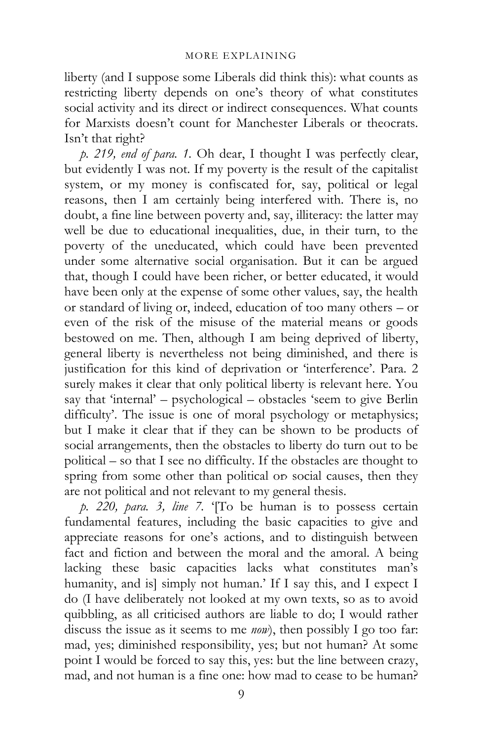liberty (and I suppose some Liberals did think this): what counts as restricting liberty depends on one's theory of what constitutes social activity and its direct or indirect consequences. What counts for Marxists doesn't count for Manchester Liberals or theocrats. Isn't that right?

*p. 219, end of para. 1.* Oh dear, I thought I was perfectly clear, but evidently I was not. If my poverty is the result of the capitalist system, or my money is confiscated for, say, political or legal reasons, then I am certainly being interfered with. There is, no doubt, a fine line between poverty and, say, illiteracy: the latter may well be due to educational inequalities, due, in their turn, to the poverty of the uneducated, which could have been prevented under some alternative social organisation. But it can be argued that, though I could have been richer, or better educated, it would have been only at the expense of some other values, say, the health or standard of living or, indeed, education of too many others – or even of the risk of the misuse of the material means or goods bestowed on me. Then, although I am being deprived of liberty, general liberty is nevertheless not being diminished, and there is justification for this kind of deprivation or 'interference'. Para. 2 surely makes it clear that only political liberty is relevant here. You say that 'internal' – psychological – obstacles 'seem to give Berlin difficulty'. The issue is one of moral psychology or metaphysics; but I make it clear that if they can be shown to be products of social arrangements, then the obstacles to liberty do turn out to be political – so that I see no difficulty. If the obstacles are thought to spring from some other than political or social causes, then they are not political and not relevant to my general thesis.

*p. 220, para. 3, line 7.* '[To be human is to possess certain fundamental features, including the basic capacities to give and appreciate reasons for one's actions, and to distinguish between fact and fiction and between the moral and the amoral. A being lacking these basic capacities lacks what constitutes man's humanity, and is] simply not human.' If I say this, and I expect I do (I have deliberately not looked at my own texts, so as to avoid quibbling, as all criticised authors are liable to do; I would rather discuss the issue as it seems to me *now*), then possibly I go too far: mad, yes; diminished responsibility, yes; but not human? At some point I would be forced to say this, yes: but the line between crazy, mad, and not human is a fine one: how mad to cease to be human?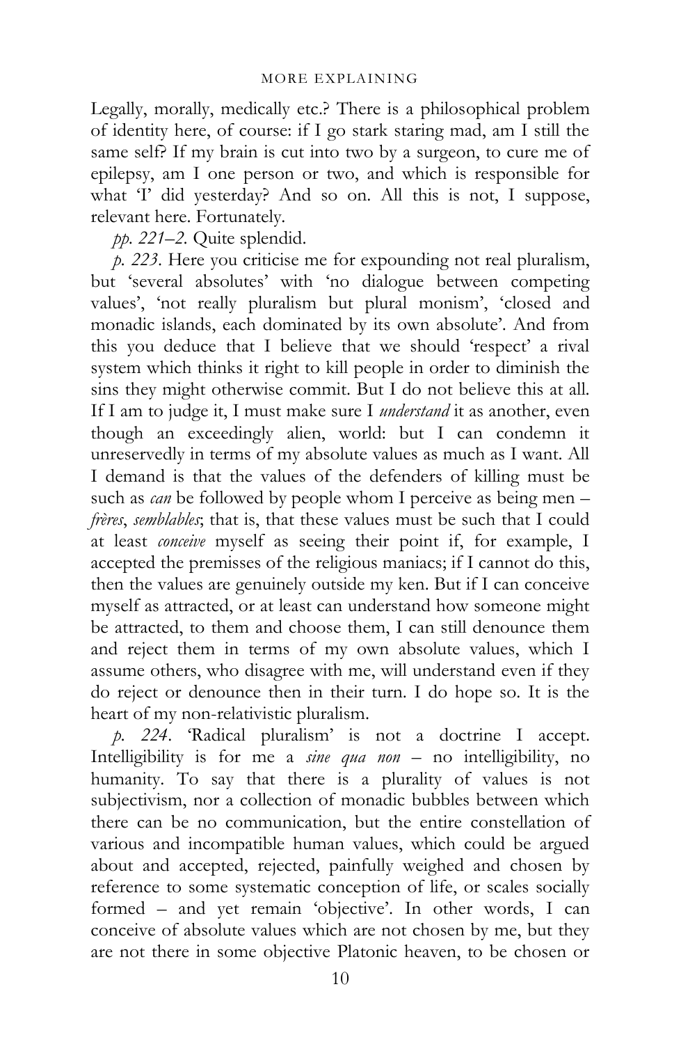Legally, morally, medically etc.? There is a philosophical problem of identity here, of course: if I go stark staring mad, am I still the same self? If my brain is cut into two by a surgeon, to cure me of epilepsy, am I one person or two, and which is responsible for what 'I' did yesterday? And so on. All this is not, I suppose, relevant here. Fortunately.

*pp. 221–2.* Quite splendid.

*p. 223.* Here you criticise me for expounding not real pluralism, but 'several absolutes' with 'no dialogue between competing values', 'not really pluralism but plural monism', 'closed and monadic islands, each dominated by its own absolute'. And from this you deduce that I believe that we should 'respect' a rival system which thinks it right to kill people in order to diminish the sins they might otherwise commit. But I do not believe this at all. If I am to judge it, I must make sure I *understand* it as another, even though an exceedingly alien, world: but I can condemn it unreservedly in terms of my absolute values as much as I want. All I demand is that the values of the defenders of killing must be such as *can* be followed by people whom I perceive as being men – *frères*, *semblables*; that is, that these values must be such that I could at least *conceive* myself as seeing their point if, for example, I accepted the premisses of the religious maniacs; if I cannot do this, then the values are genuinely outside my ken. But if I can conceive myself as attracted, or at least can understand how someone might be attracted, to them and choose them, I can still denounce them and reject them in terms of my own absolute values, which I assume others, who disagree with me, will understand even if they do reject or denounce then in their turn. I do hope so. It is the heart of my non-relativistic pluralism.

*p. 224.* 'Radical pluralism' is not a doctrine I accept. Intelligibility is for me a *sine qua non* – no intelligibility, no humanity. To say that there is a plurality of values is not subjectivism, nor a collection of monadic bubbles between which there can be no communication, but the entire constellation of various and incompatible human values, which could be argued about and accepted, rejected, painfully weighed and chosen by reference to some systematic conception of life, or scales socially formed – and yet remain 'objective'. In other words, I can conceive of absolute values which are not chosen by me, but they are not there in some objective Platonic heaven, to be chosen or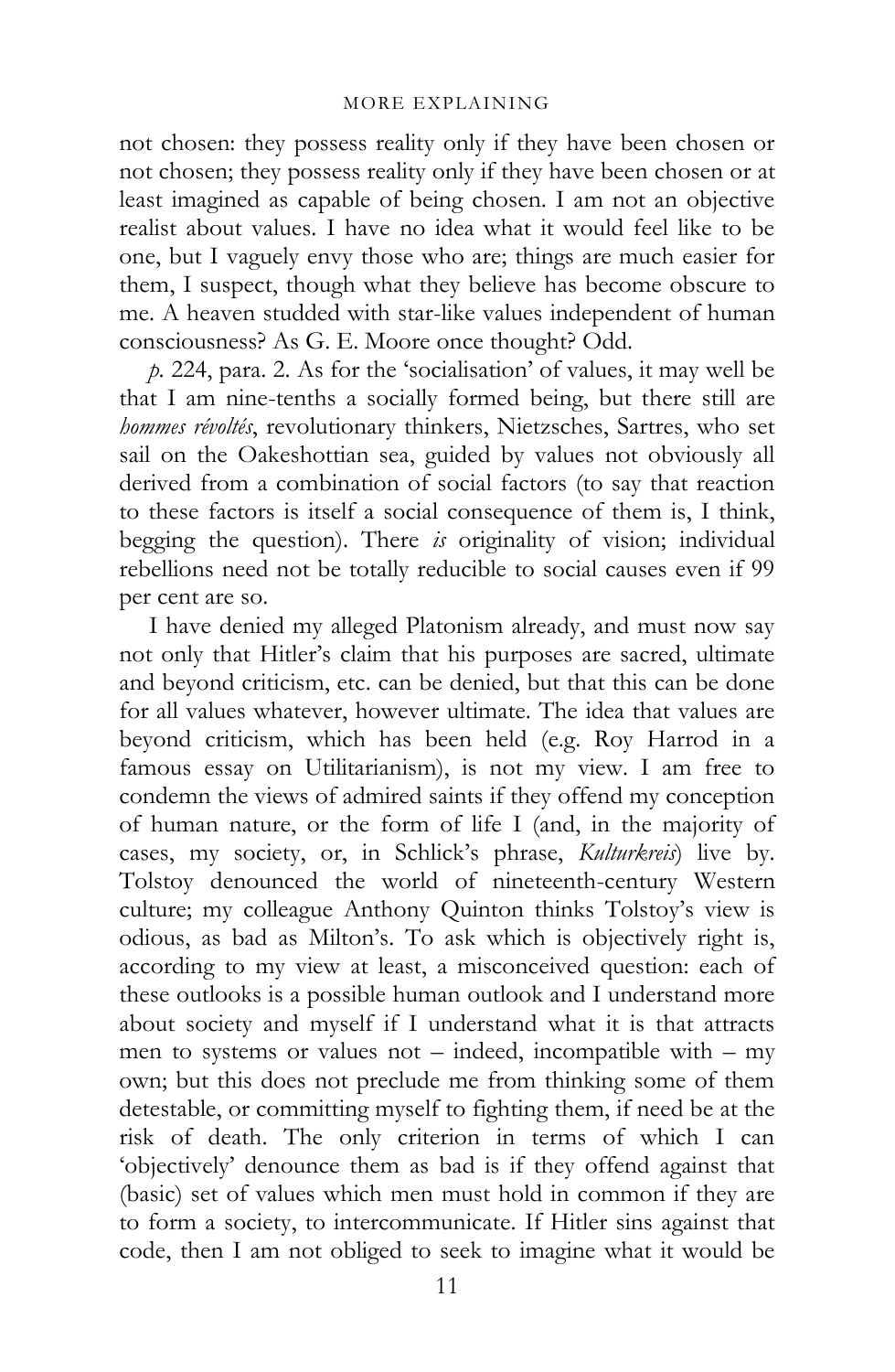not chosen: they possess reality only if they have been chosen or not chosen; they possess reality only if they have been chosen or at least imagined as capable of being chosen. I am not an objective realist about values. I have no idea what it would feel like to be one, but I vaguely envy those who are; things are much easier for them, I suspect, though what they believe has become obscure to me. A heaven studded with star-like values independent of human consciousness? As G. E. Moore once thought? Odd.

*p.* 224, para. 2. As for the 'socialisation' of values, it may well be that I am nine-tenths a socially formed being, but there still are *hommes révoltés*, revolutionary thinkers, Nietzsches, Sartres, who set sail on the Oakeshottian sea, guided by values not obviously all derived from a combination of social factors (to say that reaction to these factors is itself a social consequence of them is, I think, begging the question). There *is* originality of vision; individual rebellions need not be totally reducible to social causes even if 99 per cent are so.

I have denied my alleged Platonism already, and must now say not only that Hitler's claim that his purposes are sacred, ultimate and beyond criticism, etc. can be denied, but that this can be done for all values whatever, however ultimate. The idea that values are beyond criticism, which has been held (e.g. Roy Harrod in a famous essay on Utilitarianism), is not my view. I am free to condemn the views of admired saints if they offend my conception of human nature, or the form of life I (and, in the majority of cases, my society, or, in Schlick's phrase, *Kulturkreis*) live by. Tolstoy denounced the world of nineteenth-century Western culture; my colleague Anthony Quinton thinks Tolstoy's view is odious, as bad as Milton's. To ask which is objectively right is, according to my view at least, a misconceived question: each of these outlooks is a possible human outlook and I understand more about society and myself if I understand what it is that attracts men to systems or values not – indeed, incompatible with – my own; but this does not preclude me from thinking some of them detestable, or committing myself to fighting them, if need be at the risk of death. The only criterion in terms of which I can 'objectively' denounce them as bad is if they offend against that (basic) set of values which men must hold in common if they are to form a society, to intercommunicate. If Hitler sins against that code, then I am not obliged to seek to imagine what it would be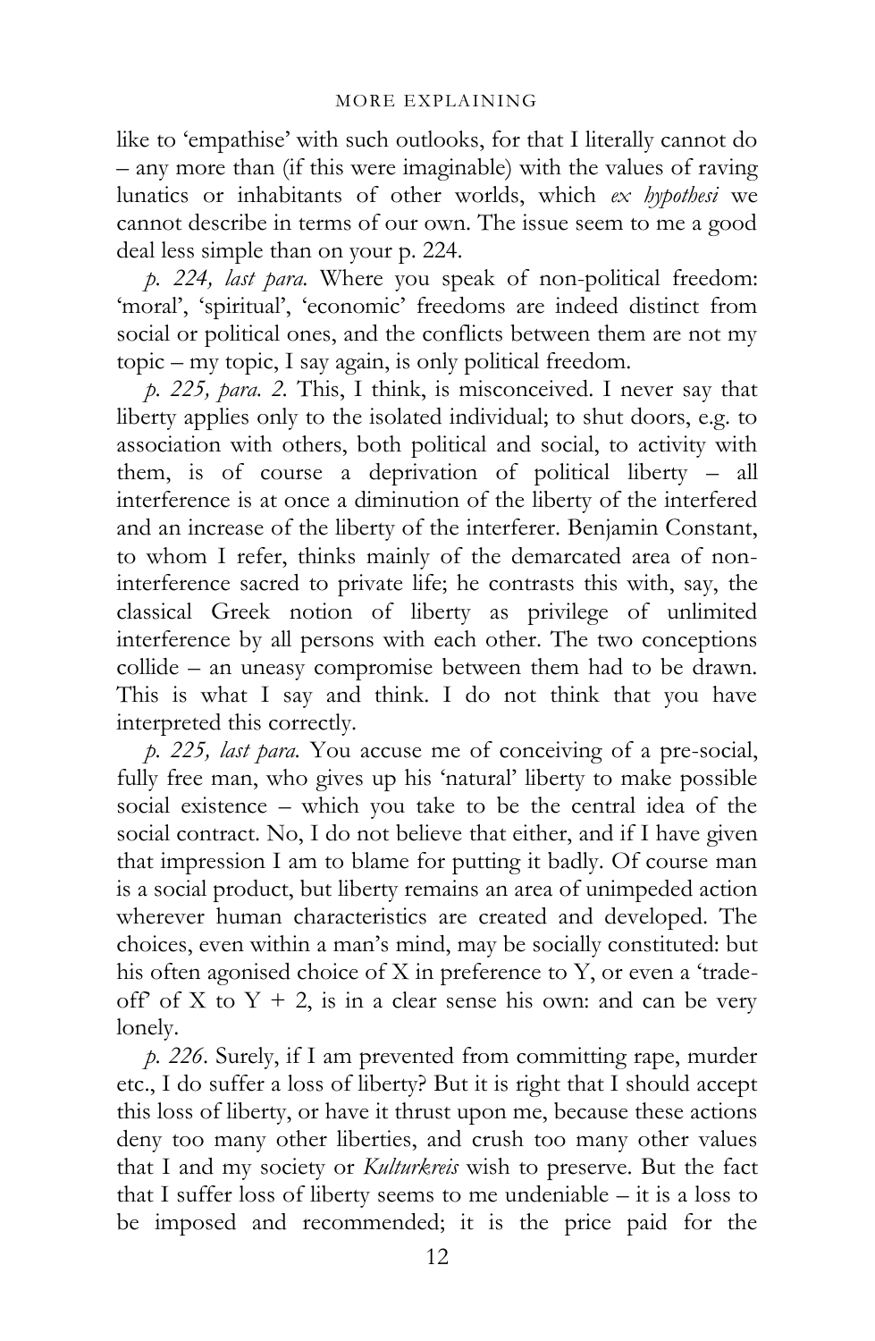like to 'empathise' with such outlooks, for that I literally cannot do – any more than (if this were imaginable) with the values of raving lunatics or inhabitants of other worlds, which *ex hypothesi* we cannot describe in terms of our own. The issue seem to me a good deal less simple than on your p. 224.

*p. 224, last para.* Where you speak of non-political freedom: 'moral', 'spiritual', 'economic' freedoms are indeed distinct from social or political ones, and the conflicts between them are not my topic – my topic, I say again, is only political freedom.

*p. 225, para. 2.* This, I think, is misconceived. I never say that liberty applies only to the isolated individual; to shut doors, e.g. to association with others, both political and social, to activity with them, is of course a deprivation of political liberty – all interference is at once a diminution of the liberty of the interfered and an increase of the liberty of the interferer. Benjamin Constant, to whom I refer, thinks mainly of the demarcated area of non-interference sacred to private life; he contrasts this with, say, the classical Greek notion of liberty as privilege of unlimited interference by all persons with each other. The two conceptions collide – an uneasy compromise between them had to be drawn. This is what I say and think. I do not think that you have interpreted this correctly.

*p. 225, last para.* You accuse me of conceiving of a pre-social, fully free man, who gives up his 'natural' liberty to make possible social existence – which you take to be the central idea of the social contract. No, I do not believe that either, and if I have given that impression I am to blame for putting it badly. Of course man is a social product, but liberty remains an area of unimpeded action wherever human characteristics are created and developed. The choices, even within a man's mind, may be socially constituted: but his often agonised choice of X in preference to Y, or even a 'trade-off' of X to Y + 2, is in a clear sense his own: and can be very lonely.

*p. 226.* Surely, if I am prevented from committing rape, murder etc., I do suffer a loss of liberty? But it is right that I should accept this loss of liberty, or have it thrust upon me, because these actions deny too many other liberties, and crush too many other values that I and my society or *Kulturkreis* wish to preserve. But the fact that I suffer loss of liberty seems to me undeniable – it is a loss to be imposed and recommended; it is the price paid for the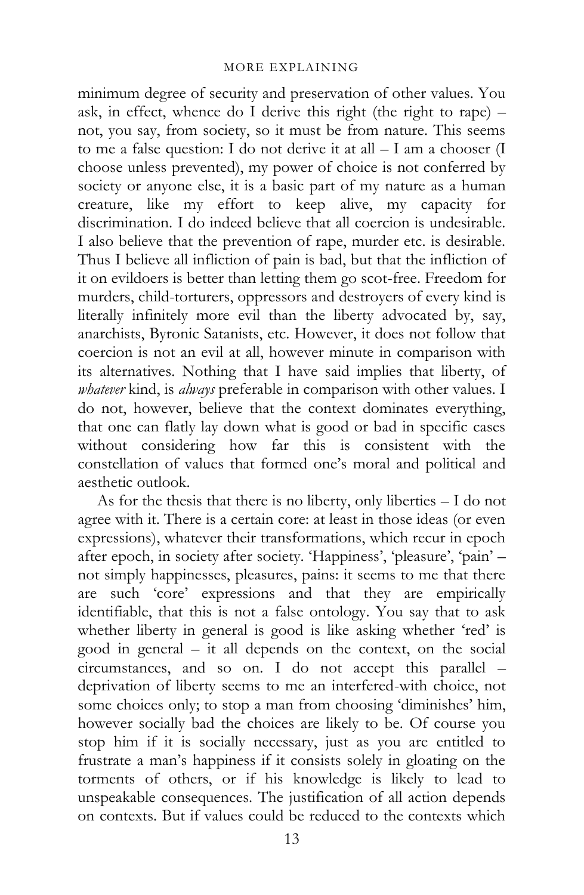minimum degree of security and preservation of other values. You ask, in effect, whence do I derive this right (the right to rape) – not, you say, from society, so it must be from nature. This seems to me a false question: I do not derive it at all – I am a chooser (I choose unless prevented), my power of choice is not conferred by society or anyone else, it is a basic part of my nature as a human creature, like my effort to keep alive, my capacity for discrimination. I do indeed believe that all coercion is undesirable. I also believe that the prevention of rape, murder etc. is desirable. Thus I believe all infliction of pain is bad, but that the infliction of it on evildoers is better than letting them go scot-free. Freedom for murders, child-torturers, oppressors and destroyers of every kind is literally infinitely more evil than the liberty advocated by, say, anarchists, Byronic Satanists, etc. However, it does not follow that coercion is not an evil at all, however minute in comparison with its alternatives. Nothing that I have said implies that liberty, of *whatever* kind, is *always* preferable in comparison with other values. I do not, however, believe that the context dominates everything, that one can flatly lay down what is good or bad in specific cases without considering how far this is consistent with the constellation of values that formed one's moral and political and aesthetic outlook.

As for the thesis that there is no liberty, only liberties – I do not agree with it. There is a certain core: at least in those ideas (or even expressions), whatever their transformations, which recur in epoch after epoch, in society after society. 'Happiness', 'pleasure', 'pain' – not simply happinesses, pleasures, pains: it seems to me that there are such 'core' expressions and that they are empirically identifiable, that this is not a false ontology. You say that to ask whether liberty in general is good is like asking whether 'red' is good in general – it all depends on the context, on the social circumstances, and so on. I do not accept this parallel – deprivation of liberty seems to me an interfered-with choice, not some choices only; to stop a man from choosing 'diminishes' him, however socially bad the choices are likely to be. Of course you stop him if it is socially necessary, just as you are entitled to frustrate a man's happiness if it consists solely in gloating on the torments of others, or if his knowledge is likely to lead to unspeakable consequences. The justification of all action depends on contexts. But if values could be reduced to the contexts which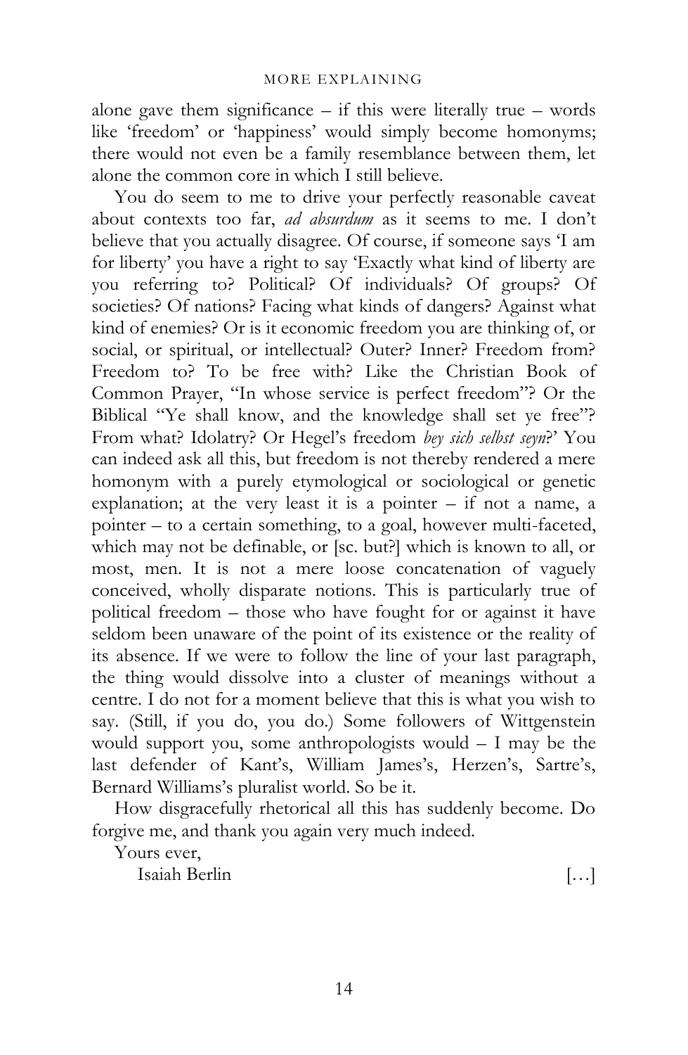alone gave them significance – if this were literally true – words like 'freedom' or 'happiness' would simply become homonyms; there would not even be a family resemblance between them, let alone the common core in which I still believe.

You do seem to me to drive your perfectly reasonable caveat about contexts too far, *ad absurdum* as it seems to me. I don't believe that you actually disagree. Of course, if someone says 'I am for liberty' you have a right to say 'Exactly what kind of liberty are you referring to? Political? Of individuals? Of groups? Of societies? Of nations? Facing what kinds of dangers? Against what kind of enemies? Or is it economic freedom you are thinking of, or social, or spiritual, or intellectual? Outer? Inner? Freedom from? Freedom to? To be free with? Like the Christian Book of Common Prayer, "In whose service is perfect freedom"? Or the Biblical "Ye shall know, and the knowledge shall set ye free"? From what? Idolatry? Or Hegel's freedom *bey sich selbst seyn*?' You can indeed ask all this, but freedom is not thereby rendered a mere homonym with a purely etymological or sociological or genetic explanation; at the very least it is a pointer – if not a name, a pointer – to a certain something, to a goal, however multi-faceted, which may not be definable, or [sc. but?] which is known to all, or most, men. It is not a mere loose concatenation of vaguely conceived, wholly disparate notions. This is particularly true of political freedom – those who have fought for or against it have seldom been unaware of the point of its existence or the reality of its absence. If we were to follow the line of your last paragraph, the thing would dissolve into a cluster of meanings without a centre. I do not for a moment believe that this is what you wish to say. (Still, if you do, you do.) Some followers of Wittgenstein would support you, some anthropologists would – I may be the last defender of Kant's, William James's, Herzen's, Sartre's, Bernard Williams's pluralist world. So be it.

How disgracefully rhetorical all this has suddenly become. Do forgive me, and thank you again very much indeed.

Yours ever,

Isaiah Berlin […]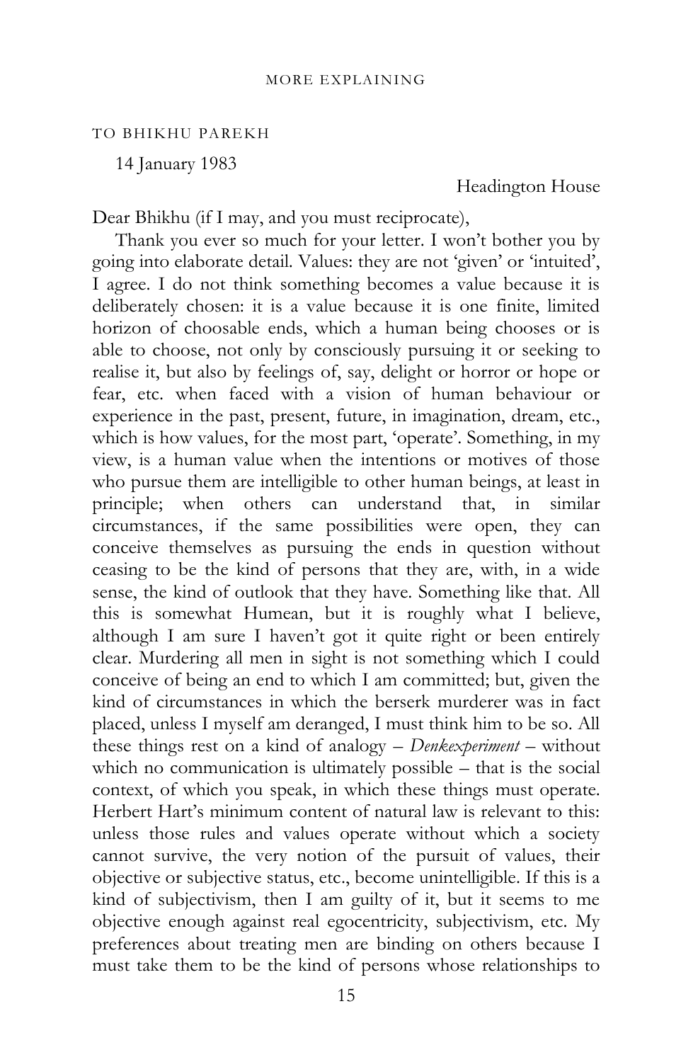TO BHIKHU PAREKH

14 January 1983

Headington House

Dear Bhikhu (if I may, and you must reciprocate),

Thank you ever so much for your letter. I won't bother you by going into elaborate detail. Values: they are not 'given' or 'intuited', I agree. I do not think something becomes a value because it is deliberately chosen: it is a value because it is one finite, limited horizon of choosable ends, which a human being chooses or is able to choose, not only by consciously pursuing it or seeking to realise it, but also by feelings of, say, delight or horror or hope or fear, etc. when faced with a vision of human behaviour or experience in the past, present, future, in imagination, dream, etc., which is how values, for the most part, 'operate'. Something, in my view, is a human value when the intentions or motives of those who pursue them are intelligible to other human beings, at least in principle; when others can understand that, in similar circumstances, if the same possibilities were open, they can conceive themselves as pursuing the ends in question without ceasing to be the kind of persons that they are, with, in a wide sense, the kind of outlook that they have. Something like that. All this is somewhat Humean, but it is roughly what I believe, although I am sure I haven't got it quite right or been entirely clear. Murdering all men in sight is not something which I could conceive of being an end to which I am committed; but, given the kind of circumstances in which the berserk murderer was in fact placed, unless I myself am deranged, I must think him to be so. All these things rest on a kind of analogy – *Denkexperiment* – without which no communication is ultimately possible – that is the social context, of which you speak, in which these things must operate. Herbert Hart's minimum content of natural law is relevant to this: unless those rules and values operate without which a society cannot survive, the very notion of the pursuit of values, their objective or subjective status, etc., become unintelligible. If this is a kind of subjectivism, then I am guilty of it, but it seems to me objective enough against real egocentricity, subjectivism, etc. My preferences about treating men are binding on others because I must take them to be the kind of persons whose relationships to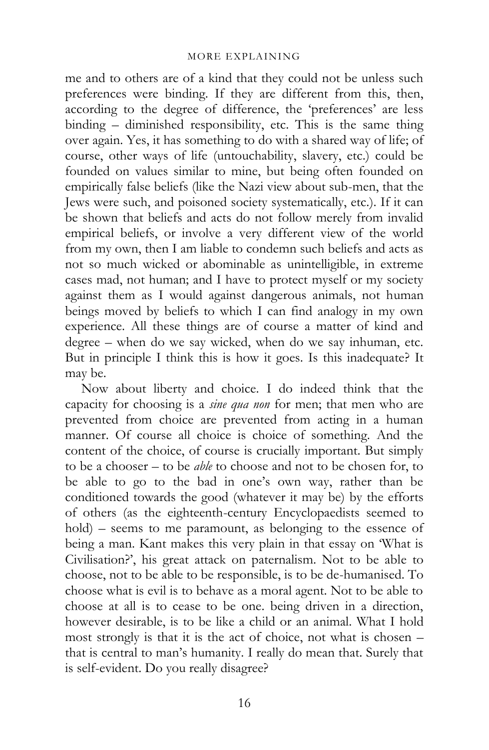me and to others are of a kind that they could not be unless such preferences were binding. If they are different from this, then, according to the degree of difference, the 'preferences' are less binding – diminished responsibility, etc. This is the same thing over again. Yes, it has something to do with a shared way of life; of course, other ways of life (untouchability, slavery, etc.) could be founded on values similar to mine, but being often founded on empirically false beliefs (like the Nazi view about sub-men, that the Jews were such, and poisoned society systematically, etc.). If it can be shown that beliefs and acts do not follow merely from invalid empirical beliefs, or involve a very different view of the world from my own, then I am liable to condemn such beliefs and acts as not so much wicked or abominable as unintelligible, in extreme cases mad, not human; and I have to protect myself or my society against them as I would against dangerous animals, not human beings moved by beliefs to which I can find analogy in my own experience. All these things are of course a matter of kind and degree – when do we say wicked, when do we say inhuman, etc. But in principle I think this is how it goes. Is this inadequate? It may be.

Now about liberty and choice. I do indeed think that the capacity for choosing is a *sine qua non* for men; that men who are prevented from choice are prevented from acting in a human manner. Of course all choice is choice of something. And the content of the choice, of course is crucially important. But simply to be a chooser – to be *able* to choose and not to be chosen for, to be able to go to the bad in one's own way, rather than be conditioned towards the good (whatever it may be) by the efforts of others (as the eighteenth-century Encyclopaedists seemed to hold) – seems to me paramount, as belonging to the essence of being a man. Kant makes this very plain in that essay on 'What is Civilisation?', his great attack on paternalism. Not to be able to choose, not to be able to be responsible, is to be de-humanised. To choose what is evil is to behave as a moral agent. Not to be able to choose at all is to cease to be one. being driven in a direction, however desirable, is to be like a child or an animal. What I hold most strongly is that it is the act of choice, not what is chosen – that is central to man's humanity. I really do mean that. Surely that is self-evident. Do you really disagree?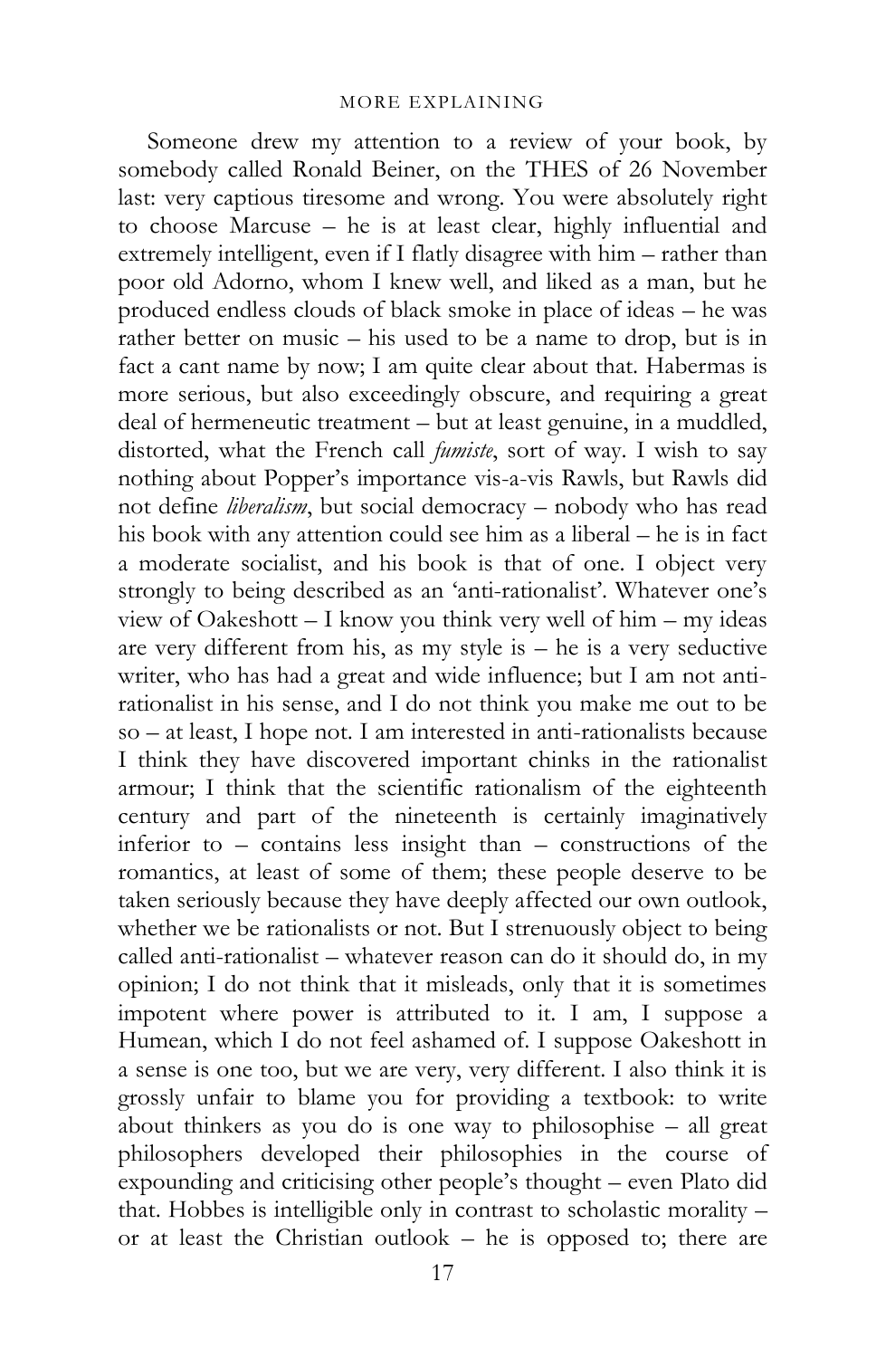Someone drew my attention to a review of your book, by somebody called Ronald Beiner, on the THES of 26 November last: very captious tiresome and wrong. You were absolutely right to choose Marcuse – he is at least clear, highly influential and extremely intelligent, even if I flatly disagree with him – rather than poor old Adorno, whom I knew well, and liked as a man, but he produced endless clouds of black smoke in place of ideas – he was rather better on music – his used to be a name to drop, but is in fact a cant name by now; I am quite clear about that. Habermas is more serious, but also exceedingly obscure, and requiring a great deal of hermeneutic treatment – but at least genuine, in a muddled, distorted, what the French call *fumiste*, sort of way. I wish to say nothing about Popper's importance vis-a-vis Rawls, but Rawls did not define *liberalism*, but social democracy – nobody who has read his book with any attention could see him as a liberal – he is in fact a moderate socialist, and his book is that of one. I object very strongly to being described as an 'anti-rationalist'. Whatever one's view of Oakeshott – I know you think very well of him – my ideas are very different from his, as my style is – he is a very seductive writer, who has had a great and wide influence; but I am not anti-rationalist in his sense, and I do not think you make me out to be so – at least, I hope not. I am interested in anti-rationalists because I think they have discovered important chinks in the rationalist armour; I think that the scientific rationalism of the eighteenth century and part of the nineteenth is certainly imaginatively inferior to – contains less insight than – constructions of the romantics, at least of some of them; these people deserve to be taken seriously because they have deeply affected our own outlook, whether we be rationalists or not. But I strenuously object to being called anti-rationalist – whatever reason can do it should do, in my opinion; I do not think that it misleads, only that it is sometimes impotent where power is attributed to it. I am, I suppose a Humean, which I do not feel ashamed of. I suppose Oakeshott in a sense is one too, but we are very, very different. I also think it is grossly unfair to blame you for providing a textbook: to write about thinkers as you do is one way to philosophise – all great philosophers developed their philosophies in the course of expounding and criticising other people's thought – even Plato did that. Hobbes is intelligible only in contrast to scholastic morality – or at least the Christian outlook – he is opposed to; there are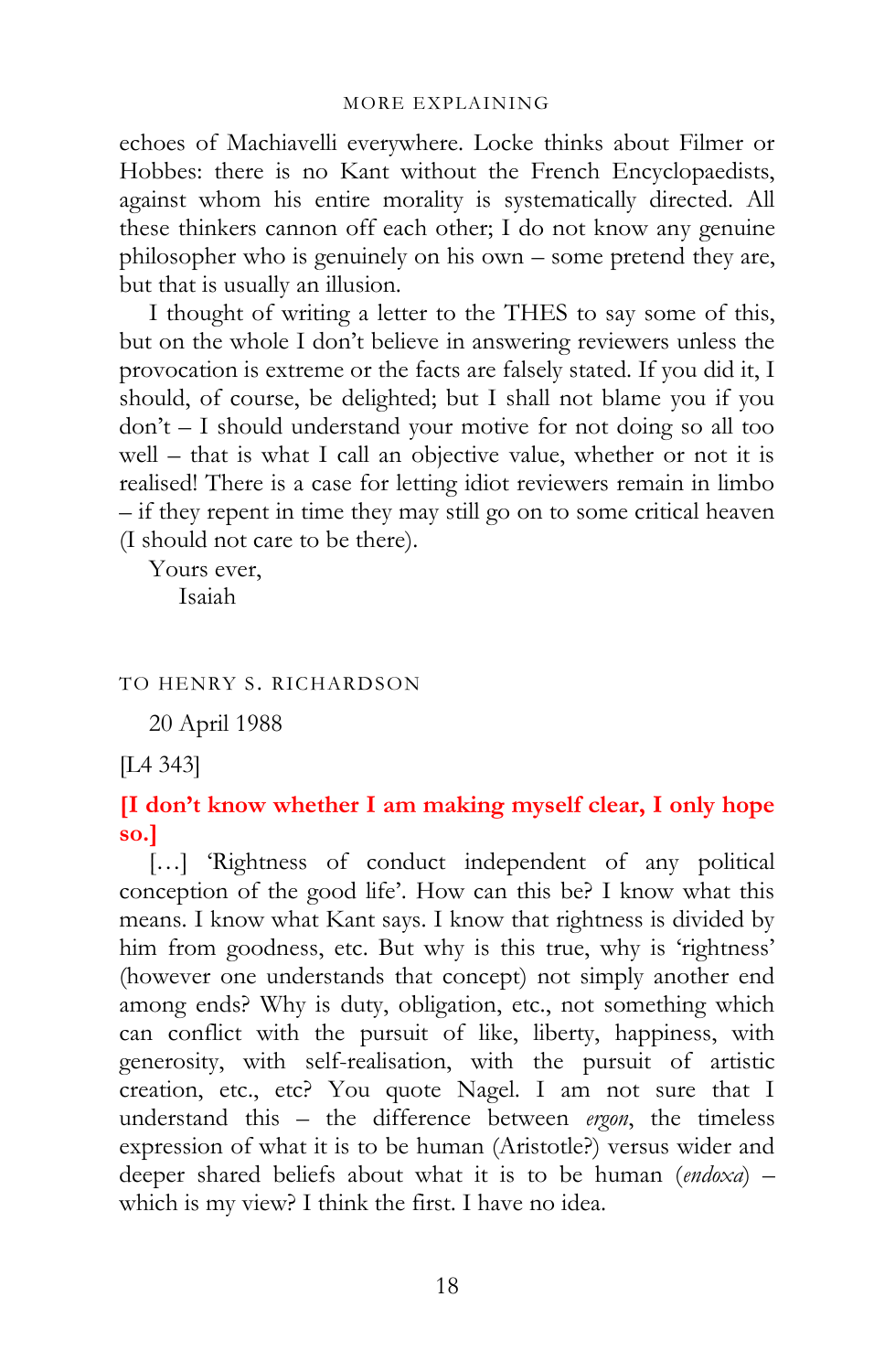echoes of Machiavelli everywhere. Locke thinks about Filmer or Hobbes: there is no Kant without the French Encyclopaedists, against whom his entire morality is systematically directed. All these thinkers cannon off each other; I do not know any genuine philosopher who is genuinely on his own – some pretend they are, but that is usually an illusion.

I thought of writing a letter to the THES to say some of this, but on the whole I don't believe in answering reviewers unless the provocation is extreme or the facts are falsely stated. If you did it, I should, of course, be delighted; but I shall not blame you if you don't – I should understand your motive for not doing so all too well – that is what I call an objective value, whether or not it is realised! There is a case for letting idiot reviewers remain in limbo – if they repent in time they may still go on to some critical heaven (I should not care to be there).

Yours ever,
Isaiah

## TO HENRY S. RICHARDSON

20 April 1988

[L4 343]

**[I don't know whether I am making myself clear, I only hope so.]**

[…] 'Rightness of conduct independent of any political conception of the good life'. How can this be? I know what this means. I know what Kant says. I know that rightness is divided by him from goodness, etc. But why is this true, why is 'rightness' (however one understands that concept) not simply another end among ends? Why is duty, obligation, etc., not something which can conflict with the pursuit of like, liberty, happiness, with generosity, with self-realisation, with the pursuit of artistic creation, etc., etc? You quote Nagel. I am not sure that I understand this – the difference between *ergon*, the timeless expression of what it is to be human (Aristotle?) versus wider and deeper shared beliefs about what it is to be human (*endoxa*) – which is my view? I think the first. I have no idea.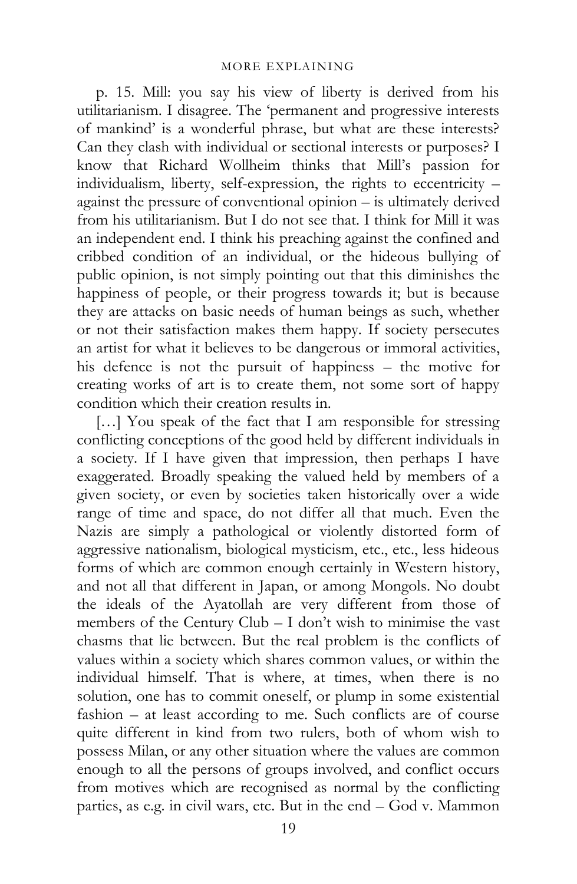p. 15. Mill: you say his view of liberty is derived from his utilitarianism. I disagree. The 'permanent and progressive interests of mankind' is a wonderful phrase, but what are these interests? Can they clash with individual or sectional interests or purposes? I know that Richard Wollheim thinks that Mill's passion for individualism, liberty, self-expression, the rights to eccentricity – against the pressure of conventional opinion – is ultimately derived from his utilitarianism. But I do not see that. I think for Mill it was an independent end. I think his preaching against the confined and cribbed condition of an individual, or the hideous bullying of public opinion, is not simply pointing out that this diminishes the happiness of people, or their progress towards it; but is because they are attacks on basic needs of human beings as such, whether or not their satisfaction makes them happy. If society persecutes an artist for what it believes to be dangerous or immoral activities, his defence is not the pursuit of happiness – the motive for creating works of art is to create them, not some sort of happy condition which their creation results in.

[…] You speak of the fact that I am responsible for stressing conflicting conceptions of the good held by different individuals in a society. If I have given that impression, then perhaps I have exaggerated. Broadly speaking the valued held by members of a given society, or even by societies taken historically over a wide range of time and space, do not differ all that much. Even the Nazis are simply a pathological or violently distorted form of aggressive nationalism, biological mysticism, etc., etc., less hideous forms of which are common enough certainly in Western history, and not all that different in Japan, or among Mongols. No doubt the ideals of the Ayatollah are very different from those of members of the Century Club – I don't wish to minimise the vast chasms that lie between. But the real problem is the conflicts of values within a society which shares common values, or within the individual himself. That is where, at times, when there is no solution, one has to commit oneself, or plump in some existential fashion – at least according to me. Such conflicts are of course quite different in kind from two rulers, both of whom wish to possess Milan, or any other situation where the values are common enough to all the persons of groups involved, and conflict occurs from motives which are recognised as normal by the conflicting parties, as e.g. in civil wars, etc. But in the end – God v. Mammon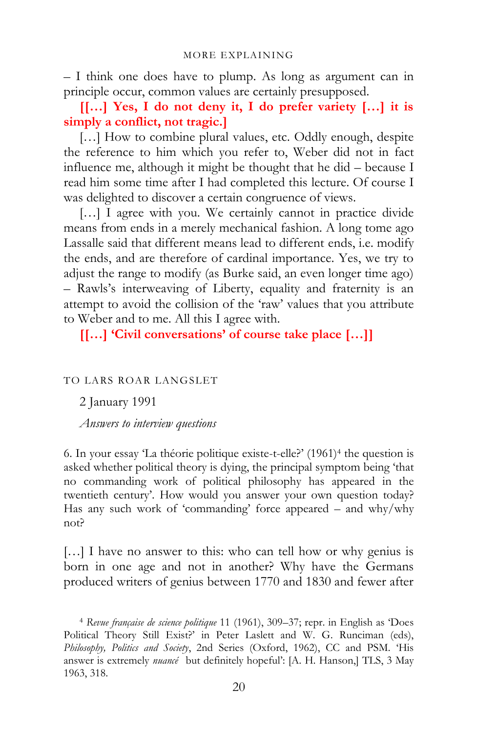– I think one does have to plump. As long as argument can in principle occur, common values are certainly presupposed.

**[[…] Yes, I do not deny it, I do prefer variety […] it is simply a conflict, not tragic.]**

[…] How to combine plural values, etc. Oddly enough, despite the reference to him which you refer to, Weber did not in fact influence me, although it might be thought that he did – because I read him some time after I had completed this lecture. Of course I was delighted to discover a certain congruence of views.

[…] I agree with you. We certainly cannot in practice divide means from ends in a merely mechanical fashion. A long tome ago Lassalle said that different means lead to different ends, i.e. modify the ends, and are therefore of cardinal importance. Yes, we try to adjust the range to modify (as Burke said, an even longer time ago) – Rawls's interweaving of Liberty, equality and fraternity is an attempt to avoid the collision of the 'raw' values that you attribute to Weber and to me. All this I agree with.

**[[…] 'Civil conversations' of course take place […]]**

## TO LARS ROAR LANGSLET

2 January 1991

*Answers to interview questions*

6. In your essay 'La théorie politique existe-t-elle?' (1961)[4] the question is asked whether political theory is dying, the principal symptom being 'that no commanding work of political philosophy has appeared in the twentieth century'. How would you answer your own question today? Has any such work of 'commanding' force appeared – and why/why not?

[…] I have no answer to this: who can tell how or why genius is born in one age and not in another? Why have the Germans produced writers of genius between 1770 and 1830 and fewer after

---

[4] *Revue française de science politique* 11 (1961), 309–37; repr. in English as 'Does Political Theory Still Exist?' in Peter Laslett and W. G. Runciman (eds), *Philosophy, Politics and Society*, 2nd Series (Oxford, 1962), CC and PSM. 'His answer is extremely *nuancé* but definitely hopeful': [A. H. Hanson,] TLS, 3 May 1963, 318.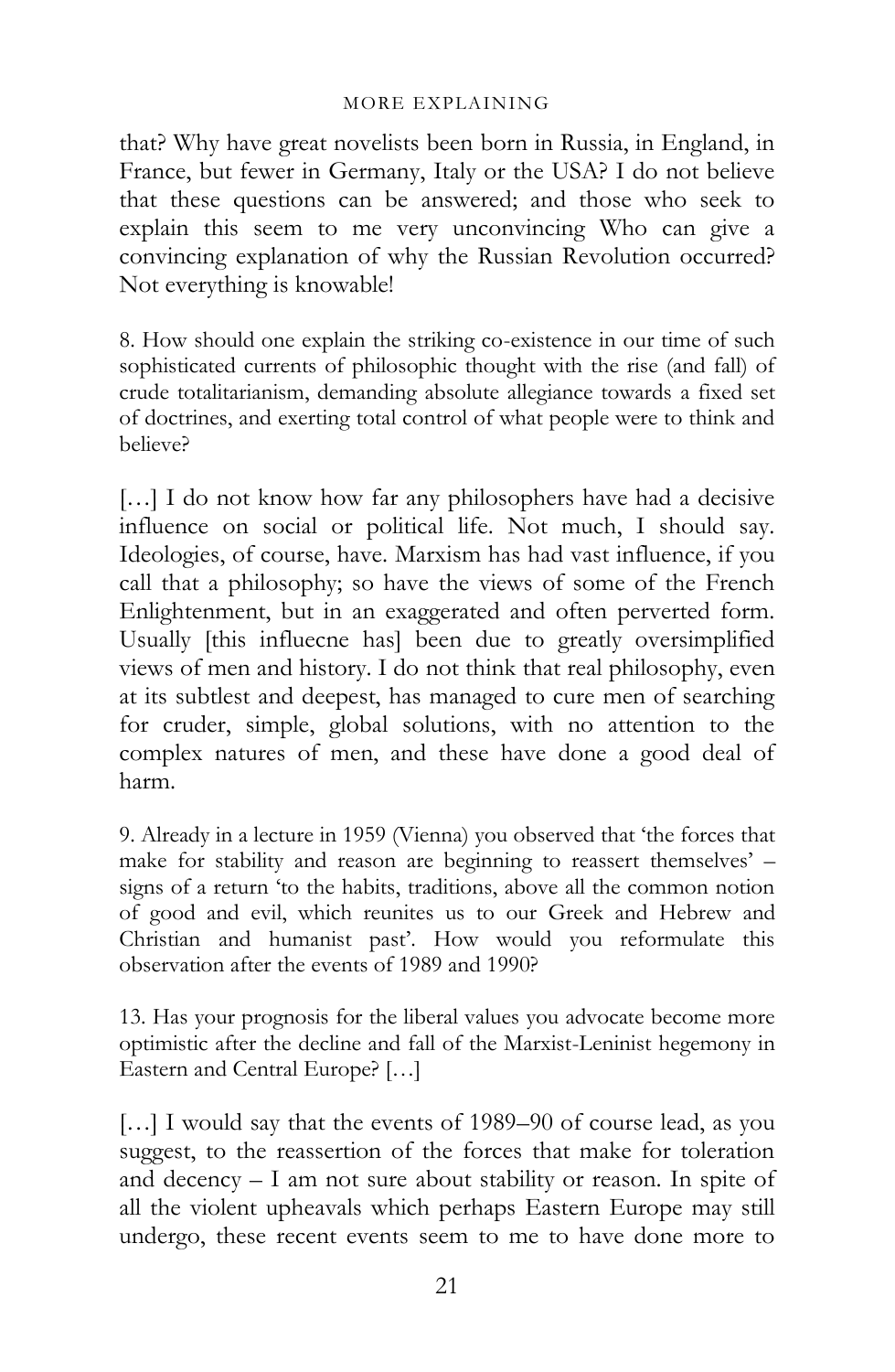that? Why have great novelists been born in Russia, in England, in France, but fewer in Germany, Italy or the USA? I do not believe that these questions can be answered; and those who seek to explain this seem to me very unconvincing Who can give a convincing explanation of why the Russian Revolution occurred? Not everything is knowable!

8. How should one explain the striking co-existence in our time of such sophisticated currents of philosophic thought with the rise (and fall) of crude totalitarianism, demanding absolute allegiance towards a fixed set of doctrines, and exerting total control of what people were to think and believe?

[…] I do not know how far any philosophers have had a decisive influence on social or political life. Not much, I should say. Ideologies, of course, have. Marxism has had vast influence, if you call that a philosophy; so have the views of some of the French Enlightenment, but in an exaggerated and often perverted form. Usually [this influecne has] been due to greatly oversimplified views of men and history. I do not think that real philosophy, even at its subtlest and deepest, has managed to cure men of searching for cruder, simple, global solutions, with no attention to the complex natures of men, and these have done a good deal of harm.

9. Already in a lecture in 1959 (Vienna) you observed that 'the forces that make for stability and reason are beginning to reassert themselves' – signs of a return 'to the habits, traditions, above all the common notion of good and evil, which reunites us to our Greek and Hebrew and Christian and humanist past'. How would you reformulate this observation after the events of 1989 and 1990?

13. Has your prognosis for the liberal values you advocate become more optimistic after the decline and fall of the Marxist-Leninist hegemony in Eastern and Central Europe? […]

[…] I would say that the events of 1989–90 of course lead, as you suggest, to the reassertion of the forces that make for toleration and decency – I am not sure about stability or reason. In spite of all the violent upheavals which perhaps Eastern Europe may still undergo, these recent events seem to me to have done more to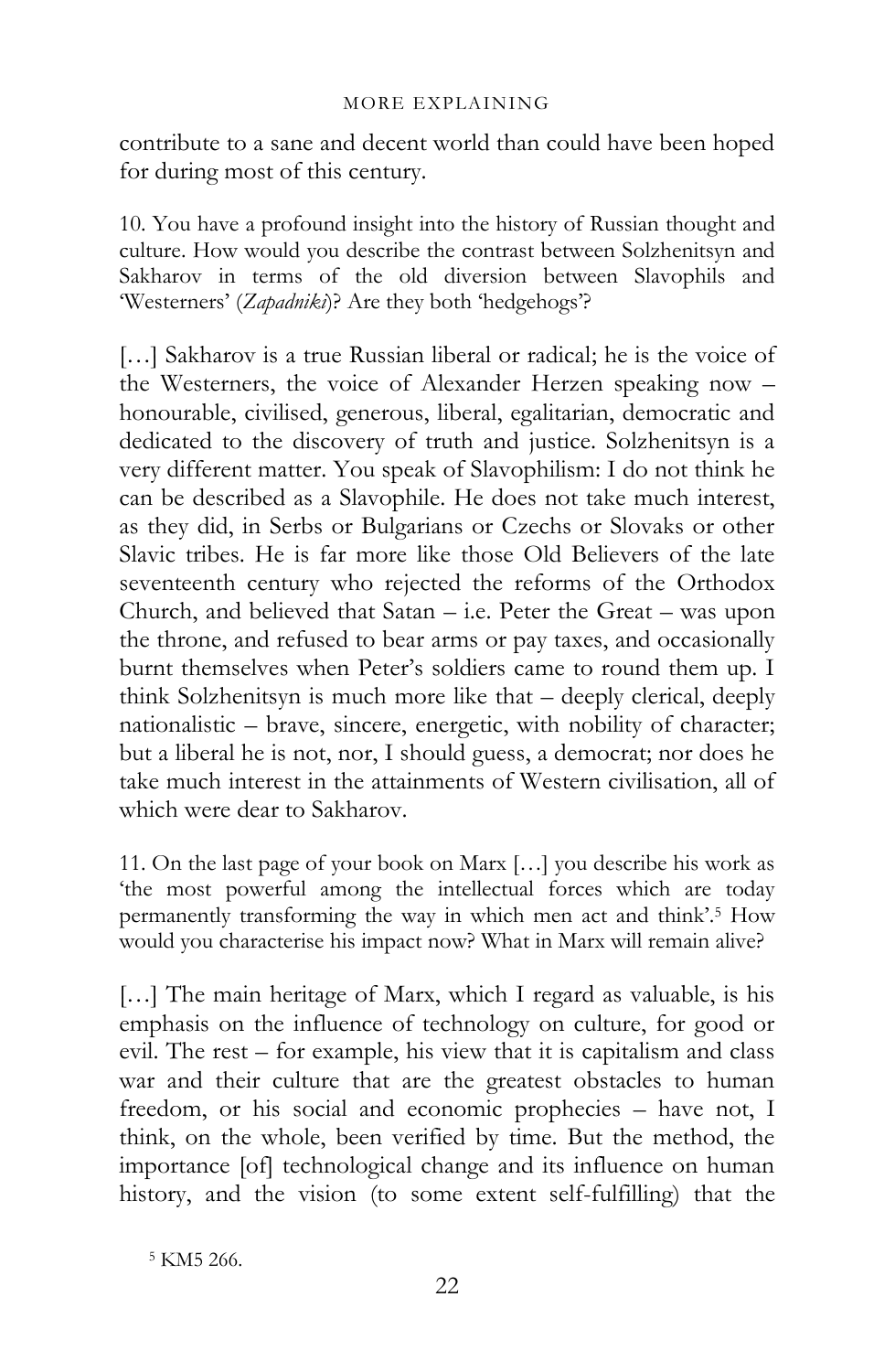contribute to a sane and decent world than could have been hoped for during most of this century.

10. You have a profound insight into the history of Russian thought and culture. How would you describe the contrast between Solzhenitsyn and Sakharov in terms of the old diversion between Slavophils and 'Westerners' (*Zapadniki*)? Are they both 'hedgehogs'?

[…] Sakharov is a true Russian liberal or radical; he is the voice of the Westerners, the voice of Alexander Herzen speaking now – honourable, civilised, generous, liberal, egalitarian, democratic and dedicated to the discovery of truth and justice. Solzhenitsyn is a very different matter. You speak of Slavophilism: I do not think he can be described as a Slavophile. He does not take much interest, as they did, in Serbs or Bulgarians or Czechs or Slovaks or other Slavic tribes. He is far more like those Old Believers of the late seventeenth century who rejected the reforms of the Orthodox Church, and believed that Satan – i.e. Peter the Great – was upon the throne, and refused to bear arms or pay taxes, and occasionally burnt themselves when Peter's soldiers came to round them up. I think Solzhenitsyn is much more like that – deeply clerical, deeply nationalistic – brave, sincere, energetic, with nobility of character; but a liberal he is not, nor, I should guess, a democrat; nor does he take much interest in the attainments of Western civilisation, all of which were dear to Sakharov.

11. On the last page of your book on Marx […] you describe his work as 'the most powerful among the intellectual forces which are today permanently transforming the way in which men act and think'.[5] How would you characterise his impact now? What in Marx will remain alive?

[…] The main heritage of Marx, which I regard as valuable, is his emphasis on the influence of technology on culture, for good or evil. The rest – for example, his view that it is capitalism and class war and their culture that are the greatest obstacles to human freedom, or his social and economic prophecies – have not, I think, on the whole, been verified by time. But the method, the importance [of] technological change and its influence on human history, and the vision (to some extent self-fulfilling) that the

[5] KM5 266.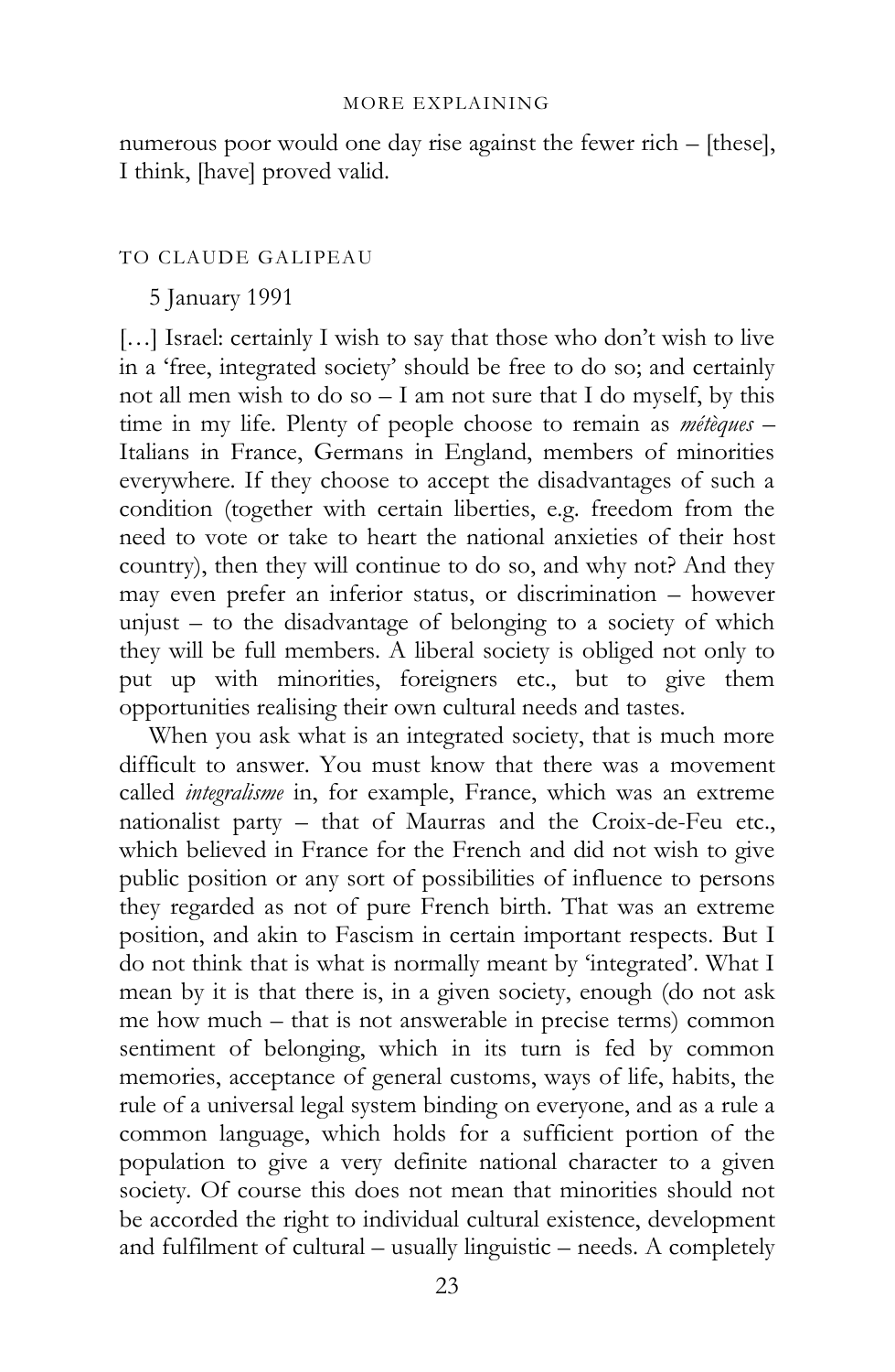numerous poor would one day rise against the fewer rich – [these], I think, [have] proved valid.

## TO CLAUDE GALIPEAU

5 January 1991

[…] Israel: certainly I wish to say that those who don't wish to live in a 'free, integrated society' should be free to do so; and certainly not all men wish to do so – I am not sure that I do myself, by this time in my life. Plenty of people choose to remain as *métèques* – Italians in France, Germans in England, members of minorities everywhere. If they choose to accept the disadvantages of such a condition (together with certain liberties, e.g. freedom from the need to vote or take to heart the national anxieties of their host country), then they will continue to do so, and why not? And they may even prefer an inferior status, or discrimination – however unjust – to the disadvantage of belonging to a society of which they will be full members. A liberal society is obliged not only to put up with minorities, foreigners etc., but to give them opportunities realising their own cultural needs and tastes.

When you ask what is an integrated society, that is much more difficult to answer. You must know that there was a movement called *integralisme* in, for example, France, which was an extreme nationalist party – that of Maurras and the Croix-de-Feu etc., which believed in France for the French and did not wish to give public position or any sort of possibilities of influence to persons they regarded as not of pure French birth. That was an extreme position, and akin to Fascism in certain important respects. But I do not think that is what is normally meant by 'integrated'. What I mean by it is that there is, in a given society, enough (do not ask me how much – that is not answerable in precise terms) common sentiment of belonging, which in its turn is fed by common memories, acceptance of general customs, ways of life, habits, the rule of a universal legal system binding on everyone, and as a rule a common language, which holds for a sufficient portion of the population to give a very definite national character to a given society. Of course this does not mean that minorities should not be accorded the right to individual cultural existence, development and fulfilment of cultural – usually linguistic – needs. A completely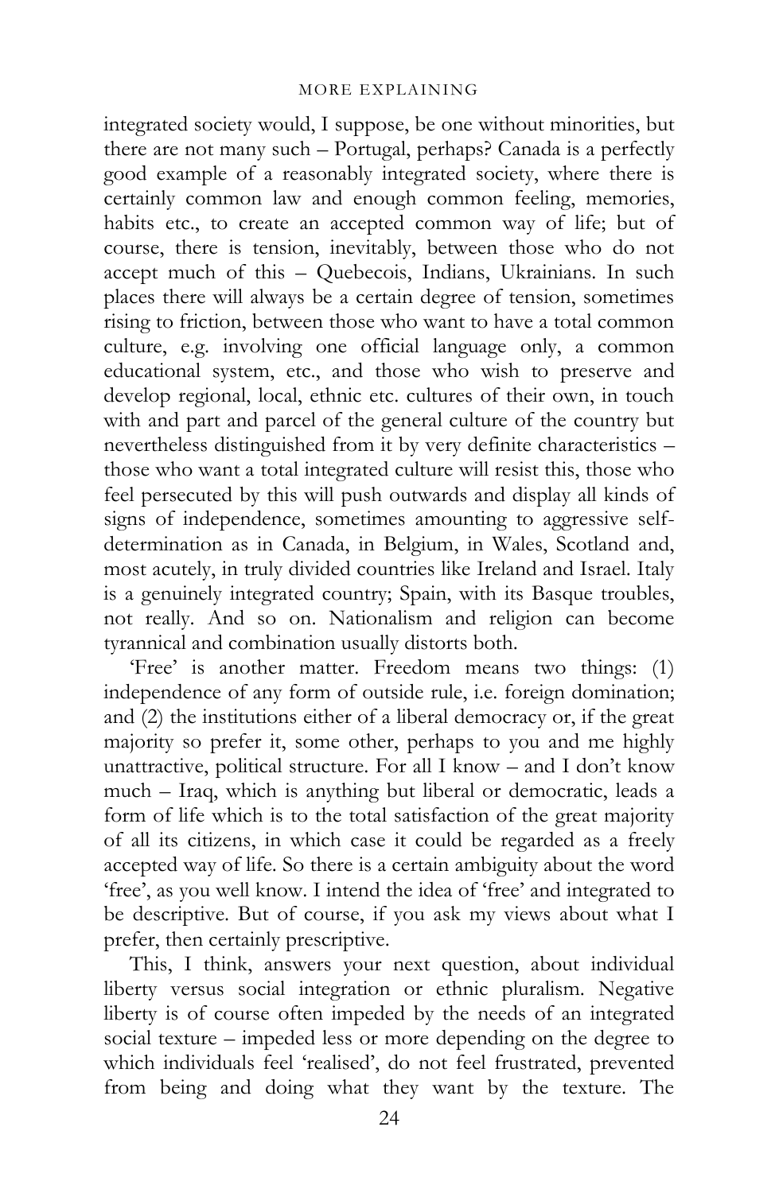integrated society would, I suppose, be one without minorities, but there are not many such – Portugal, perhaps? Canada is a perfectly good example of a reasonably integrated society, where there is certainly common law and enough common feeling, memories, habits etc., to create an accepted common way of life; but of course, there is tension, inevitably, between those who do not accept much of this – Quebecois, Indians, Ukrainians. In such places there will always be a certain degree of tension, sometimes rising to friction, between those who want to have a total common culture, e.g. involving one official language only, a common educational system, etc., and those who wish to preserve and develop regional, local, ethnic etc. cultures of their own, in touch with and part and parcel of the general culture of the country but nevertheless distinguished from it by very definite characteristics – those who want a total integrated culture will resist this, those who feel persecuted by this will push outwards and display all kinds of signs of independence, sometimes amounting to aggressive self-determination as in Canada, in Belgium, in Wales, Scotland and, most acutely, in truly divided countries like Ireland and Israel. Italy is a genuinely integrated country; Spain, with its Basque troubles, not really. And so on. Nationalism and religion can become tyrannical and combination usually distorts both.

'Free' is another matter. Freedom means two things: (1) independence of any form of outside rule, i.e. foreign domination; and (2) the institutions either of a liberal democracy or, if the great majority so prefer it, some other, perhaps to you and me highly unattractive, political structure. For all I know – and I don't know much – Iraq, which is anything but liberal or democratic, leads a form of life which is to the total satisfaction of the great majority of all its citizens, in which case it could be regarded as a freely accepted way of life. So there is a certain ambiguity about the word 'free', as you well know. I intend the idea of 'free' and integrated to be descriptive. But of course, if you ask my views about what I prefer, then certainly prescriptive.

This, I think, answers your next question, about individual liberty versus social integration or ethnic pluralism. Negative liberty is of course often impeded by the needs of an integrated social texture – impeded less or more depending on the degree to which individuals feel 'realised', do not feel frustrated, prevented from being and doing what they want by the texture. The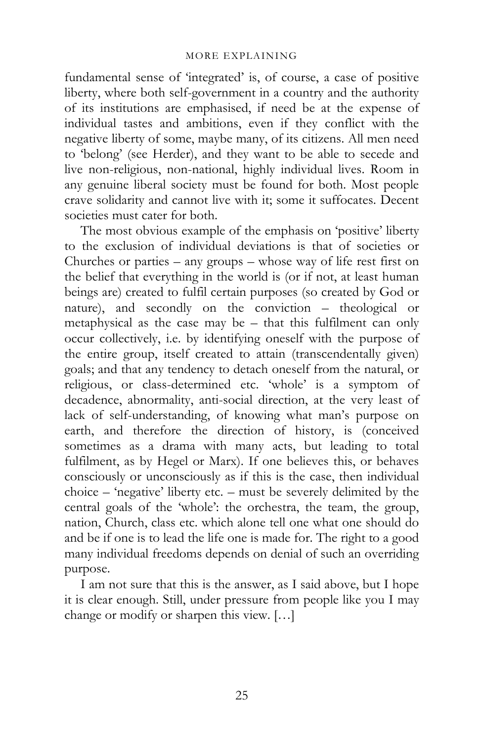fundamental sense of 'integrated' is, of course, a case of positive liberty, where both self-government in a country and the authority of its institutions are emphasised, if need be at the expense of individual tastes and ambitions, even if they conflict with the negative liberty of some, maybe many, of its citizens. All men need to 'belong' (see Herder), and they want to be able to secede and live non-religious, non-national, highly individual lives. Room in any genuine liberal society must be found for both. Most people crave solidarity and cannot live with it; some it suffocates. Decent societies must cater for both.

The most obvious example of the emphasis on 'positive' liberty to the exclusion of individual deviations is that of societies or Churches or parties – any groups – whose way of life rest first on the belief that everything in the world is (or if not, at least human beings are) created to fulfil certain purposes (so created by God or nature), and secondly on the conviction – theological or metaphysical as the case may be – that this fulfilment can only occur collectively, i.e. by identifying oneself with the purpose of the entire group, itself created to attain (transcendentally given) goals; and that any tendency to detach oneself from the natural, or religious, or class-determined etc. 'whole' is a symptom of decadence, abnormality, anti-social direction, at the very least of lack of self-understanding, of knowing what man's purpose on earth, and therefore the direction of history, is (conceived sometimes as a drama with many acts, but leading to total fulfilment, as by Hegel or Marx). If one believes this, or behaves consciously or unconsciously as if this is the case, then individual choice – 'negative' liberty etc. – must be severely delimited by the central goals of the 'whole': the orchestra, the team, the group, nation, Church, class etc. which alone tell one what one should do and be if one is to lead the life one is made for. The right to a good many individual freedoms depends on denial of such an overriding purpose.

I am not sure that this is the answer, as I said above, but I hope it is clear enough. Still, under pressure from people like you I may change or modify or sharpen this view. […]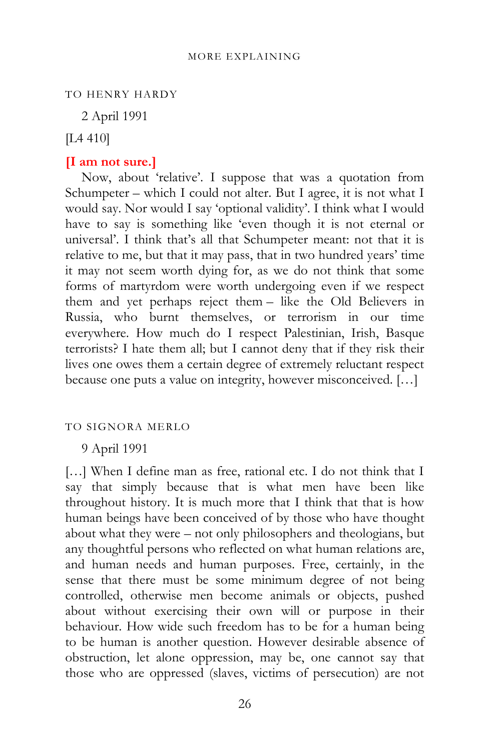## TO HENRY HARDY

2 April 1991

[L4 410]

**[I am not sure.]**

Now, about ‘relative’. I suppose that was a quotation from Schumpeter – which I could not alter. But I agree, it is not what I would say. Nor would I say ‘optional validity’. I think what I would have to say is something like ‘even though it is not eternal or universal’. I think that’s all that Schumpeter meant: not that it is relative to me, but that it may pass, that in two hundred years’ time it may not seem worth dying for, as we do not think that some forms of martyrdom were worth undergoing even if we respect them and yet perhaps reject them – like the Old Believers in Russia, who burnt themselves, or terrorism in our time everywhere. How much do I respect Palestinian, Irish, Basque terrorists? I hate them all; but I cannot deny that if they risk their lives one owes them a certain degree of extremely reluctant respect because one puts a value on integrity, however misconceived. […]

## TO SIGNORA MERLO

9 April 1991

[…] When I define man as free, rational etc. I do not think that I say that simply because that is what men have been like throughout history. It is much more that I think that that is how human beings have been conceived of by those who have thought about what they were – not only philosophers and theologians, but any thoughtful persons who reflected on what human relations are, and human needs and human purposes. Free, certainly, in the sense that there must be some minimum degree of not being controlled, otherwise men become animals or objects, pushed about without exercising their own will or purpose in their behaviour. How wide such freedom has to be for a human being to be human is another question. However desirable absence of obstruction, let alone oppression, may be, one cannot say that those who are oppressed (slaves, victims of persecution) are not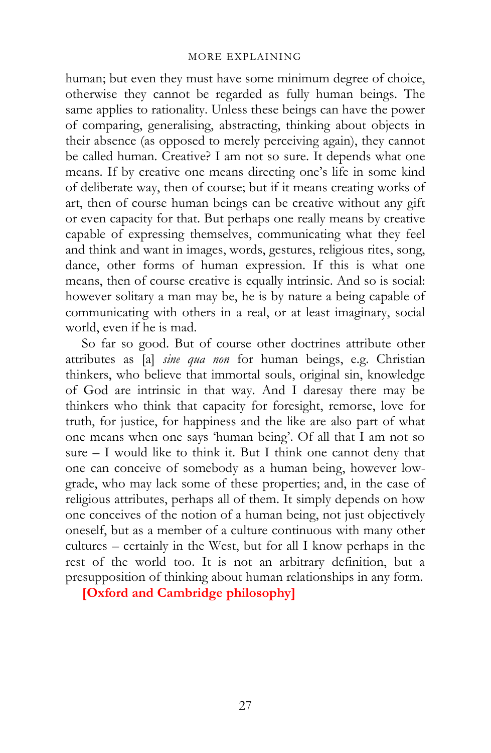human; but even they must have some minimum degree of choice, otherwise they cannot be regarded as fully human beings. The same applies to rationality. Unless these beings can have the power of comparing, generalising, abstracting, thinking about objects in their absence (as opposed to merely perceiving again), they cannot be called human. Creative? I am not so sure. It depends what one means. If by creative one means directing one's life in some kind of deliberate way, then of course; but if it means creating works of art, then of course human beings can be creative without any gift or even capacity for that. But perhaps one really means by creative capable of expressing themselves, communicating what they feel and think and want in images, words, gestures, religious rites, song, dance, other forms of human expression. If this is what one means, then of course creative is equally intrinsic. And so is social: however solitary a man may be, he is by nature a being capable of communicating with others in a real, or at least imaginary, social world, even if he is mad.

So far so good. But of course other doctrines attribute other attributes as [a] *sine qua non* for human beings, e.g. Christian thinkers, who believe that immortal souls, original sin, knowledge of God are intrinsic in that way. And I daresay there may be thinkers who think that capacity for foresight, remorse, love for truth, for justice, for happiness and the like are also part of what one means when one says 'human being'. Of all that I am not so sure – I would like to think it. But I think one cannot deny that one can conceive of somebody as a human being, however low-grade, who may lack some of these properties; and, in the case of religious attributes, perhaps all of them. It simply depends on how one conceives of the notion of a human being, not just objectively oneself, but as a member of a culture continuous with many other cultures – certainly in the West, but for all I know perhaps in the rest of the world too. It is not an arbitrary definition, but a presupposition of thinking about human relationships in any form.

**[Oxford and Cambridge philosophy]**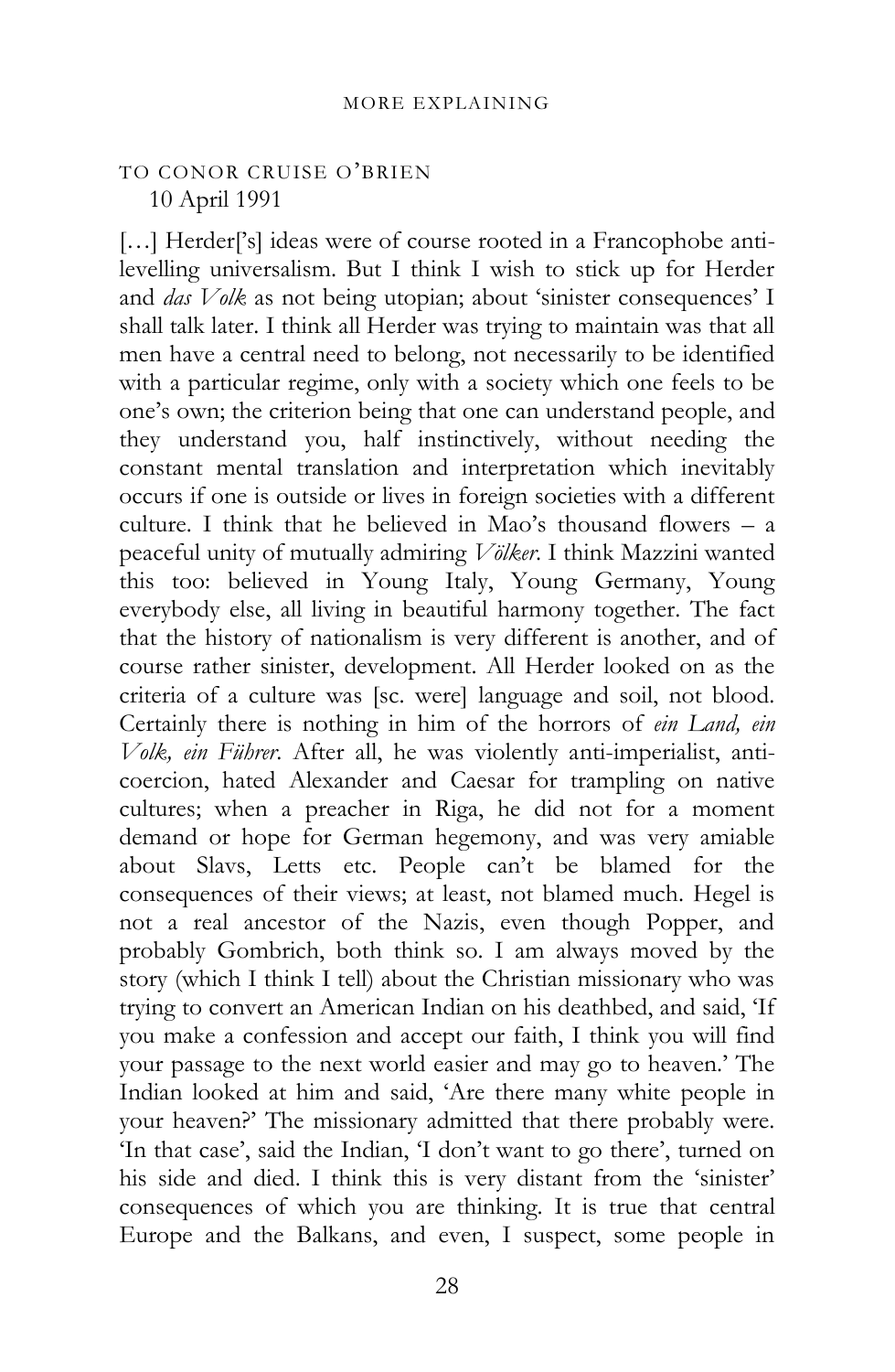TO CONOR CRUISE O'BRIEN
10 April 1991

[…] Herder['s] ideas were of course rooted in a Francophobe anti-levelling universalism. But I think I wish to stick up for Herder and *das Volk* as not being utopian; about 'sinister consequences' I shall talk later. I think all Herder was trying to maintain was that all men have a central need to belong, not necessarily to be identified with a particular regime, only with a society which one feels to be one's own; the criterion being that one can understand people, and they understand you, half instinctively, without needing the constant mental translation and interpretation which inevitably occurs if one is outside or lives in foreign societies with a different culture. I think that he believed in Mao's thousand flowers – a peaceful unity of mutually admiring *Völker*. I think Mazzini wanted this too: believed in Young Italy, Young Germany, Young everybody else, all living in beautiful harmony together. The fact that the history of nationalism is very different is another, and of course rather sinister, development. All Herder looked on as the criteria of a culture was [sc. were] language and soil, not blood. Certainly there is nothing in him of the horrors of *ein Land, ein Volk, ein Führer*. After all, he was violently anti-imperialist, anti-coercion, hated Alexander and Caesar for trampling on native cultures; when a preacher in Riga, he did not for a moment demand or hope for German hegemony, and was very amiable about Slavs, Letts etc. People can't be blamed for the consequences of their views; at least, not blamed much. Hegel is not a real ancestor of the Nazis, even though Popper, and probably Gombrich, both think so. I am always moved by the story (which I think I tell) about the Christian missionary who was trying to convert an American Indian on his deathbed, and said, 'If you make a confession and accept our faith, I think you will find your passage to the next world easier and may go to heaven.' The Indian looked at him and said, 'Are there many white people in your heaven?' The missionary admitted that there probably were. 'In that case', said the Indian, 'I don't want to go there', turned on his side and died. I think this is very distant from the 'sinister' consequences of which you are thinking. It is true that central Europe and the Balkans, and even, I suspect, some people in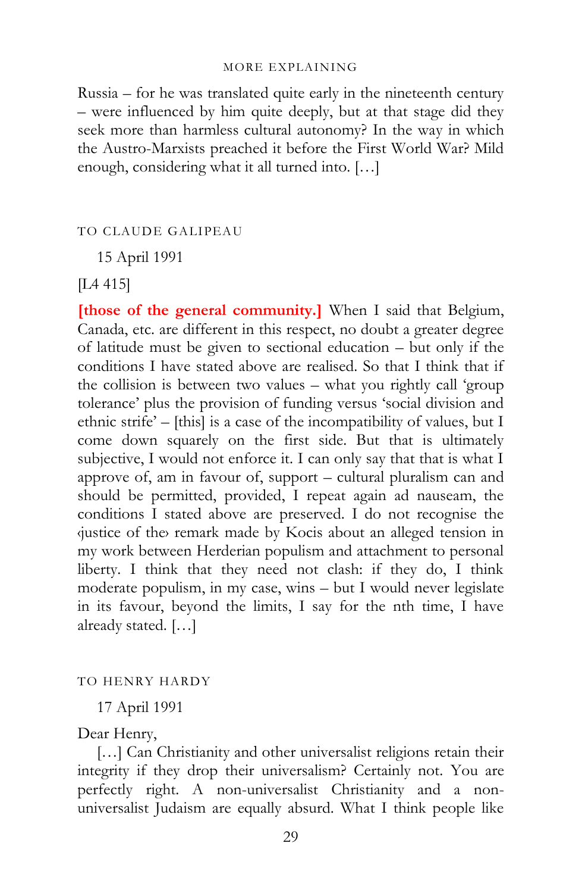Russia – for he was translated quite early in the nineteenth century – were influenced by him quite deeply, but at that stage did they seek more than harmless cultural autonomy? In the way in which the Austro-Marxists preached it before the First World War? Mild enough, considering what it all turned into. […]

## TO CLAUDE GALIPEAU

15 April 1991

[L4 415]

**[those of the general community.]** When I said that Belgium, Canada, etc. are different in this respect, no doubt a greater degree of latitude must be given to sectional education – but only if the conditions I have stated above are realised. So that I think that if the collision is between two values – what you rightly call 'group tolerance' plus the provision of funding versus 'social division and ethnic strife' – [this] is a case of the incompatibility of values, but I come down squarely on the first side. But that is ultimately subjective, I would not enforce it. I can only say that that is what I approve of, am in favour of, support – cultural pluralism can and should be permitted, provided, I repeat again ad nauseam, the conditions I stated above are preserved. I do not recognise the ‹justice of the› remark made by Kocis about an alleged tension in my work between Herderian populism and attachment to personal liberty. I think that they need not clash: if they do, I think moderate populism, in my case, wins – but I would never legislate in its favour, beyond the limits, I say for the nth time, I have already stated. […]

## TO HENRY HARDY

17 April 1991

Dear Henry,

[…] Can Christianity and other universalist religions retain their integrity if they drop their universalism? Certainly not. You are perfectly right. A non-universalist Christianity and a non-universalist Judaism are equally absurd. What I think people like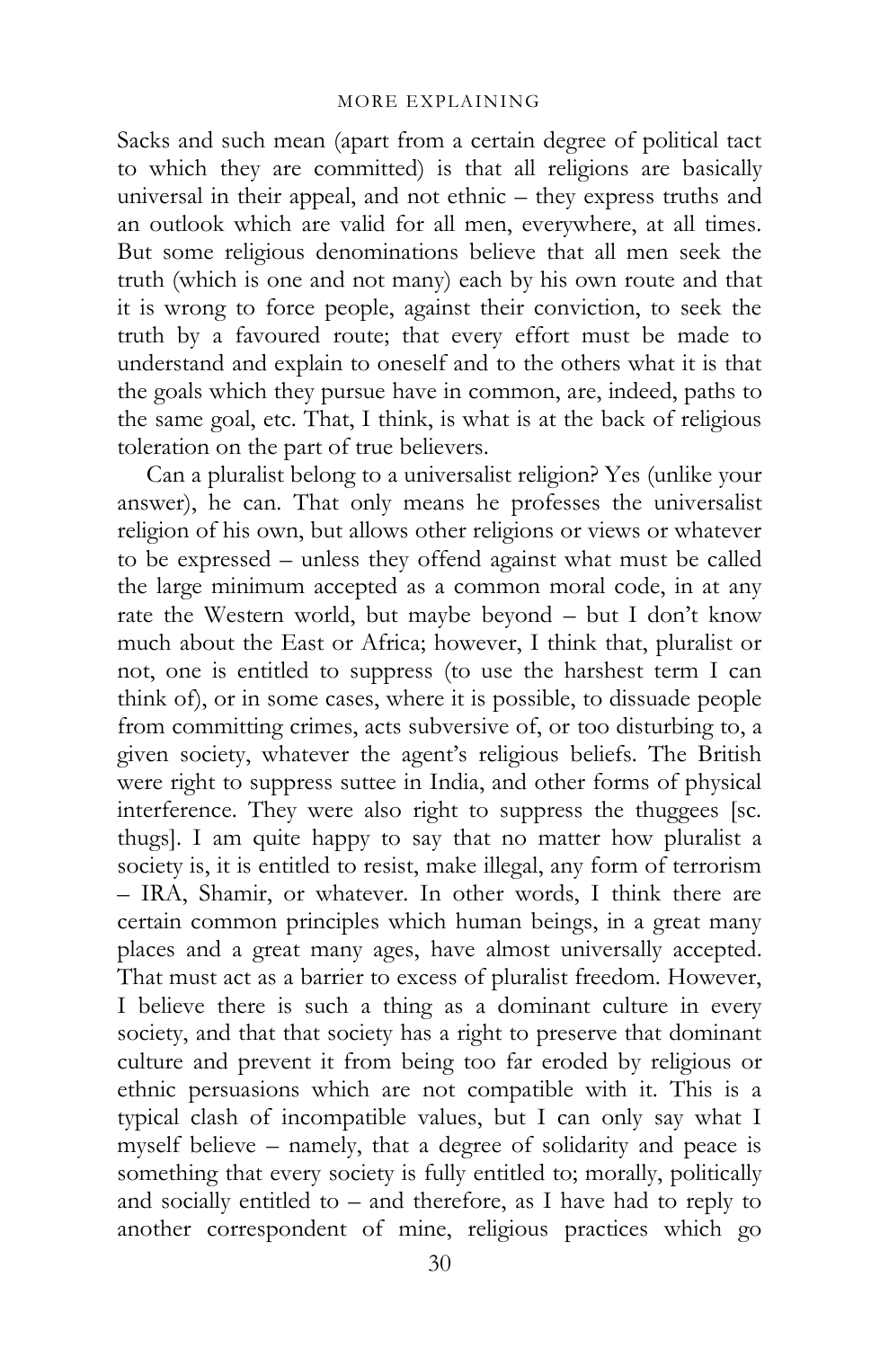Sacks and such mean (apart from a certain degree of political tact to which they are committed) is that all religions are basically universal in their appeal, and not ethnic – they express truths and an outlook which are valid for all men, everywhere, at all times. But some religious denominations believe that all men seek the truth (which is one and not many) each by his own route and that it is wrong to force people, against their conviction, to seek the truth by a favoured route; that every effort must be made to understand and explain to oneself and to the others what it is that the goals which they pursue have in common, are, indeed, paths to the same goal, etc. That, I think, is what is at the back of religious toleration on the part of true believers.

Can a pluralist belong to a universalist religion? Yes (unlike your answer), he can. That only means he professes the universalist religion of his own, but allows other religions or views or whatever to be expressed – unless they offend against what must be called the large minimum accepted as a common moral code, in at any rate the Western world, but maybe beyond – but I don't know much about the East or Africa; however, I think that, pluralist or not, one is entitled to suppress (to use the harshest term I can think of), or in some cases, where it is possible, to dissuade people from committing crimes, acts subversive of, or too disturbing to, a given society, whatever the agent's religious beliefs. The British were right to suppress suttee in India, and other forms of physical interference. They were also right to suppress the thuggees [sc. thugs]. I am quite happy to say that no matter how pluralist a society is, it is entitled to resist, make illegal, any form of terrorism – IRA, Shamir, or whatever. In other words, I think there are certain common principles which human beings, in a great many places and a great many ages, have almost universally accepted. That must act as a barrier to excess of pluralist freedom. However, I believe there is such a thing as a dominant culture in every society, and that that society has a right to preserve that dominant culture and prevent it from being too far eroded by religious or ethnic persuasions which are not compatible with it. This is a typical clash of incompatible values, but I can only say what I myself believe – namely, that a degree of solidarity and peace is something that every society is fully entitled to; morally, politically and socially entitled to – and therefore, as I have had to reply to another correspondent of mine, religious practices which go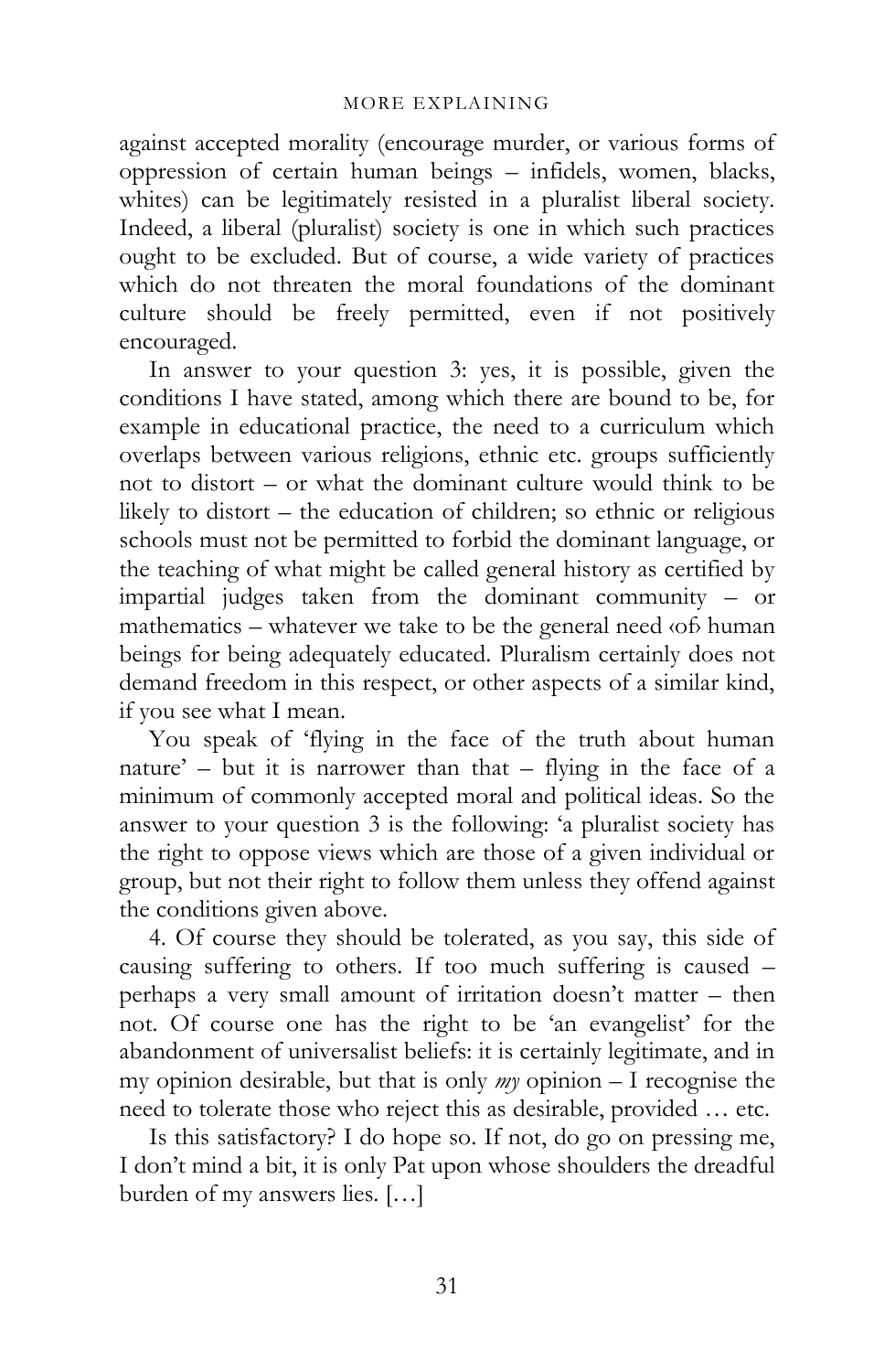against accepted morality (encourage murder, or various forms of oppression of certain human beings – infidels, women, blacks, whites) can be legitimately resisted in a pluralist liberal society. Indeed, a liberal (pluralist) society is one in which such practices ought to be excluded. But of course, a wide variety of practices which do not threaten the moral foundations of the dominant culture should be freely permitted, even if not positively encouraged.

In answer to your question 3: yes, it is possible, given the conditions I have stated, among which there are bound to be, for example in educational practice, the need to a curriculum which overlaps between various religions, ethnic etc. groups sufficiently not to distort – or what the dominant culture would think to be likely to distort – the education of children; so ethnic or religious schools must not be permitted to forbid the dominant language, or the teaching of what might be called general history as certified by impartial judges taken from the dominant community – or mathematics – whatever we take to be the general need ‹of› human beings for being adequately educated. Pluralism certainly does not demand freedom in this respect, or other aspects of a similar kind, if you see what I mean.

You speak of 'flying in the face of the truth about human nature' – but it is narrower than that – flying in the face of a minimum of commonly accepted moral and political ideas. So the answer to your question 3 is the following: 'a pluralist society has the right to oppose views which are those of a given individual or group, but not their right to follow them unless they offend against the conditions given above.

4. Of course they should be tolerated, as you say, this side of causing suffering to others. If too much suffering is caused – perhaps a very small amount of irritation doesn't matter – then not. Of course one has the right to be 'an evangelist' for the abandonment of universalist beliefs: it is certainly legitimate, and in my opinion desirable, but that is only *my* opinion – I recognise the need to tolerate those who reject this as desirable, provided … etc.

Is this satisfactory? I do hope so. If not, do go on pressing me, I don't mind a bit, it is only Pat upon whose shoulders the dreadful burden of my answers lies. […]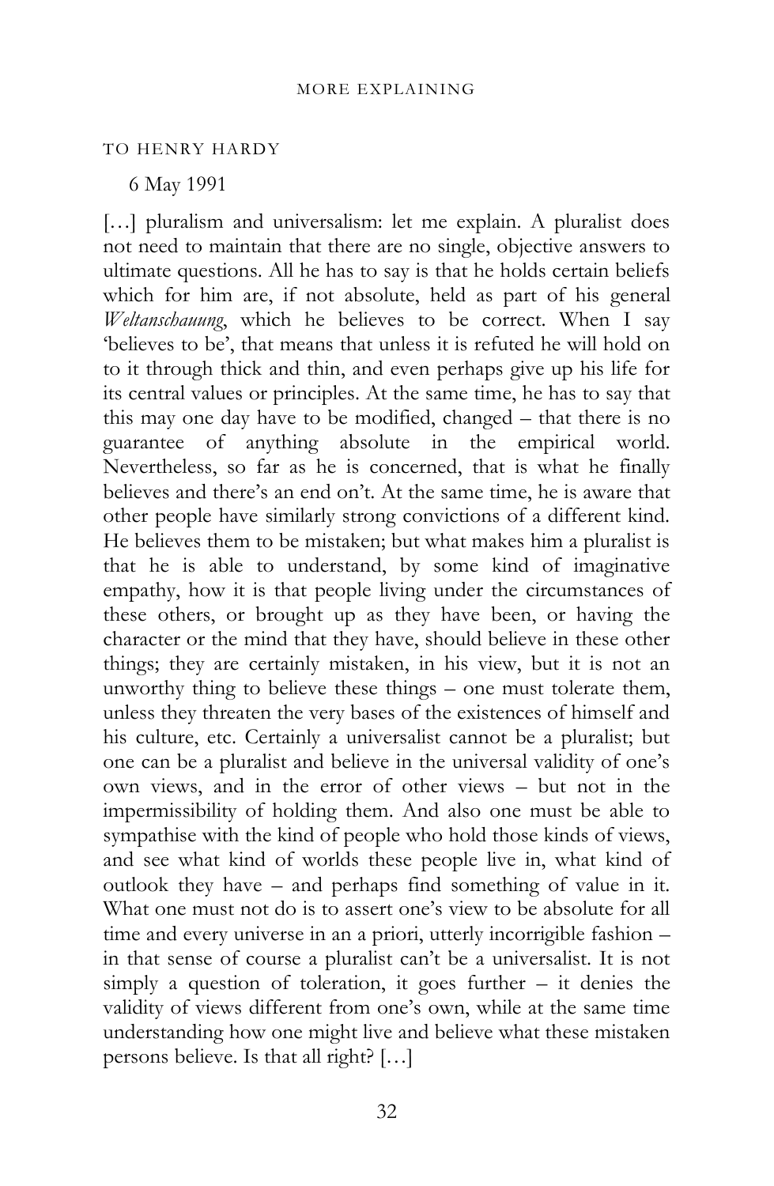TO HENRY HARDY

6 May 1991

[…] pluralism and universalism: let me explain. A pluralist does not need to maintain that there are no single, objective answers to ultimate questions. All he has to say is that he holds certain beliefs which for him are, if not absolute, held as part of his general *Weltanschauung*, which he believes to be correct. When I say 'believes to be', that means that unless it is refuted he will hold on to it through thick and thin, and even perhaps give up his life for its central values or principles. At the same time, he has to say that this may one day have to be modified, changed – that there is no guarantee of anything absolute in the empirical world. Nevertheless, so far as he is concerned, that is what he finally believes and there's an end on't. At the same time, he is aware that other people have similarly strong convictions of a different kind. He believes them to be mistaken; but what makes him a pluralist is that he is able to understand, by some kind of imaginative empathy, how it is that people living under the circumstances of these others, or brought up as they have been, or having the character or the mind that they have, should believe in these other things; they are certainly mistaken, in his view, but it is not an unworthy thing to believe these things – one must tolerate them, unless they threaten the very bases of the existences of himself and his culture, etc. Certainly a universalist cannot be a pluralist; but one can be a pluralist and believe in the universal validity of one's own views, and in the error of other views – but not in the impermissibility of holding them. And also one must be able to sympathise with the kind of people who hold those kinds of views, and see what kind of worlds these people live in, what kind of outlook they have – and perhaps find something of value in it. What one must not do is to assert one's view to be absolute for all time and every universe in an a priori, utterly incorrigible fashion – in that sense of course a pluralist can't be a universalist. It is not simply a question of toleration, it goes further – it denies the validity of views different from one's own, while at the same time understanding how one might live and believe what these mistaken persons believe. Is that all right? […]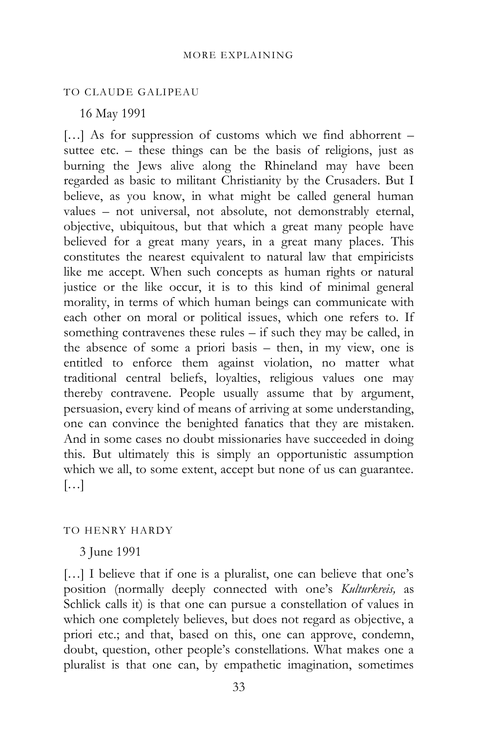## TO CLAUDE GALIPEAU

16 May 1991

[…] As for suppression of customs which we find abhorrent – suttee etc. – these things can be the basis of religions, just as burning the Jews alive along the Rhineland may have been regarded as basic to militant Christianity by the Crusaders. But I believe, as you know, in what might be called general human values – not universal, not absolute, not demonstrably eternal, objective, ubiquitous, but that which a great many people have believed for a great many years, in a great many places. This constitutes the nearest equivalent to natural law that empiricists like me accept. When such concepts as human rights or natural justice or the like occur, it is to this kind of minimal general morality, in terms of which human beings can communicate with each other on moral or political issues, which one refers to. If something contravenes these rules – if such they may be called, in the absence of some a priori basis – then, in my view, one is entitled to enforce them against violation, no matter what traditional central beliefs, loyalties, religious values one may thereby contravene. People usually assume that by argument, persuasion, every kind of means of arriving at some understanding, one can convince the benighted fanatics that they are mistaken. And in some cases no doubt missionaries have succeeded in doing this. But ultimately this is simply an opportunistic assumption which we all, to some extent, accept but none of us can guarantee. […]

## TO HENRY HARDY

3 June 1991

[…] I believe that if one is a pluralist, one can believe that one's position (normally deeply connected with one's *Kulturkreis,* as Schlick calls it) is that one can pursue a constellation of values in which one completely believes, but does not regard as objective, a priori etc.; and that, based on this, one can approve, condemn, doubt, question, other people's constellations. What makes one a pluralist is that one can, by empathetic imagination, sometimes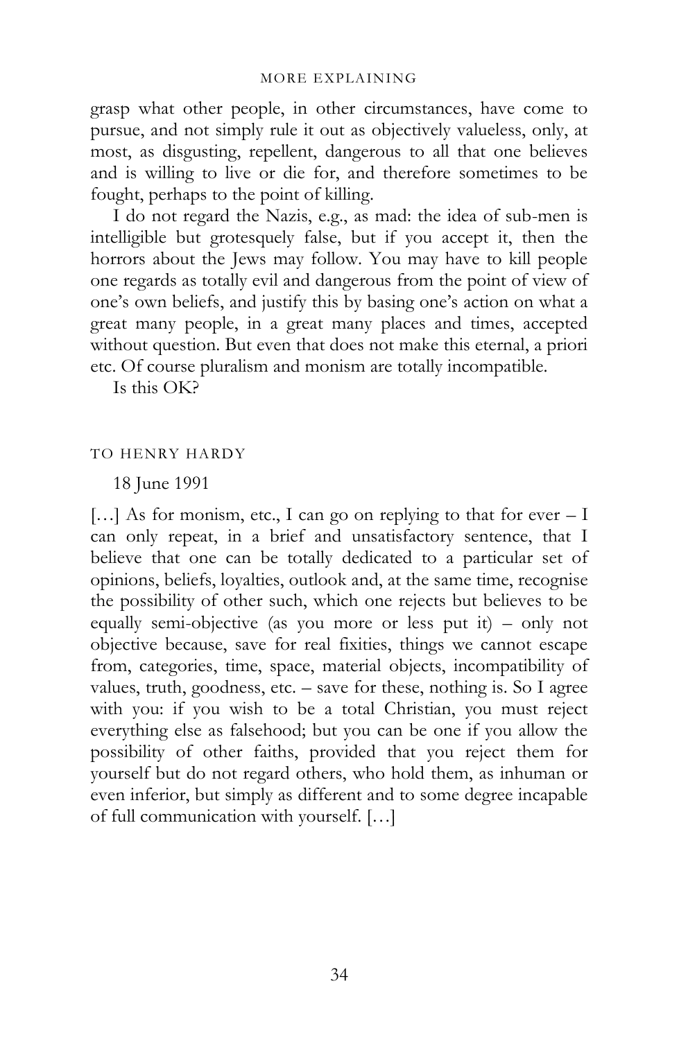grasp what other people, in other circumstances, have come to pursue, and not simply rule it out as objectively valueless, only, at most, as disgusting, repellent, dangerous to all that one believes and is willing to live or die for, and therefore sometimes to be fought, perhaps to the point of killing.

I do not regard the Nazis, e.g., as mad: the idea of sub-men is intelligible but grotesquely false, but if you accept it, then the horrors about the Jews may follow. You may have to kill people one regards as totally evil and dangerous from the point of view of one's own beliefs, and justify this by basing one's action on what a great many people, in a great many places and times, accepted without question. But even that does not make this eternal, a priori etc. Of course pluralism and monism are totally incompatible.

Is this OK?

## TO HENRY HARDY

18 June 1991

[…] As for monism, etc., I can go on replying to that for ever – I can only repeat, in a brief and unsatisfactory sentence, that I believe that one can be totally dedicated to a particular set of opinions, beliefs, loyalties, outlook and, at the same time, recognise the possibility of other such, which one rejects but believes to be equally semi-objective (as you more or less put it) – only not objective because, save for real fixities, things we cannot escape from, categories, time, space, material objects, incompatibility of values, truth, goodness, etc. – save for these, nothing is. So I agree with you: if you wish to be a total Christian, you must reject everything else as falsehood; but you can be one if you allow the possibility of other faiths, provided that you reject them for yourself but do not regard others, who hold them, as inhuman or even inferior, but simply as different and to some degree incapable of full communication with yourself. […]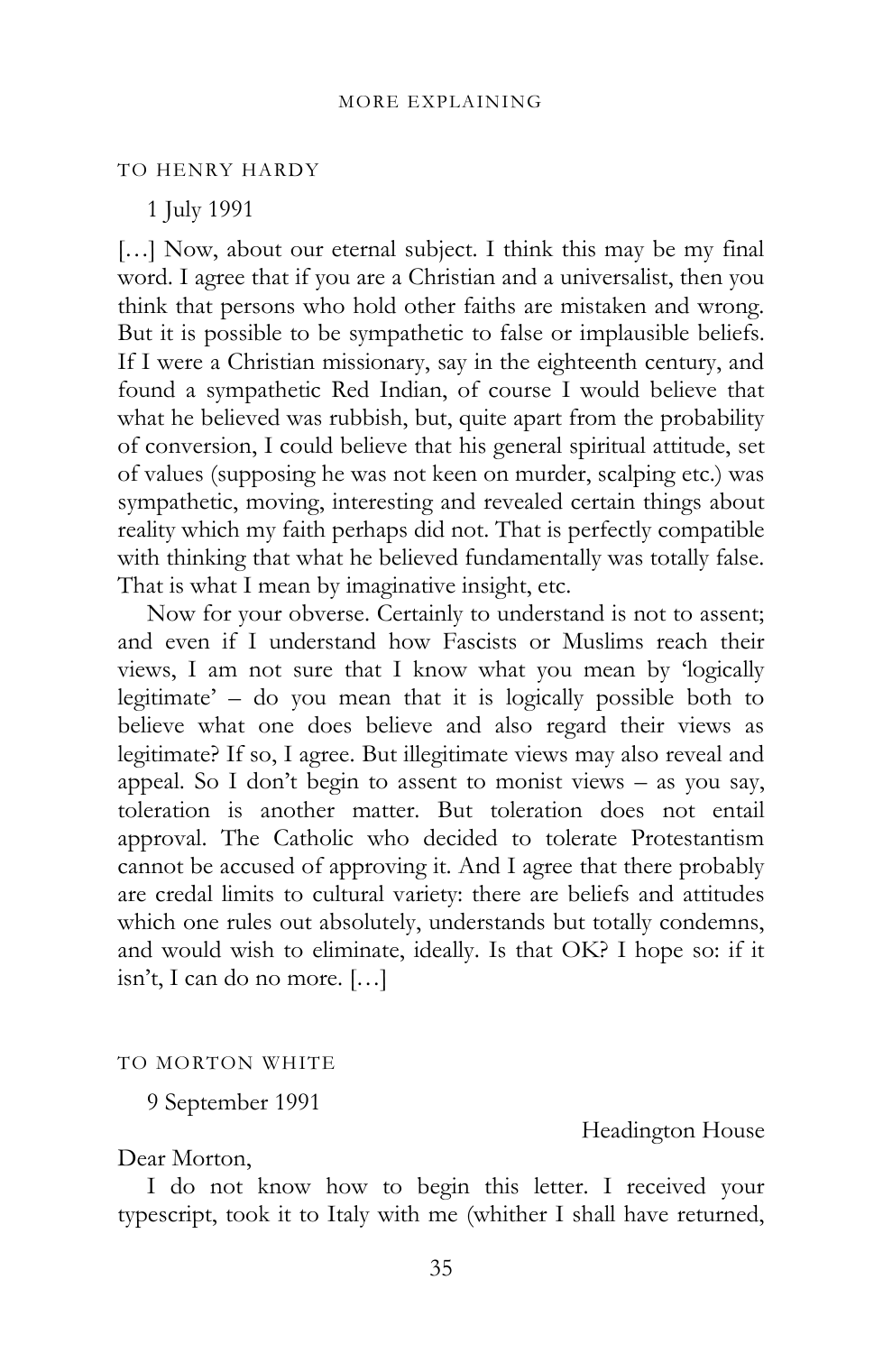TO HENRY HARDY

1 July 1991

[…] Now, about our eternal subject. I think this may be my final word. I agree that if you are a Christian and a universalist, then you think that persons who hold other faiths are mistaken and wrong. But it is possible to be sympathetic to false or implausible beliefs. If I were a Christian missionary, say in the eighteenth century, and found a sympathetic Red Indian, of course I would believe that what he believed was rubbish, but, quite apart from the probability of conversion, I could believe that his general spiritual attitude, set of values (supposing he was not keen on murder, scalping etc.) was sympathetic, moving, interesting and revealed certain things about reality which my faith perhaps did not. That is perfectly compatible with thinking that what he believed fundamentally was totally false. That is what I mean by imaginative insight, etc.

Now for your obverse. Certainly to understand is not to assent; and even if I understand how Fascists or Muslims reach their views, I am not sure that I know what you mean by 'logically legitimate' – do you mean that it is logically possible both to believe what one does believe and also regard their views as legitimate? If so, I agree. But illegitimate views may also reveal and appeal. So I don't begin to assent to monist views – as you say, toleration is another matter. But toleration does not entail approval. The Catholic who decided to tolerate Protestantism cannot be accused of approving it. And I agree that there probably are credal limits to cultural variety: there are beliefs and attitudes which one rules out absolutely, understands but totally condemns, and would wish to eliminate, ideally. Is that OK? I hope so: if it isn't, I can do no more. […]

TO MORTON WHITE

9 September 1991

Headington House

Dear Morton,

I do not know how to begin this letter. I received your typescript, took it to Italy with me (whither I shall have returned,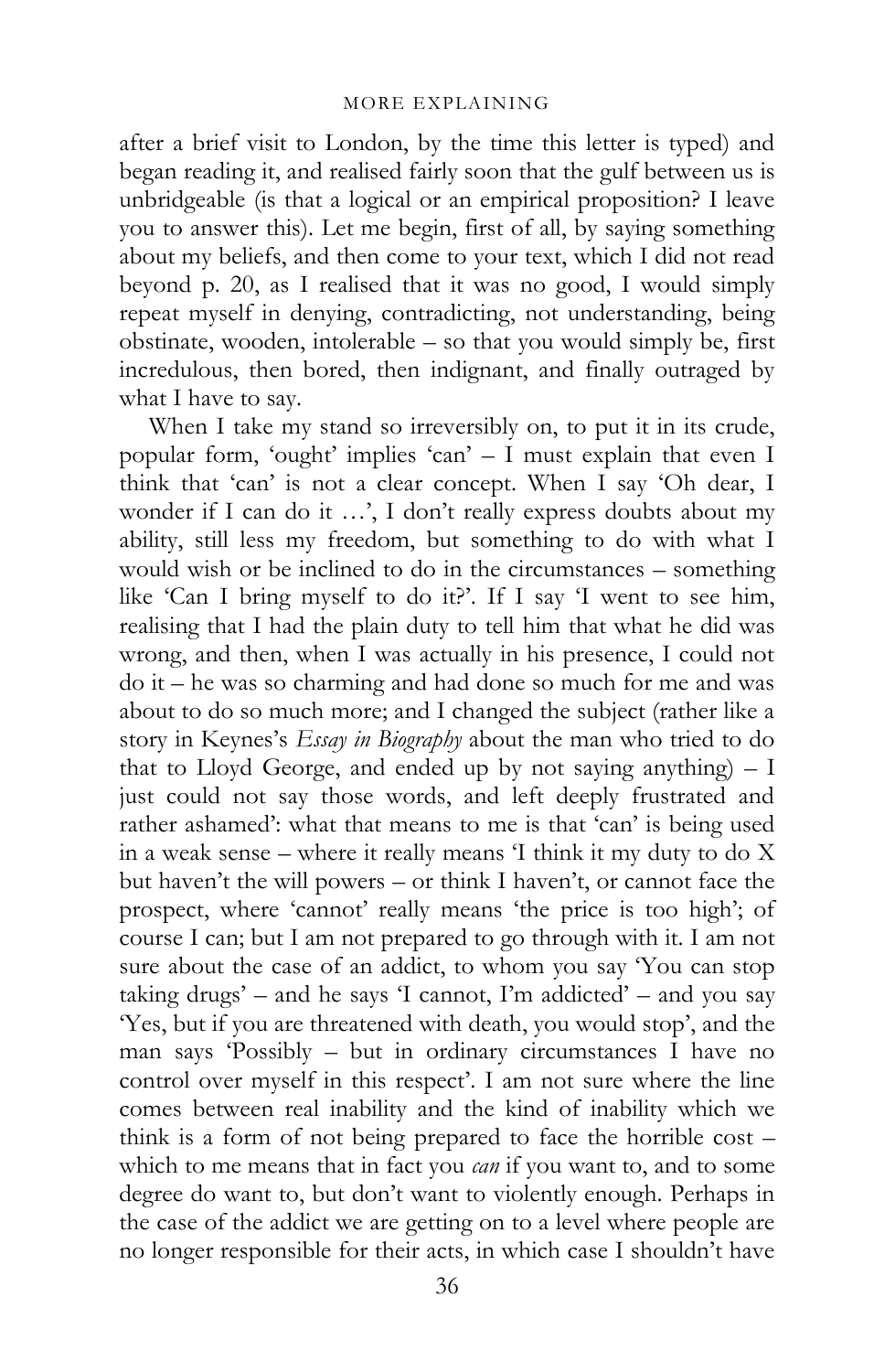after a brief visit to London, by the time this letter is typed) and began reading it, and realised fairly soon that the gulf between us is unbridgeable (is that a logical or an empirical proposition? I leave you to answer this). Let me begin, first of all, by saying something about my beliefs, and then come to your text, which I did not read beyond p. 20, as I realised that it was no good, I would simply repeat myself in denying, contradicting, not understanding, being obstinate, wooden, intolerable – so that you would simply be, first incredulous, then bored, then indignant, and finally outraged by what I have to say.

When I take my stand so irreversibly on, to put it in its crude, popular form, 'ought' implies 'can' – I must explain that even I think that 'can' is not a clear concept. When I say 'Oh dear, I wonder if I can do it …', I don't really express doubts about my ability, still less my freedom, but something to do with what I would wish or be inclined to do in the circumstances – something like 'Can I bring myself to do it?'. If I say 'I went to see him, realising that I had the plain duty to tell him that what he did was wrong, and then, when I was actually in his presence, I could not do it – he was so charming and had done so much for me and was about to do so much more; and I changed the subject (rather like a story in Keynes's *Essay in Biography* about the man who tried to do that to Lloyd George, and ended up by not saying anything) – I just could not say those words, and left deeply frustrated and rather ashamed': what that means to me is that 'can' is being used in a weak sense – where it really means 'I think it my duty to do X but haven't the will powers – or think I haven't, or cannot face the prospect, where 'cannot' really means 'the price is too high'; of course I can; but I am not prepared to go through with it. I am not sure about the case of an addict, to whom you say 'You can stop taking drugs' – and he says 'I cannot, I'm addicted' – and you say 'Yes, but if you are threatened with death, you would stop', and the man says 'Possibly – but in ordinary circumstances I have no control over myself in this respect'. I am not sure where the line comes between real inability and the kind of inability which we think is a form of not being prepared to face the horrible cost – which to me means that in fact you *can* if you want to, and to some degree do want to, but don't want to violently enough. Perhaps in the case of the addict we are getting on to a level where people are no longer responsible for their acts, in which case I shouldn't have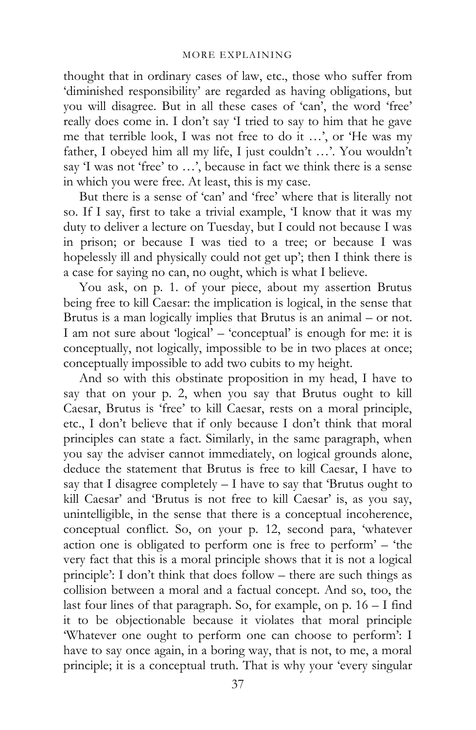thought that in ordinary cases of law, etc., those who suffer from 'diminished responsibility' are regarded as having obligations, but you will disagree. But in all these cases of 'can', the word 'free' really does come in. I don't say 'I tried to say to him that he gave me that terrible look, I was not free to do it …', or 'He was my father, I obeyed him all my life, I just couldn't …'. You wouldn't say 'I was not 'free' to …', because in fact we think there is a sense in which you were free. At least, this is my case.

But there is a sense of 'can' and 'free' where that is literally not so. If I say, first to take a trivial example, 'I know that it was my duty to deliver a lecture on Tuesday, but I could not because I was in prison; or because I was tied to a tree; or because I was hopelessly ill and physically could not get up'; then I think there is a case for saying no can, no ought, which is what I believe.

You ask, on p. 1. of your piece, about my assertion Brutus being free to kill Caesar: the implication is logical, in the sense that Brutus is a man logically implies that Brutus is an animal – or not. I am not sure about 'logical' – 'conceptual' is enough for me: it is conceptually, not logically, impossible to be in two places at once; conceptually impossible to add two cubits to my height.

And so with this obstinate proposition in my head, I have to say that on your p. 2, when you say that Brutus ought to kill Caesar, Brutus is 'free' to kill Caesar, rests on a moral principle, etc., I don't believe that if only because I don't think that moral principles can state a fact. Similarly, in the same paragraph, when you say the adviser cannot immediately, on logical grounds alone, deduce the statement that Brutus is free to kill Caesar, I have to say that I disagree completely – I have to say that 'Brutus ought to kill Caesar' and 'Brutus is not free to kill Caesar' is, as you say, unintelligible, in the sense that there is a conceptual incoherence, conceptual conflict. So, on your p. 12, second para, 'whatever action one is obligated to perform one is free to perform' – 'the very fact that this is a moral principle shows that it is not a logical principle': I don't think that does follow – there are such things as collision between a moral and a factual concept. And so, too, the last four lines of that paragraph. So, for example, on p. 16 – I find it to be objectionable because it violates that moral principle 'Whatever one ought to perform one can choose to perform': I have to say once again, in a boring way, that is not, to me, a moral principle; it is a conceptual truth. That is why your 'every singular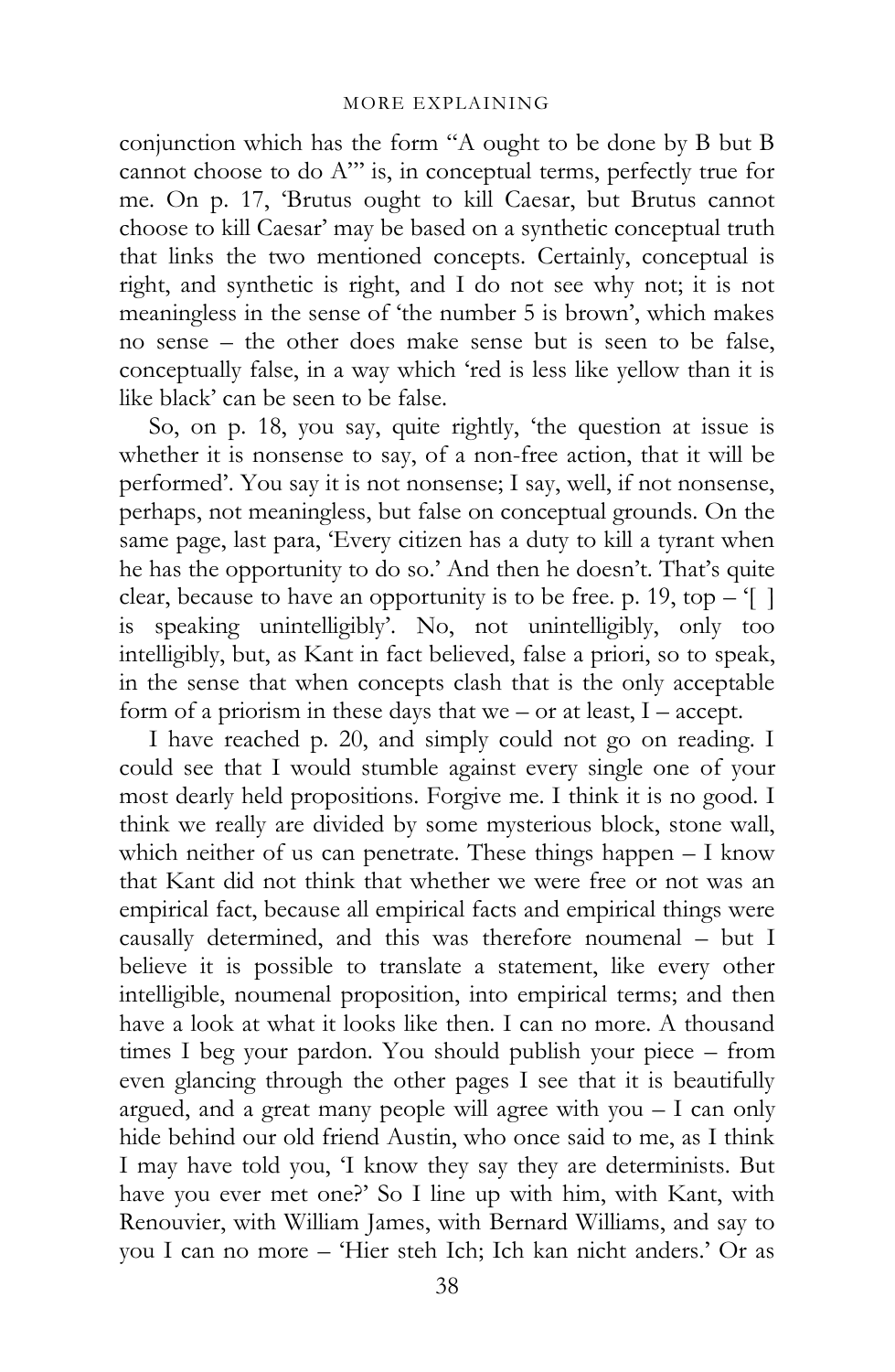conjunction which has the form "A ought to be done by B but B cannot choose to do A"' is, in conceptual terms, perfectly true for me. On p. 17, 'Brutus ought to kill Caesar, but Brutus cannot choose to kill Caesar' may be based on a synthetic conceptual truth that links the two mentioned concepts. Certainly, conceptual is right, and synthetic is right, and I do not see why not; it is not meaningless in the sense of 'the number 5 is brown', which makes no sense – the other does make sense but is seen to be false, conceptually false, in a way which 'red is less like yellow than it is like black' can be seen to be false.

So, on p. 18, you say, quite rightly, 'the question at issue is whether it is nonsense to say, of a non-free action, that it will be performed'. You say it is not nonsense; I say, well, if not nonsense, perhaps, not meaningless, but false on conceptual grounds. On the same page, last para, 'Every citizen has a duty to kill a tyrant when he has the opportunity to do so.' And then he doesn't. That's quite clear, because to have an opportunity is to be free. p. 19, top – '[ ] is speaking unintelligibly'. No, not unintelligibly, only too intelligibly, but, as Kant in fact believed, false a priori, so to speak, in the sense that when concepts clash that is the only acceptable form of a priorism in these days that we – or at least, I – accept.

I have reached p. 20, and simply could not go on reading. I could see that I would stumble against every single one of your most dearly held propositions. Forgive me. I think it is no good. I think we really are divided by some mysterious block, stone wall, which neither of us can penetrate. These things happen – I know that Kant did not think that whether we were free or not was an empirical fact, because all empirical facts and empirical things were causally determined, and this was therefore noumenal – but I believe it is possible to translate a statement, like every other intelligible, noumenal proposition, into empirical terms; and then have a look at what it looks like then. I can no more. A thousand times I beg your pardon. You should publish your piece – from even glancing through the other pages I see that it is beautifully argued, and a great many people will agree with you – I can only hide behind our old friend Austin, who once said to me, as I think I may have told you, 'I know they say they are determinists. But have you ever met one?' So I line up with him, with Kant, with Renouvier, with William James, with Bernard Williams, and say to you I can no more – 'Hier steh Ich; Ich kan nicht anders.' Or as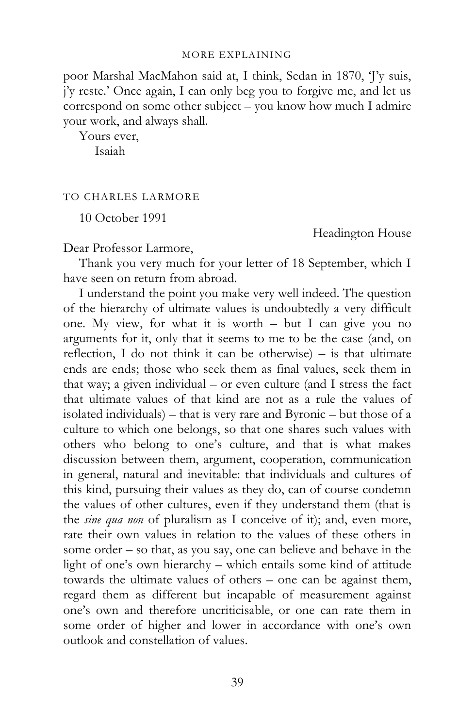poor Marshal MacMahon said at, I think, Sedan in 1870, 'J'y suis, j'y reste.' Once again, I can only beg you to forgive me, and let us correspond on some other subject – you know how much I admire your work, and always shall.

Yours ever,
Isaiah

## TO CHARLES LARMORE

10 October 1991

Headington House

Dear Professor Larmore,

Thank you very much for your letter of 18 September, which I have seen on return from abroad.

I understand the point you make very well indeed. The question of the hierarchy of ultimate values is undoubtedly a very difficult one. My view, for what it is worth – but I can give you no arguments for it, only that it seems to me to be the case (and, on reflection, I do not think it can be otherwise) – is that ultimate ends are ends; those who seek them as final values, seek them in that way; a given individual – or even culture (and I stress the fact that ultimate values of that kind are not as a rule the values of isolated individuals) – that is very rare and Byronic – but those of a culture to which one belongs, so that one shares such values with others who belong to one's culture, and that is what makes discussion between them, argument, cooperation, communication in general, natural and inevitable: that individuals and cultures of this kind, pursuing their values as they do, can of course condemn the values of other cultures, even if they understand them (that is the *sine qua non* of pluralism as I conceive of it); and, even more, rate their own values in relation to the values of these others in some order – so that, as you say, one can believe and behave in the light of one's own hierarchy – which entails some kind of attitude towards the ultimate values of others – one can be against them, regard them as different but incapable of measurement against one's own and therefore uncriticisable, or one can rate them in some order of higher and lower in accordance with one's own outlook and constellation of values.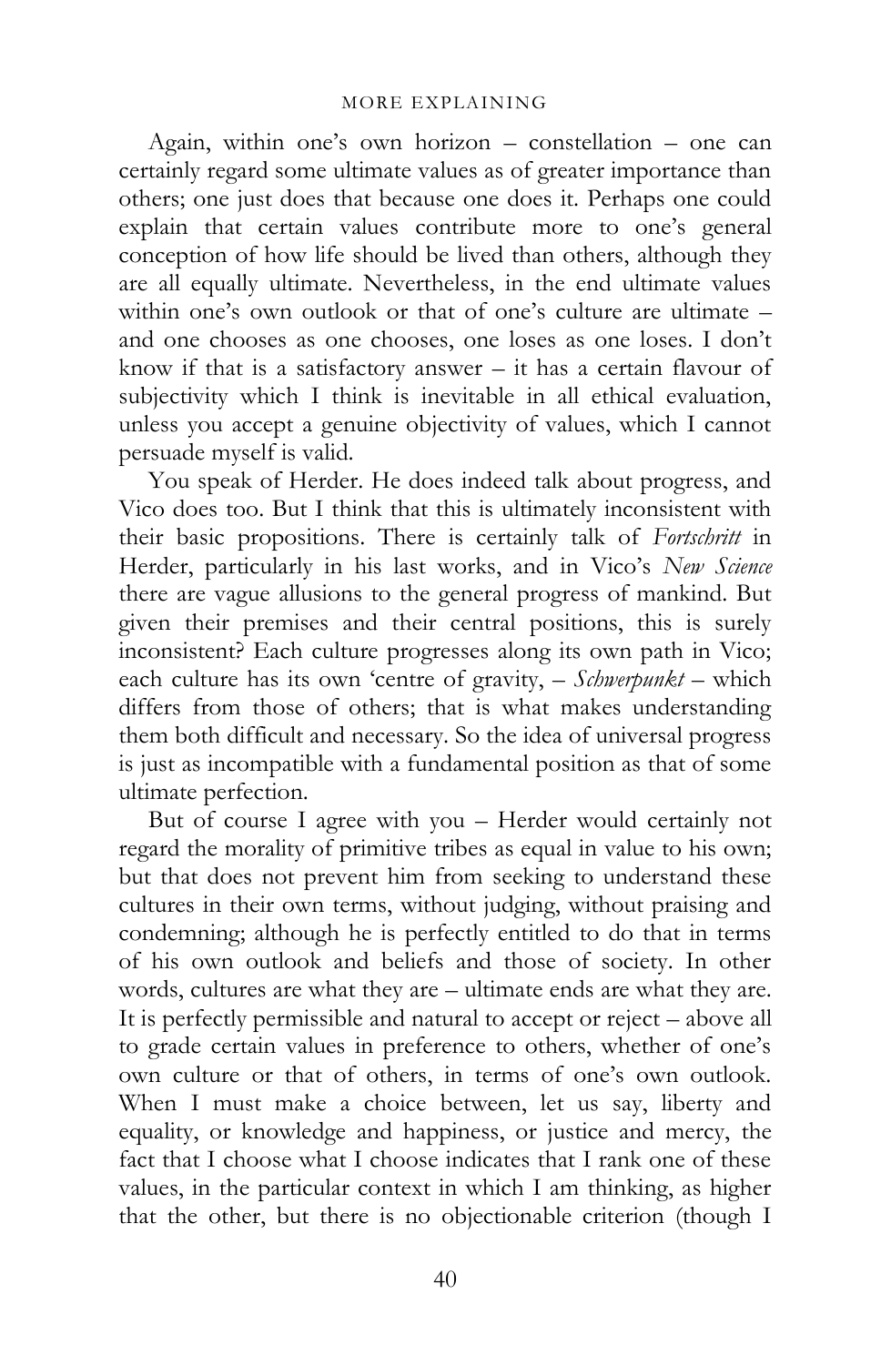Again, within one's own horizon – constellation – one can certainly regard some ultimate values as of greater importance than others; one just does that because one does it. Perhaps one could explain that certain values contribute more to one's general conception of how life should be lived than others, although they are all equally ultimate. Nevertheless, in the end ultimate values within one's own outlook or that of one's culture are ultimate – and one chooses as one chooses, one loses as one loses. I don't know if that is a satisfactory answer – it has a certain flavour of subjectivity which I think is inevitable in all ethical evaluation, unless you accept a genuine objectivity of values, which I cannot persuade myself is valid.

You speak of Herder. He does indeed talk about progress, and Vico does too. But I think that this is ultimately inconsistent with their basic propositions. There is certainly talk of *Fortschritt* in Herder, particularly in his last works, and in Vico's *New Science* there are vague allusions to the general progress of mankind. But given their premises and their central positions, this is surely inconsistent? Each culture progresses along its own path in Vico; each culture has its own 'centre of gravity, – *Schwerpunkt* – which differs from those of others; that is what makes understanding them both difficult and necessary. So the idea of universal progress is just as incompatible with a fundamental position as that of some ultimate perfection.

But of course I agree with you – Herder would certainly not regard the morality of primitive tribes as equal in value to his own; but that does not prevent him from seeking to understand these cultures in their own terms, without judging, without praising and condemning; although he is perfectly entitled to do that in terms of his own outlook and beliefs and those of society. In other words, cultures are what they are – ultimate ends are what they are. It is perfectly permissible and natural to accept or reject – above all to grade certain values in preference to others, whether of one's own culture or that of others, in terms of one's own outlook. When I must make a choice between, let us say, liberty and equality, or knowledge and happiness, or justice and mercy, the fact that I choose what I choose indicates that I rank one of these values, in the particular context in which I am thinking, as higher that the other, but there is no objectionable criterion (though I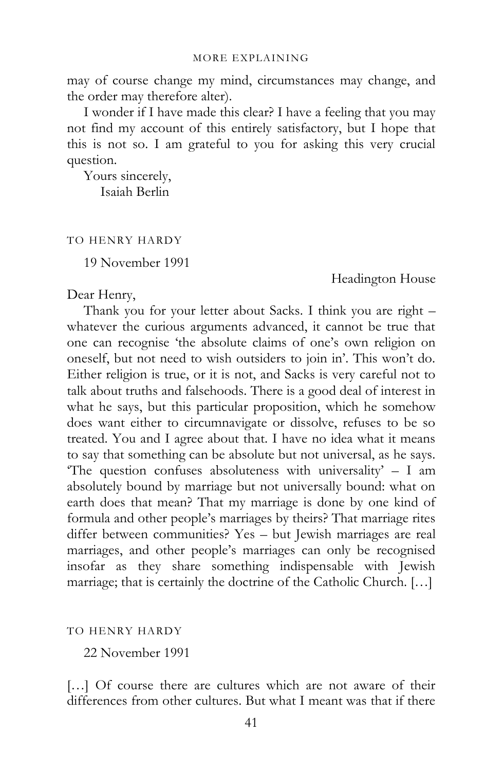may of course change my mind, circumstances may change, and the order may therefore alter).

I wonder if I have made this clear? I have a feeling that you may not find my account of this entirely satisfactory, but I hope that this is not so. I am grateful to you for asking this very crucial question.

Yours sincerely,
Isaiah Berlin

### TO HENRY HARDY

19 November 1991

Headington House

Dear Henry,

Thank you for your letter about Sacks. I think you are right – whatever the curious arguments advanced, it cannot be true that one can recognise 'the absolute claims of one's own religion on oneself, but not need to wish outsiders to join in'. This won't do. Either religion is true, or it is not, and Sacks is very careful not to talk about truths and falsehoods. There is a good deal of interest in what he says, but this particular proposition, which he somehow does want either to circumnavigate or dissolve, refuses to be so treated. You and I agree about that. I have no idea what it means to say that something can be absolute but not universal, as he says. 'The question confuses absoluteness with universality' – I am absolutely bound by marriage but not universally bound: what on earth does that mean? That my marriage is done by one kind of formula and other people's marriages by theirs? That marriage rites differ between communities? Yes – but Jewish marriages are real marriages, and other people's marriages can only be recognised insofar as they share something indispensable with Jewish marriage; that is certainly the doctrine of the Catholic Church. […]

### TO HENRY HARDY

22 November 1991

[…] Of course there are cultures which are not aware of their differences from other cultures. But what I meant was that if there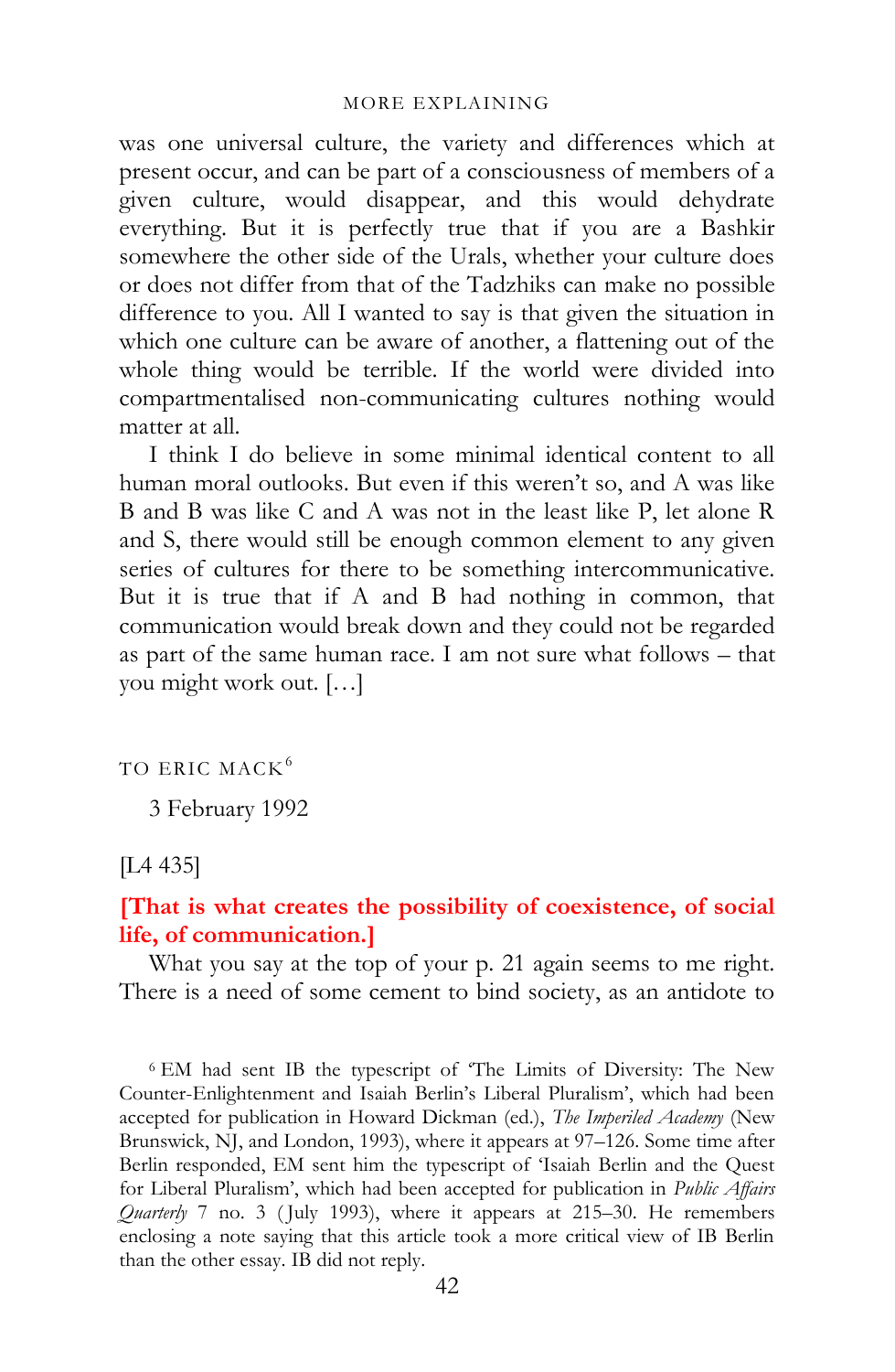was one universal culture, the variety and differences which at present occur, and can be part of a consciousness of members of a given culture, would disappear, and this would dehydrate everything. But it is perfectly true that if you are a Bashkir somewhere the other side of the Urals, whether your culture does or does not differ from that of the Tadzhiks can make no possible difference to you. All I wanted to say is that given the situation in which one culture can be aware of another, a flattening out of the whole thing would be terrible. If the world were divided into compartmentalised non-communicating cultures nothing would matter at all.

I think I do believe in some minimal identical content to all human moral outlooks. But even if this weren't so, and A was like B and B was like C and A was not in the least like P, let alone R and S, there would still be enough common element to any given series of cultures for there to be something intercommunicative. But it is true that if A and B had nothing in common, that communication would break down and they could not be regarded as part of the same human race. I am not sure what follows – that you might work out. […]

TO ERIC MACK[6]

3 February 1992

[L4 435]

**[That is what creates the possibility of coexistence, of social life, of communication.]**

What you say at the top of your p. 21 again seems to me right. There is a need of some cement to bind society, as an antidote to

[6] EM had sent IB the typescript of 'The Limits of Diversity: The New Counter-Enlightenment and Isaiah Berlin's Liberal Pluralism', which had been accepted for publication in Howard Dickman (ed.), *The Imperiled Academy* (New Brunswick, NJ, and London, 1993), where it appears at 97–126. Some time after Berlin responded, EM sent him the typescript of 'Isaiah Berlin and the Quest for Liberal Pluralism', which had been accepted for publication in *Public Affairs Quarterly* 7 no. 3 (July 1993), where it appears at 215–30. He remembers enclosing a note saying that this article took a more critical view of IB Berlin than the other essay. IB did not reply.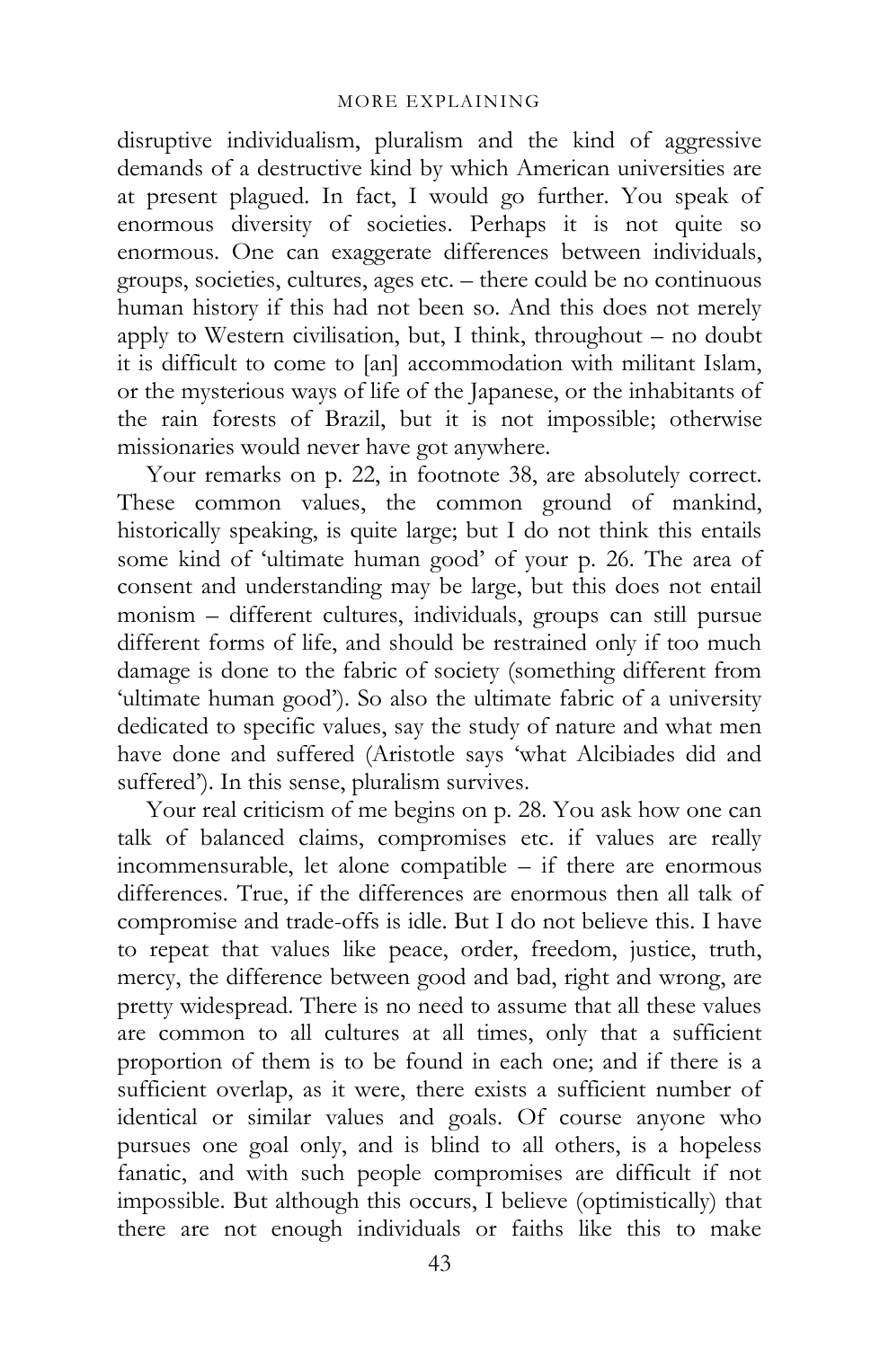disruptive individualism, pluralism and the kind of aggressive demands of a destructive kind by which American universities are at present plagued. In fact, I would go further. You speak of enormous diversity of societies. Perhaps it is not quite so enormous. One can exaggerate differences between individuals, groups, societies, cultures, ages etc. – there could be no continuous human history if this had not been so. And this does not merely apply to Western civilisation, but, I think, throughout – no doubt it is difficult to come to [an] accommodation with militant Islam, or the mysterious ways of life of the Japanese, or the inhabitants of the rain forests of Brazil, but it is not impossible; otherwise missionaries would never have got anywhere.

Your remarks on p. 22, in footnote 38, are absolutely correct. These common values, the common ground of mankind, historically speaking, is quite large; but I do not think this entails some kind of 'ultimate human good' of your p. 26. The area of consent and understanding may be large, but this does not entail monism – different cultures, individuals, groups can still pursue different forms of life, and should be restrained only if too much damage is done to the fabric of society (something different from 'ultimate human good'). So also the ultimate fabric of a university dedicated to specific values, say the study of nature and what men have done and suffered (Aristotle says 'what Alcibiades did and suffered'). In this sense, pluralism survives.

Your real criticism of me begins on p. 28. You ask how one can talk of balanced claims, compromises etc. if values are really incommensurable, let alone compatible – if there are enormous differences. True, if the differences are enormous then all talk of compromise and trade-offs is idle. But I do not believe this. I have to repeat that values like peace, order, freedom, justice, truth, mercy, the difference between good and bad, right and wrong, are pretty widespread. There is no need to assume that all these values are common to all cultures at all times, only that a sufficient proportion of them is to be found in each one; and if there is a sufficient overlap, as it were, there exists a sufficient number of identical or similar values and goals. Of course anyone who pursues one goal only, and is blind to all others, is a hopeless fanatic, and with such people compromises are difficult if not impossible. But although this occurs, I believe (optimistically) that there are not enough individuals or faiths like this to make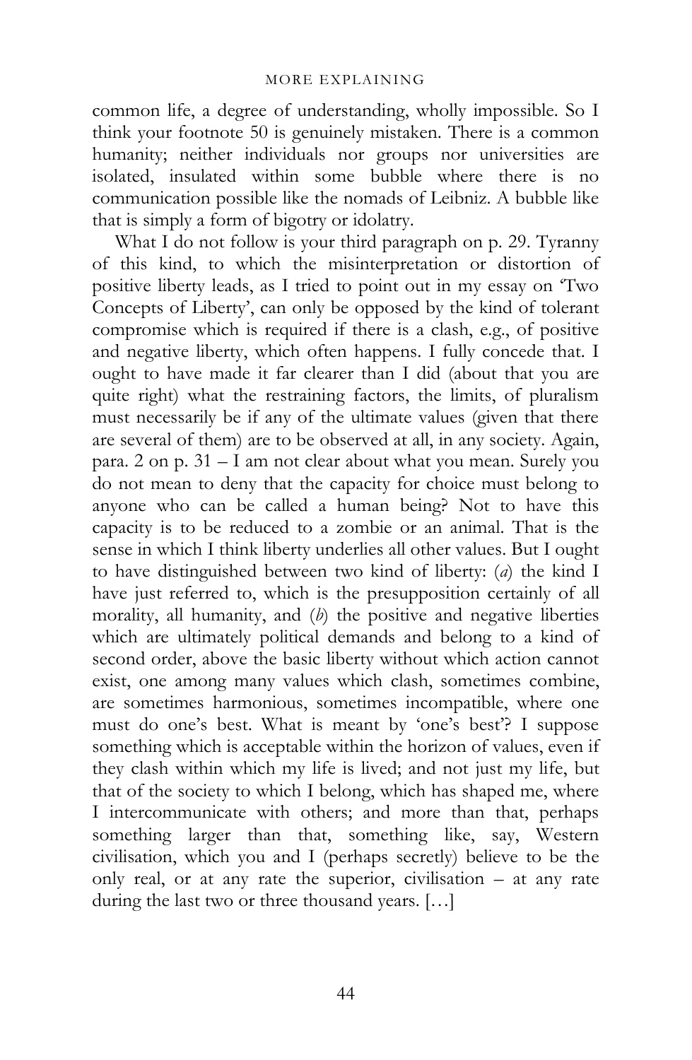common life, a degree of understanding, wholly impossible. So I think your footnote 50 is genuinely mistaken. There is a common humanity; neither individuals nor groups nor universities are isolated, insulated within some bubble where there is no communication possible like the nomads of Leibniz. A bubble like that is simply a form of bigotry or idolatry.

What I do not follow is your third paragraph on p. 29. Tyranny of this kind, to which the misinterpretation or distortion of positive liberty leads, as I tried to point out in my essay on 'Two Concepts of Liberty', can only be opposed by the kind of tolerant compromise which is required if there is a clash, e.g., of positive and negative liberty, which often happens. I fully concede that. I ought to have made it far clearer than I did (about that you are quite right) what the restraining factors, the limits, of pluralism must necessarily be if any of the ultimate values (given that there are several of them) are to be observed at all, in any society. Again, para. 2 on p. 31 – I am not clear about what you mean. Surely you do not mean to deny that the capacity for choice must belong to anyone who can be called a human being? Not to have this capacity is to be reduced to a zombie or an animal. That is the sense in which I think liberty underlies all other values. But I ought to have distinguished between two kind of liberty: (*a*) the kind I have just referred to, which is the presupposition certainly of all morality, all humanity, and (*b*) the positive and negative liberties which are ultimately political demands and belong to a kind of second order, above the basic liberty without which action cannot exist, one among many values which clash, sometimes combine, are sometimes harmonious, sometimes incompatible, where one must do one's best. What is meant by 'one's best'? I suppose something which is acceptable within the horizon of values, even if they clash within which my life is lived; and not just my life, but that of the society to which I belong, which has shaped me, where I intercommunicate with others; and more than that, perhaps something larger than that, something like, say, Western civilisation, which you and I (perhaps secretly) believe to be the only real, or at any rate the superior, civilisation – at any rate during the last two or three thousand years. […]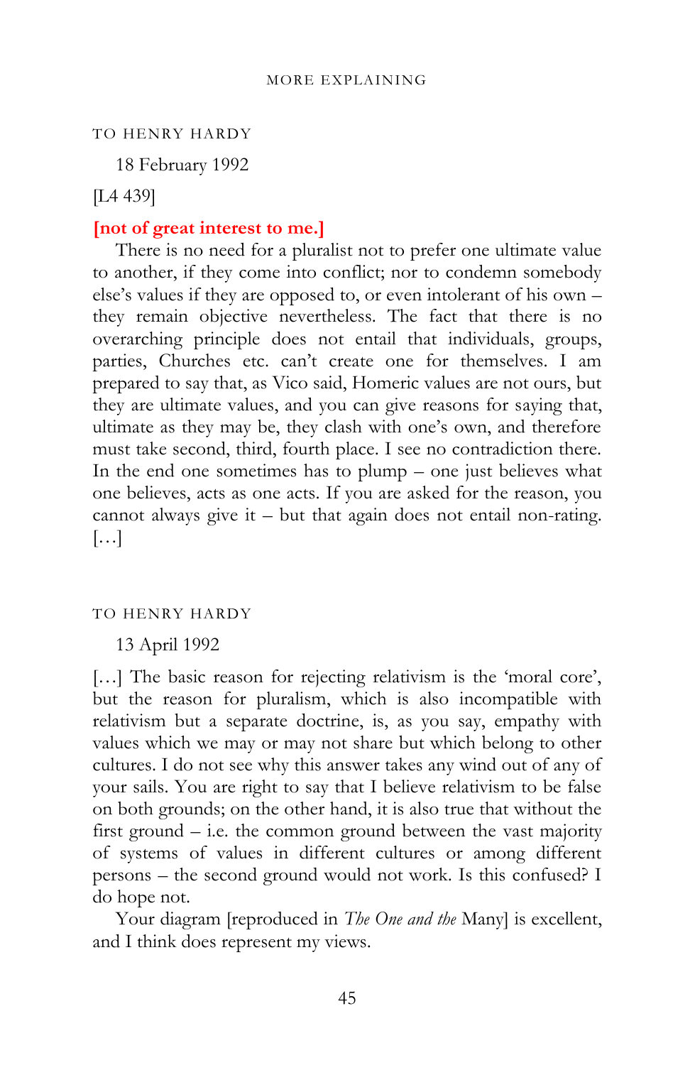TO HENRY HARDY

18 February 1992

[L4 439]

**[not of great interest to me.]**

There is no need for a pluralist not to prefer one ultimate value to another, if they come into conflict; nor to condemn somebody else's values if they are opposed to, or even intolerant of his own – they remain objective nevertheless. The fact that there is no overarching principle does not entail that individuals, groups, parties, Churches etc. can't create one for themselves. I am prepared to say that, as Vico said, Homeric values are not ours, but they are ultimate values, and you can give reasons for saying that, ultimate as they may be, they clash with one's own, and therefore must take second, third, fourth place. I see no contradiction there. In the end one sometimes has to plump – one just believes what one believes, acts as one acts. If you are asked for the reason, you cannot always give it – but that again does not entail non-rating. […]

TO HENRY HARDY

13 April 1992

[…] The basic reason for rejecting relativism is the 'moral core', but the reason for pluralism, which is also incompatible with relativism but a separate doctrine, is, as you say, empathy with values which we may or may not share but which belong to other cultures. I do not see why this answer takes any wind out of any of your sails. You are right to say that I believe relativism to be false on both grounds; on the other hand, it is also true that without the first ground – i.e. the common ground between the vast majority of systems of values in different cultures or among different persons – the second ground would not work. Is this confused? I do hope not.

Your diagram [reproduced in *The One and the* Many] is excellent, and I think does represent my views.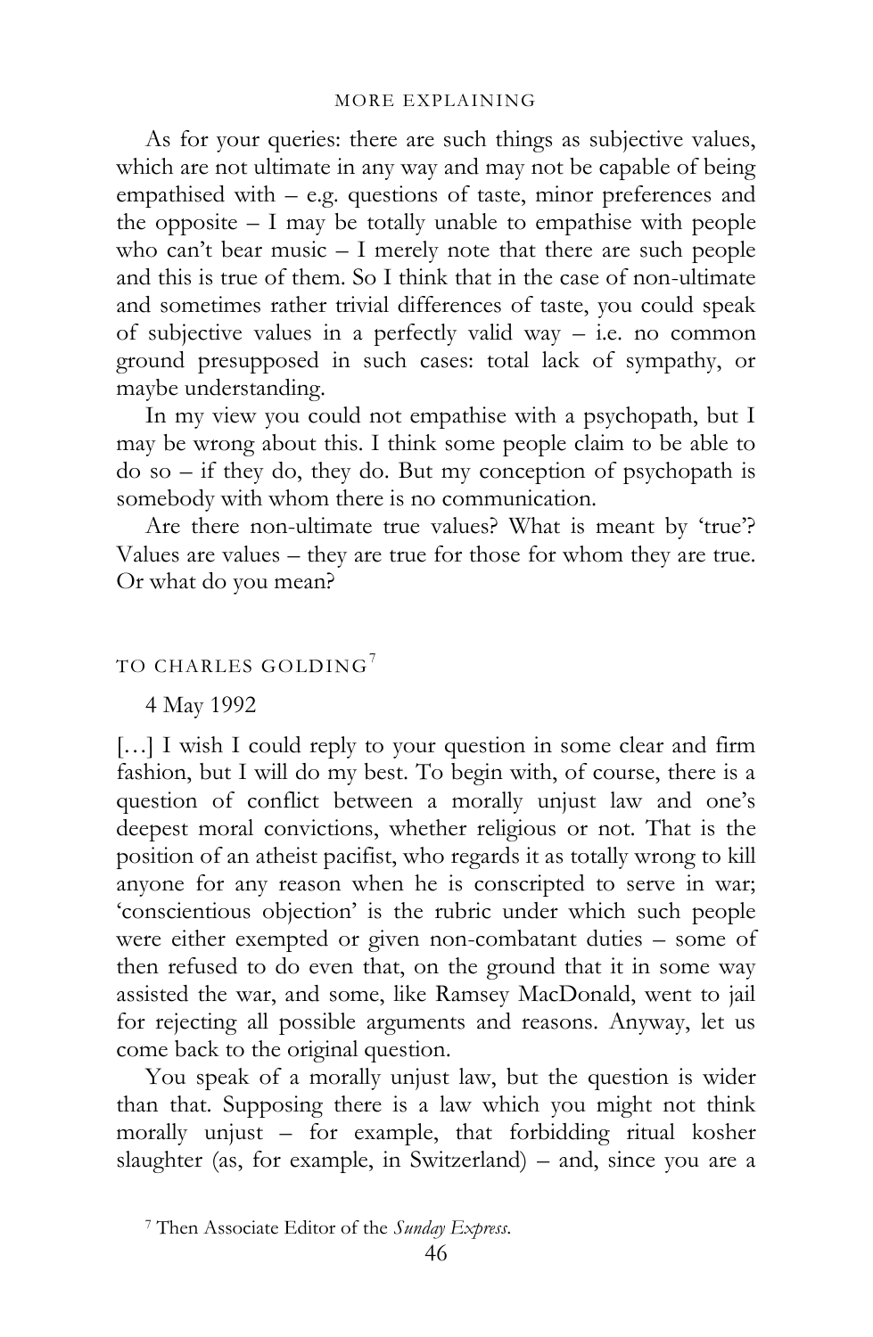As for your queries: there are such things as subjective values, which are not ultimate in any way and may not be capable of being empathised with – e.g. questions of taste, minor preferences and the opposite – I may be totally unable to empathise with people who can't bear music – I merely note that there are such people and this is true of them. So I think that in the case of non-ultimate and sometimes rather trivial differences of taste, you could speak of subjective values in a perfectly valid way – i.e. no common ground presupposed in such cases: total lack of sympathy, or maybe understanding.

In my view you could not empathise with a psychopath, but I may be wrong about this. I think some people claim to be able to do so – if they do, they do. But my conception of psychopath is somebody with whom there is no communication.

Are there non-ultimate true values? What is meant by 'true'? Values are values – they are true for those for whom they are true. Or what do you mean?

### TO CHARLES GOLDING[7]

4 May 1992

[…] I wish I could reply to your question in some clear and firm fashion, but I will do my best. To begin with, of course, there is a question of conflict between a morally unjust law and one's deepest moral convictions, whether religious or not. That is the position of an atheist pacifist, who regards it as totally wrong to kill anyone for any reason when he is conscripted to serve in war; 'conscientious objection' is the rubric under which such people were either exempted or given non-combatant duties – some of then refused to do even that, on the ground that it in some way assisted the war, and some, like Ramsey MacDonald, went to jail for rejecting all possible arguments and reasons. Anyway, let us come back to the original question.

You speak of a morally unjust law, but the question is wider than that. Supposing there is a law which you might not think morally unjust – for example, that forbidding ritual kosher slaughter (as, for example, in Switzerland) – and, since you are a

[7] Then Associate Editor of the *Sunday Express*.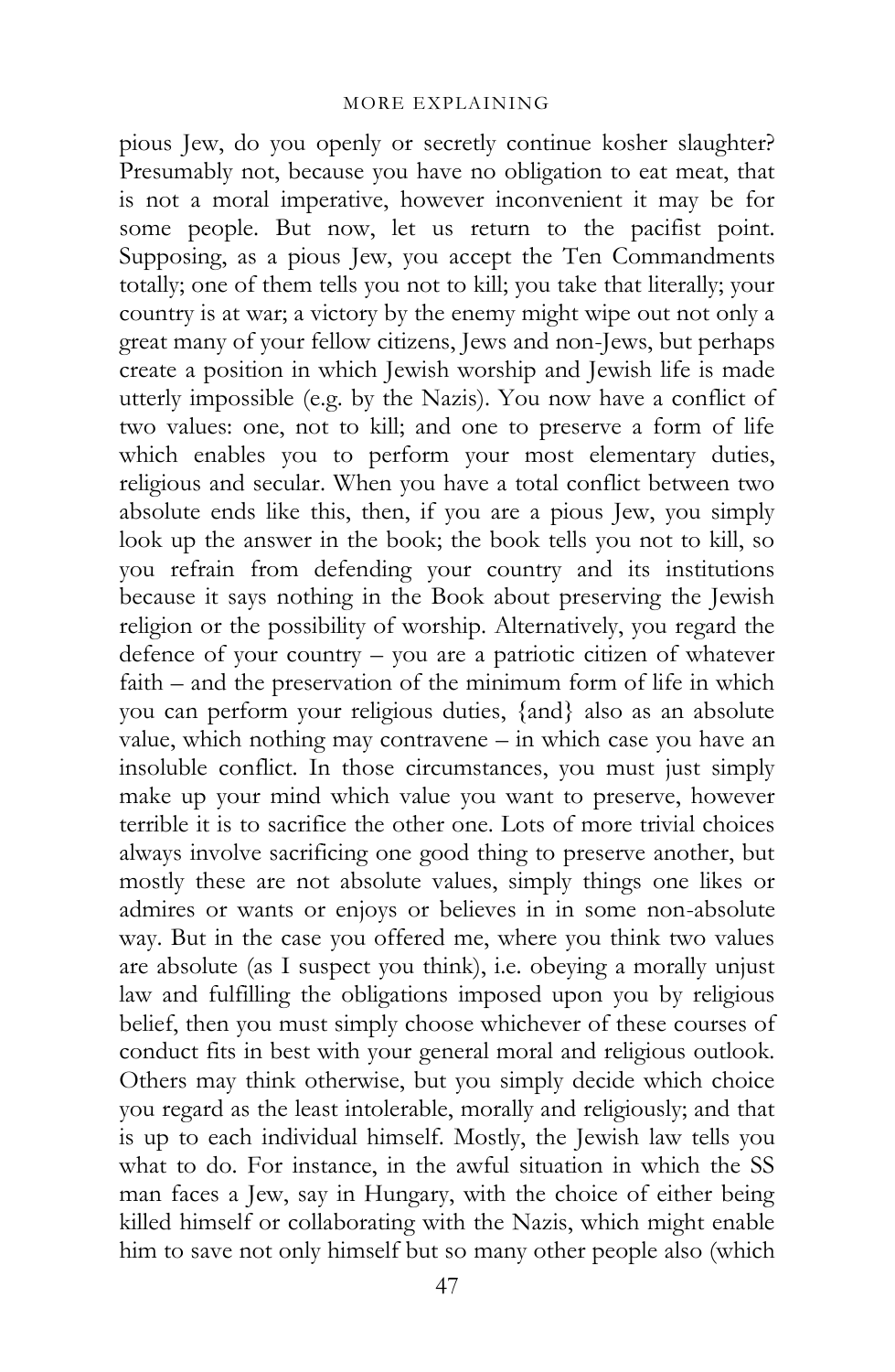pious Jew, do you openly or secretly continue kosher slaughter? Presumably not, because you have no obligation to eat meat, that is not a moral imperative, however inconvenient it may be for some people. But now, let us return to the pacifist point. Supposing, as a pious Jew, you accept the Ten Commandments totally; one of them tells you not to kill; you take that literally; your country is at war; a victory by the enemy might wipe out not only a great many of your fellow citizens, Jews and non-Jews, but perhaps create a position in which Jewish worship and Jewish life is made utterly impossible (e.g. by the Nazis). You now have a conflict of two values: one, not to kill; and one to preserve a form of life which enables you to perform your most elementary duties, religious and secular. When you have a total conflict between two absolute ends like this, then, if you are a pious Jew, you simply look up the answer in the book; the book tells you not to kill, so you refrain from defending your country and its institutions because it says nothing in the Book about preserving the Jewish religion or the possibility of worship. Alternatively, you regard the defence of your country – you are a patriotic citizen of whatever faith – and the preservation of the minimum form of life in which you can perform your religious duties, {and} also as an absolute value, which nothing may contravene – in which case you have an insoluble conflict. In those circumstances, you must just simply make up your mind which value you want to preserve, however terrible it is to sacrifice the other one. Lots of more trivial choices always involve sacrificing one good thing to preserve another, but mostly these are not absolute values, simply things one likes or admires or wants or enjoys or believes in in some non-absolute way. But in the case you offered me, where you think two values are absolute (as I suspect you think), i.e. obeying a morally unjust law and fulfilling the obligations imposed upon you by religious belief, then you must simply choose whichever of these courses of conduct fits in best with your general moral and religious outlook. Others may think otherwise, but you simply decide which choice you regard as the least intolerable, morally and religiously; and that is up to each individual himself. Mostly, the Jewish law tells you what to do. For instance, in the awful situation in which the SS man faces a Jew, say in Hungary, with the choice of either being killed himself or collaborating with the Nazis, which might enable him to save not only himself but so many other people also (which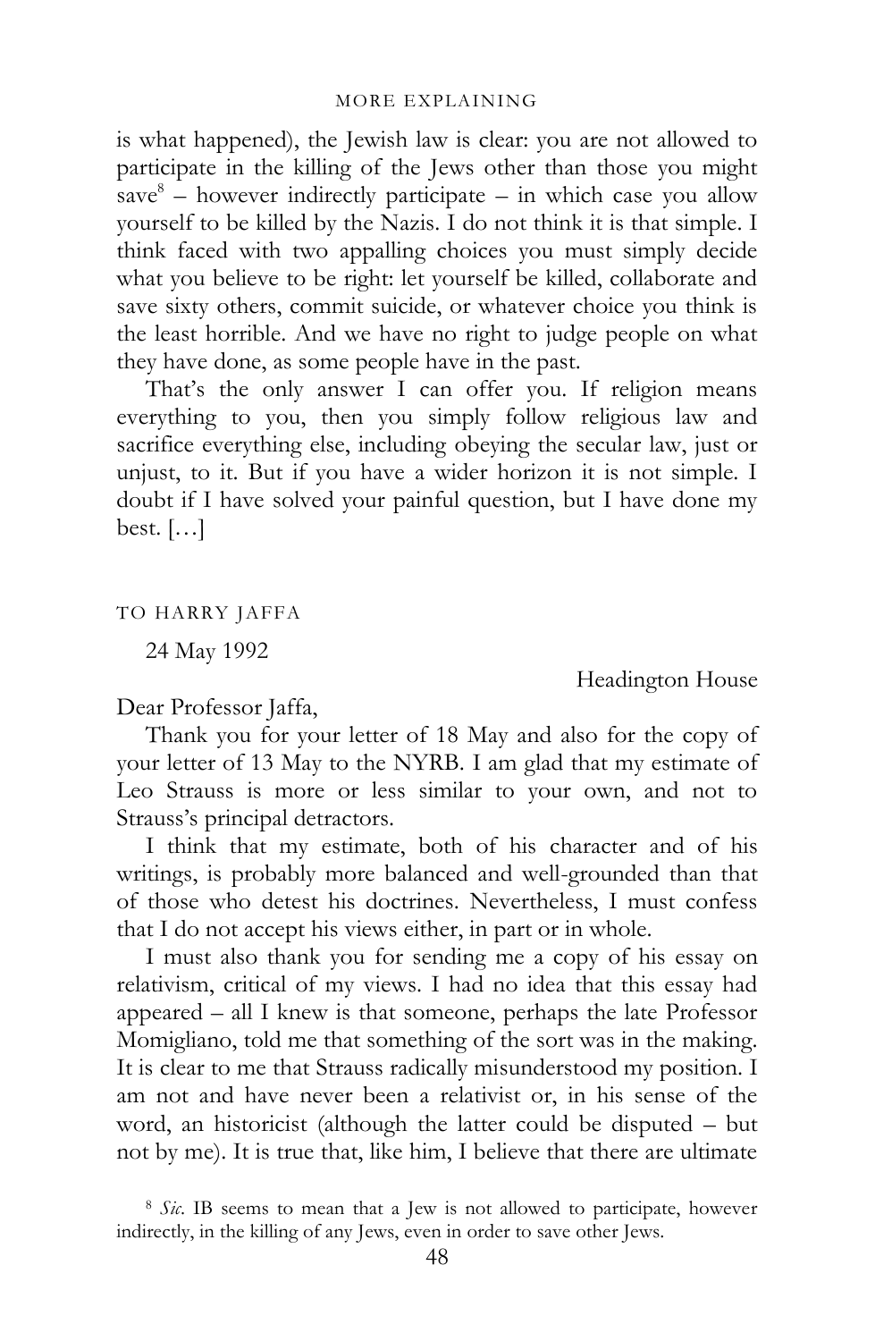is what happened), the Jewish law is clear: you are not allowed to participate in the killing of the Jews other than those you might save[8] – however indirectly participate – in which case you allow yourself to be killed by the Nazis. I do not think it is that simple. I think faced with two appalling choices you must simply decide what you believe to be right: let yourself be killed, collaborate and save sixty others, commit suicide, or whatever choice you think is the least horrible. And we have no right to judge people on what they have done, as some people have in the past.

That's the only answer I can offer you. If religion means everything to you, then you simply follow religious law and sacrifice everything else, including obeying the secular law, just or unjust, to it. But if you have a wider horizon it is not simple. I doubt if I have solved your painful question, but I have done my best. […]

## TO HARRY JAFFA

24 May 1992

Headington House

Dear Professor Jaffa,

Thank you for your letter of 18 May and also for the copy of your letter of 13 May to the NYRB. I am glad that my estimate of Leo Strauss is more or less similar to your own, and not to Strauss's principal detractors.

I think that my estimate, both of his character and of his writings, is probably more balanced and well-grounded than that of those who detest his doctrines. Nevertheless, I must confess that I do not accept his views either, in part or in whole.

I must also thank you for sending me a copy of his essay on relativism, critical of my views. I had no idea that this essay had appeared – all I knew is that someone, perhaps the late Professor Momigliano, told me that something of the sort was in the making. It is clear to me that Strauss radically misunderstood my position. I am not and have never been a relativist or, in his sense of the word, an historicist (although the latter could be disputed – but not by me). It is true that, like him, I believe that there are ultimate

[8] *Sic*. IB seems to mean that a Jew is not allowed to participate, however indirectly, in the killing of any Jews, even in order to save other Jews.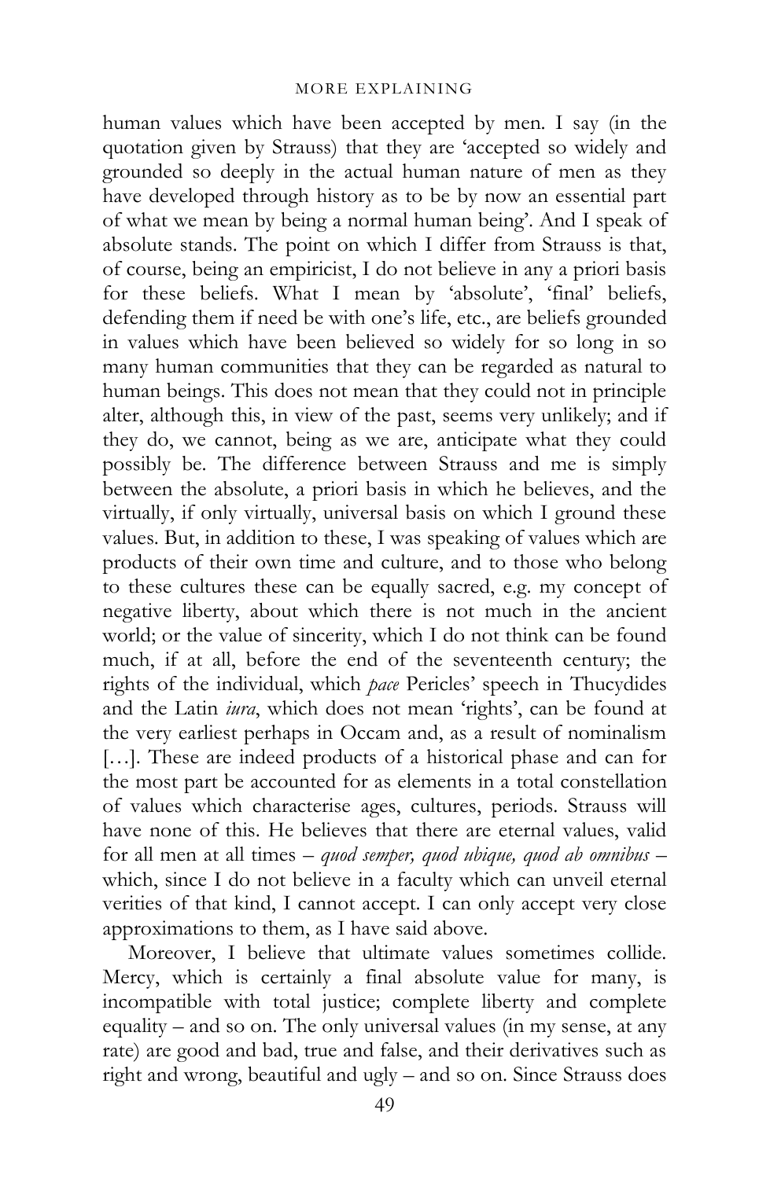human values which have been accepted by men. I say (in the quotation given by Strauss) that they are 'accepted so widely and grounded so deeply in the actual human nature of men as they have developed through history as to be by now an essential part of what we mean by being a normal human being'. And I speak of absolute stands. The point on which I differ from Strauss is that, of course, being an empiricist, I do not believe in any a priori basis for these beliefs. What I mean by 'absolute', 'final' beliefs, defending them if need be with one's life, etc., are beliefs grounded in values which have been believed so widely for so long in so many human communities that they can be regarded as natural to human beings. This does not mean that they could not in principle alter, although this, in view of the past, seems very unlikely; and if they do, we cannot, being as we are, anticipate what they could possibly be. The difference between Strauss and me is simply between the absolute, a priori basis in which he believes, and the virtually, if only virtually, universal basis on which I ground these values. But, in addition to these, I was speaking of values which are products of their own time and culture, and to those who belong to these cultures these can be equally sacred, e.g. my concept of negative liberty, about which there is not much in the ancient world; or the value of sincerity, which I do not think can be found much, if at all, before the end of the seventeenth century; the rights of the individual, which *pace* Pericles' speech in Thucydides and the Latin *iura*, which does not mean 'rights', can be found at the very earliest perhaps in Occam and, as a result of nominalism […]. These are indeed products of a historical phase and can for the most part be accounted for as elements in a total constellation of values which characterise ages, cultures, periods. Strauss will have none of this. He believes that there are eternal values, valid for all men at all times – *quod semper, quod ubique, quod ab omnibus* – which, since I do not believe in a faculty which can unveil eternal verities of that kind, I cannot accept. I can only accept very close approximations to them, as I have said above.

Moreover, I believe that ultimate values sometimes collide. Mercy, which is certainly a final absolute value for many, is incompatible with total justice; complete liberty and complete equality – and so on. The only universal values (in my sense, at any rate) are good and bad, true and false, and their derivatives such as right and wrong, beautiful and ugly – and so on. Since Strauss does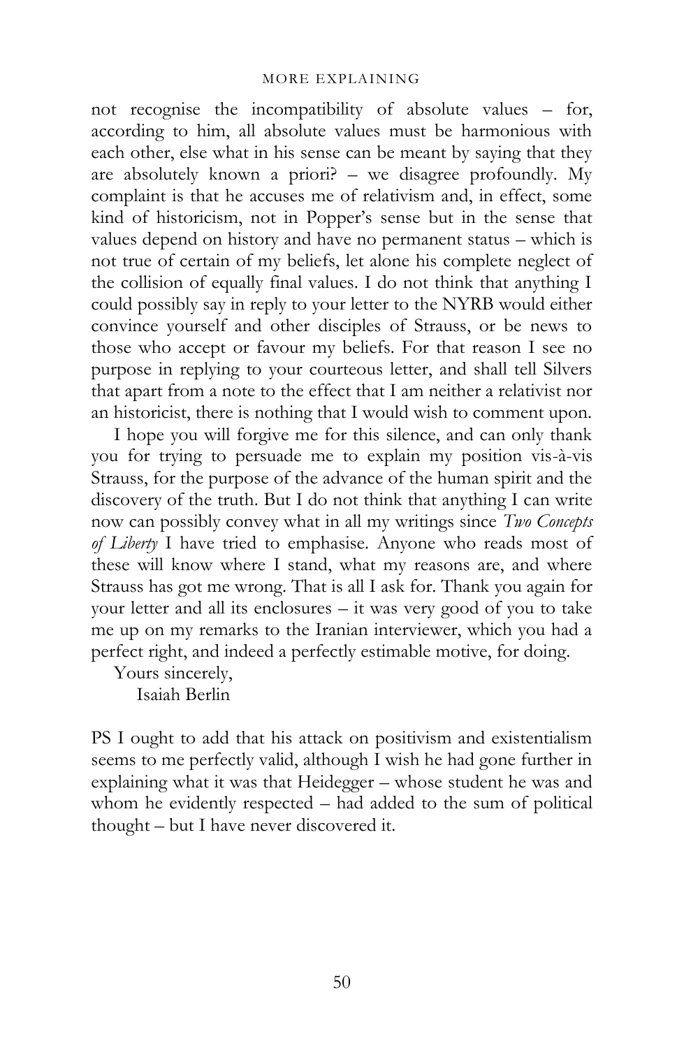not recognise the incompatibility of absolute values – for, according to him, all absolute values must be harmonious with each other, else what in his sense can be meant by saying that they are absolutely known a priori? – we disagree profoundly. My complaint is that he accuses me of relativism and, in effect, some kind of historicism, not in Popper's sense but in the sense that values depend on history and have no permanent status – which is not true of certain of my beliefs, let alone his complete neglect of the collision of equally final values. I do not think that anything I could possibly say in reply to your letter to the NYRB would either convince yourself and other disciples of Strauss, or be news to those who accept or favour my beliefs. For that reason I see no purpose in replying to your courteous letter, and shall tell Silvers that apart from a note to the effect that I am neither a relativist nor an historicist, there is nothing that I would wish to comment upon.

I hope you will forgive me for this silence, and can only thank you for trying to persuade me to explain my position vis-à-vis Strauss, for the purpose of the advance of the human spirit and the discovery of the truth. But I do not think that anything I can write now can possibly convey what in all my writings since *Two Concepts of Liberty* I have tried to emphasise. Anyone who reads most of these will know where I stand, what my reasons are, and where Strauss has got me wrong. That is all I ask for. Thank you again for your letter and all its enclosures – it was very good of you to take me up on my remarks to the Iranian interviewer, which you had a perfect right, and indeed a perfectly estimable motive, for doing.

Yours sincerely,
Isaiah Berlin

PS I ought to add that his attack on positivism and existentialism seems to me perfectly valid, although I wish he had gone further in explaining what it was that Heidegger – whose student he was and whom he evidently respected – had added to the sum of political thought – but I have never discovered it.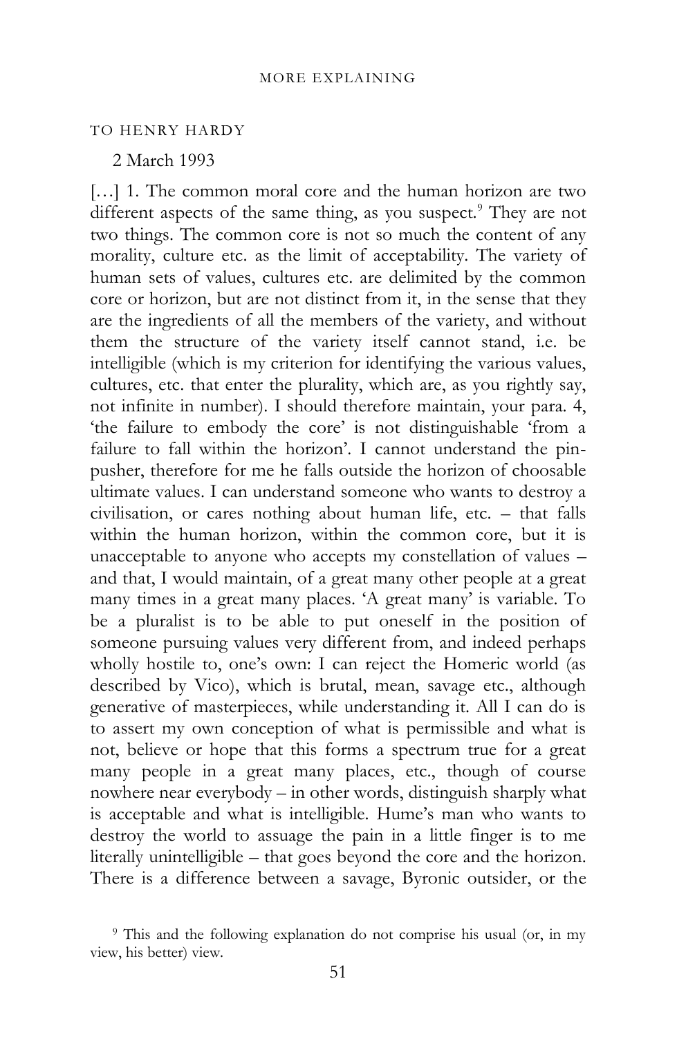TO HENRY HARDY

2 March 1993

[…] 1. The common moral core and the human horizon are two different aspects of the same thing, as you suspect.[9] They are not two things. The common core is not so much the content of any morality, culture etc. as the limit of acceptability. The variety of human sets of values, cultures etc. are delimited by the common core or horizon, but are not distinct from it, in the sense that they are the ingredients of all the members of the variety, and without them the structure of the variety itself cannot stand, i.e. be intelligible (which is my criterion for identifying the various values, cultures, etc. that enter the plurality, which are, as you rightly say, not infinite in number). I should therefore maintain, your para. 4, 'the failure to embody the core' is not distinguishable 'from a failure to fall within the horizon'. I cannot understand the pin-pusher, therefore for me he falls outside the horizon of choosable ultimate values. I can understand someone who wants to destroy a civilisation, or cares nothing about human life, etc. – that falls within the human horizon, within the common core, but it is unacceptable to anyone who accepts my constellation of values – and that, I would maintain, of a great many other people at a great many times in a great many places. 'A great many' is variable. To be a pluralist is to be able to put oneself in the position of someone pursuing values very different from, and indeed perhaps wholly hostile to, one's own: I can reject the Homeric world (as described by Vico), which is brutal, mean, savage etc., although generative of masterpieces, while understanding it. All I can do is to assert my own conception of what is permissible and what is not, believe or hope that this forms a spectrum true for a great many people in a great many places, etc., though of course nowhere near everybody – in other words, distinguish sharply what is acceptable and what is intelligible. Hume's man who wants to destroy the world to assuage the pain in a little finger is to me literally unintelligible – that goes beyond the core and the horizon. There is a difference between a savage, Byronic outsider, or the

[9] This and the following explanation do not comprise his usual (or, in my view, his better) view.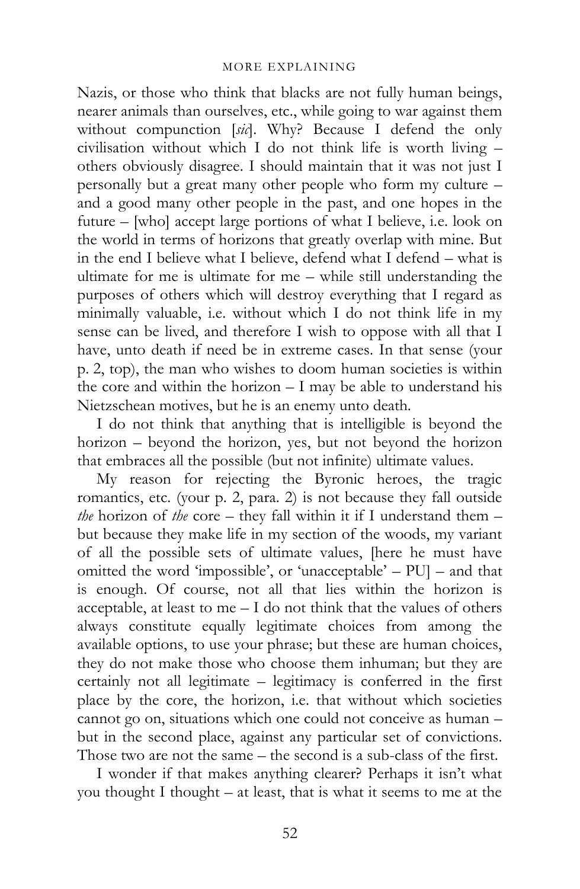Nazis, or those who think that blacks are not fully human beings, nearer animals than ourselves, etc., while going to war against them without compunction [*sic*]. Why? Because I defend the only civilisation without which I do not think life is worth living – others obviously disagree. I should maintain that it was not just I personally but a great many other people who form my culture – and a good many other people in the past, and one hopes in the future – [who] accept large portions of what I believe, i.e. look on the world in terms of horizons that greatly overlap with mine. But in the end I believe what I believe, defend what I defend – what is ultimate for me is ultimate for me – while still understanding the purposes of others which will destroy everything that I regard as minimally valuable, i.e. without which I do not think life in my sense can be lived, and therefore I wish to oppose with all that I have, unto death if need be in extreme cases. In that sense (your p. 2, top), the man who wishes to doom human societies is within the core and within the horizon – I may be able to understand his Nietzschean motives, but he is an enemy unto death.

I do not think that anything that is intelligible is beyond the horizon – beyond the horizon, yes, but not beyond the horizon that embraces all the possible (but not infinite) ultimate values.

My reason for rejecting the Byronic heroes, the tragic romantics, etc. (your p. 2, para. 2) is not because they fall outside *the* horizon of *the* core – they fall within it if I understand them – but because they make life in my section of the woods, my variant of all the possible sets of ultimate values, [here he must have omitted the word 'impossible', or 'unacceptable' – PU] – and that is enough. Of course, not all that lies within the horizon is acceptable, at least to me – I do not think that the values of others always constitute equally legitimate choices from among the available options, to use your phrase; but these are human choices, they do not make those who choose them inhuman; but they are certainly not all legitimate – legitimacy is conferred in the first place by the core, the horizon, i.e. that without which societies cannot go on, situations which one could not conceive as human – but in the second place, against any particular set of convictions. Those two are not the same – the second is a sub-class of the first.

I wonder if that makes anything clearer? Perhaps it isn't what you thought I thought – at least, that is what it seems to me at the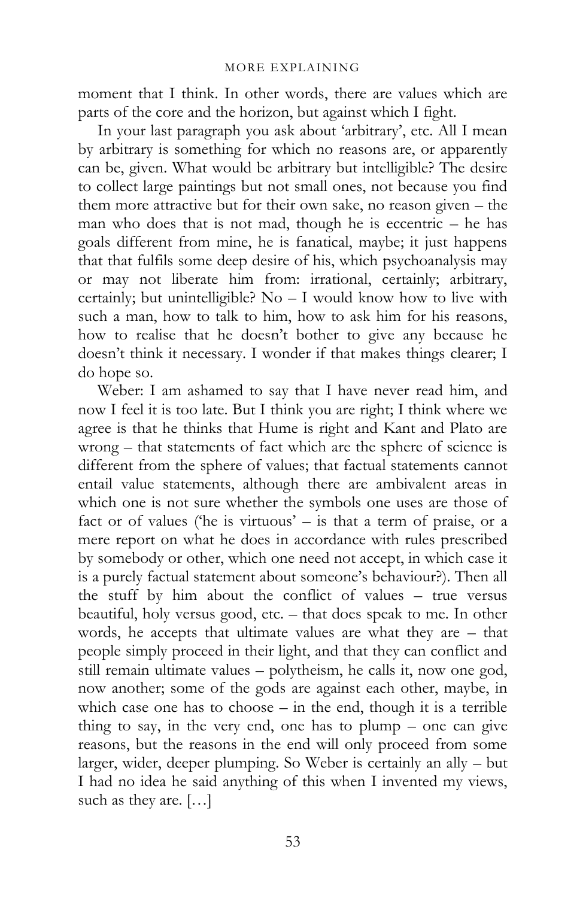moment that I think. In other words, there are values which are parts of the core and the horizon, but against which I fight.

In your last paragraph you ask about 'arbitrary', etc. All I mean by arbitrary is something for which no reasons are, or apparently can be, given. What would be arbitrary but intelligible? The desire to collect large paintings but not small ones, not because you find them more attractive but for their own sake, no reason given – the man who does that is not mad, though he is eccentric – he has goals different from mine, he is fanatical, maybe; it just happens that that fulfils some deep desire of his, which psychoanalysis may or may not liberate him from: irrational, certainly; arbitrary, certainly; but unintelligible? No – I would know how to live with such a man, how to talk to him, how to ask him for his reasons, how to realise that he doesn't bother to give any because he doesn't think it necessary. I wonder if that makes things clearer; I do hope so.

Weber: I am ashamed to say that I have never read him, and now I feel it is too late. But I think you are right; I think where we agree is that he thinks that Hume is right and Kant and Plato are wrong – that statements of fact which are the sphere of science is different from the sphere of values; that factual statements cannot entail value statements, although there are ambivalent areas in which one is not sure whether the symbols one uses are those of fact or of values ('he is virtuous' – is that a term of praise, or a mere report on what he does in accordance with rules prescribed by somebody or other, which one need not accept, in which case it is a purely factual statement about someone's behaviour?). Then all the stuff by him about the conflict of values – true versus beautiful, holy versus good, etc. – that does speak to me. In other words, he accepts that ultimate values are what they are – that people simply proceed in their light, and that they can conflict and still remain ultimate values – polytheism, he calls it, now one god, now another; some of the gods are against each other, maybe, in which case one has to choose – in the end, though it is a terrible thing to say, in the very end, one has to plump – one can give reasons, but the reasons in the end will only proceed from some larger, wider, deeper plumping. So Weber is certainly an ally – but I had no idea he said anything of this when I invented my views, such as they are. […]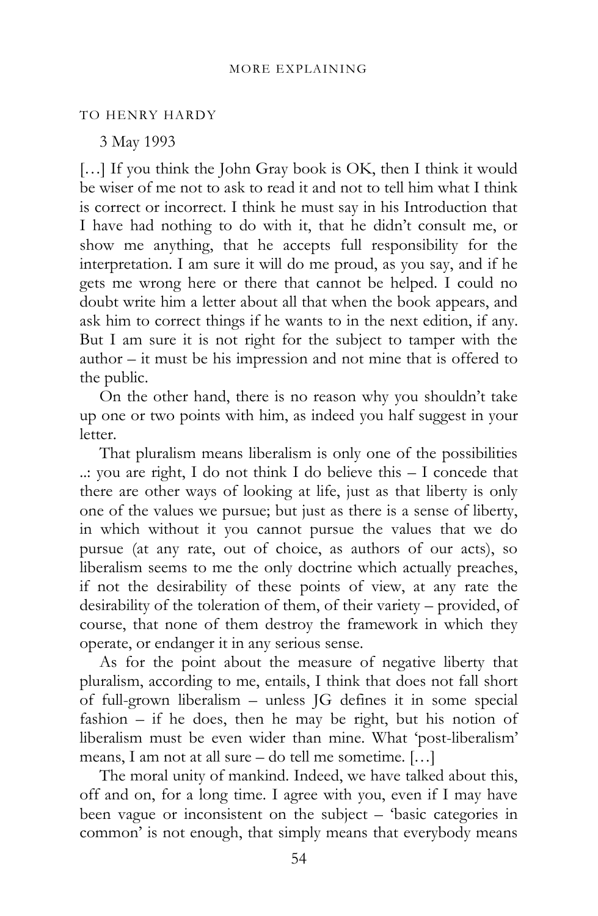TO HENRY HARDY

3 May 1993

[…] If you think the John Gray book is OK, then I think it would be wiser of me not to ask to read it and not to tell him what I think is correct or incorrect. I think he must say in his Introduction that I have had nothing to do with it, that he didn't consult me, or show me anything, that he accepts full responsibility for the interpretation. I am sure it will do me proud, as you say, and if he gets me wrong here or there that cannot be helped. I could no doubt write him a letter about all that when the book appears, and ask him to correct things if he wants to in the next edition, if any. But I am sure it is not right for the subject to tamper with the author – it must be his impression and not mine that is offered to the public.

On the other hand, there is no reason why you shouldn't take up one or two points with him, as indeed you half suggest in your letter.

That pluralism means liberalism is only one of the possibilities ..: you are right, I do not think I do believe this – I concede that there are other ways of looking at life, just as that liberty is only one of the values we pursue; but just as there is a sense of liberty, in which without it you cannot pursue the values that we do pursue (at any rate, out of choice, as authors of our acts), so liberalism seems to me the only doctrine which actually preaches, if not the desirability of these points of view, at any rate the desirability of the toleration of them, of their variety – provided, of course, that none of them destroy the framework in which they operate, or endanger it in any serious sense.

As for the point about the measure of negative liberty that pluralism, according to me, entails, I think that does not fall short of full-grown liberalism – unless JG defines it in some special fashion – if he does, then he may be right, but his notion of liberalism must be even wider than mine. What 'post-liberalism' means, I am not at all sure – do tell me sometime. […]

The moral unity of mankind. Indeed, we have talked about this, off and on, for a long time. I agree with you, even if I may have been vague or inconsistent on the subject – 'basic categories in common' is not enough, that simply means that everybody means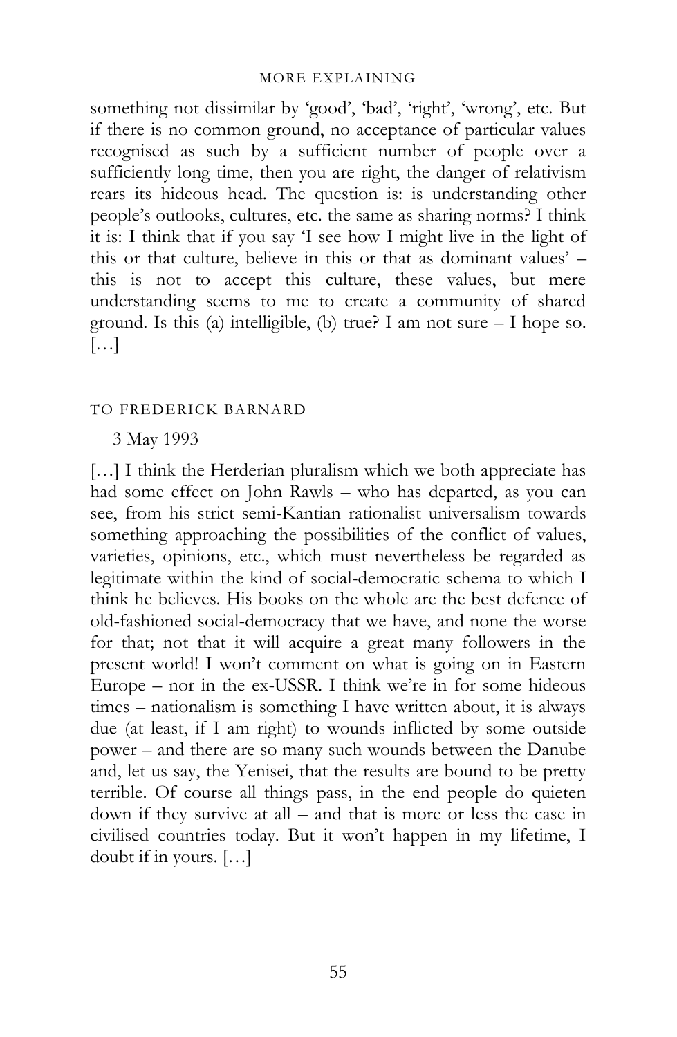something not dissimilar by 'good', 'bad', 'right', 'wrong', etc. But if there is no common ground, no acceptance of particular values recognised as such by a sufficient number of people over a sufficiently long time, then you are right, the danger of relativism rears its hideous head. The question is: is understanding other people's outlooks, cultures, etc. the same as sharing norms? I think it is: I think that if you say 'I see how I might live in the light of this or that culture, believe in this or that as dominant values' – this is not to accept this culture, these values, but mere understanding seems to me to create a community of shared ground. Is this (a) intelligible, (b) true? I am not sure – I hope so. […]

## TO FREDERICK BARNARD

3 May 1993

[…] I think the Herderian pluralism which we both appreciate has had some effect on John Rawls – who has departed, as you can see, from his strict semi-Kantian rationalist universalism towards something approaching the possibilities of the conflict of values, varieties, opinions, etc., which must nevertheless be regarded as legitimate within the kind of social-democratic schema to which I think he believes. His books on the whole are the best defence of old-fashioned social-democracy that we have, and none the worse for that; not that it will acquire a great many followers in the present world! I won't comment on what is going on in Eastern Europe – nor in the ex-USSR. I think we're in for some hideous times – nationalism is something I have written about, it is always due (at least, if I am right) to wounds inflicted by some outside power – and there are so many such wounds between the Danube and, let us say, the Yenisei, that the results are bound to be pretty terrible. Of course all things pass, in the end people do quieten down if they survive at all – and that is more or less the case in civilised countries today. But it won't happen in my lifetime, I doubt if in yours. […]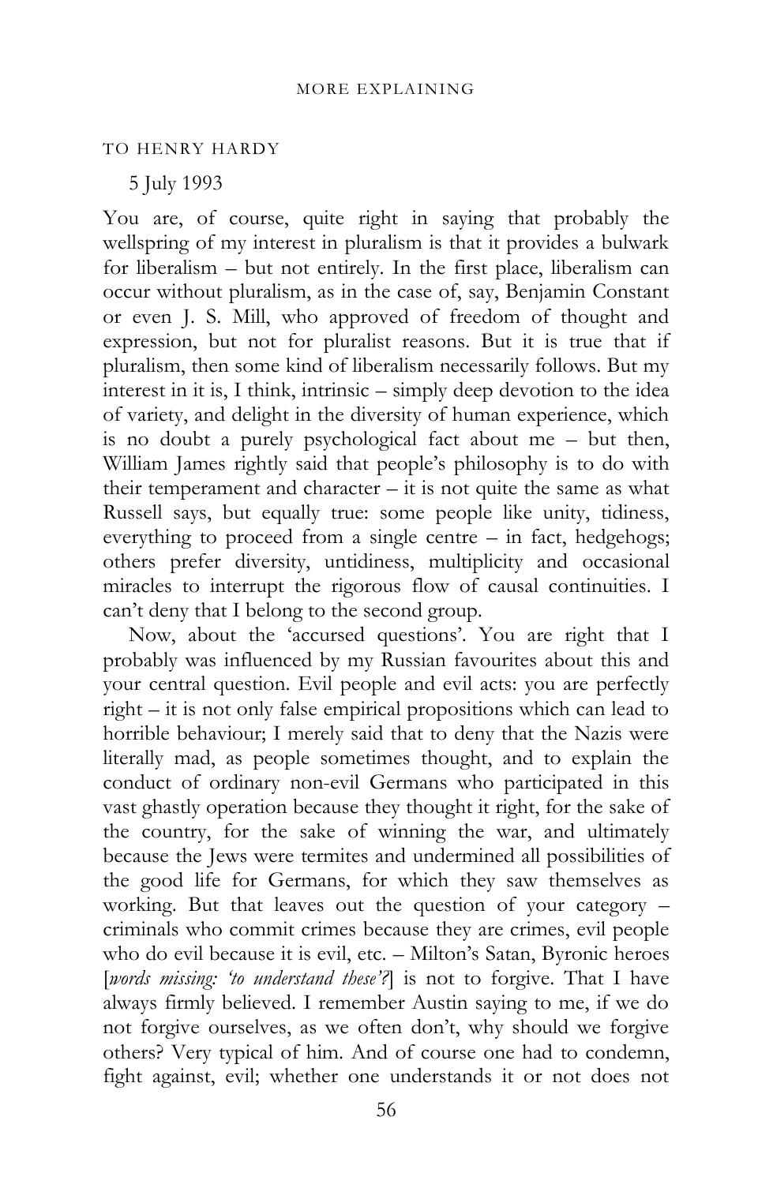TO HENRY HARDY

5 July 1993

You are, of course, quite right in saying that probably the wellspring of my interest in pluralism is that it provides a bulwark for liberalism – but not entirely. In the first place, liberalism can occur without pluralism, as in the case of, say, Benjamin Constant or even J. S. Mill, who approved of freedom of thought and expression, but not for pluralist reasons. But it is true that if pluralism, then some kind of liberalism necessarily follows. But my interest in it is, I think, intrinsic – simply deep devotion to the idea of variety, and delight in the diversity of human experience, which is no doubt a purely psychological fact about me – but then, William James rightly said that people's philosophy is to do with their temperament and character – it is not quite the same as what Russell says, but equally true: some people like unity, tidiness, everything to proceed from a single centre – in fact, hedgehogs; others prefer diversity, untidiness, multiplicity and occasional miracles to interrupt the rigorous flow of causal continuities. I can't deny that I belong to the second group.

Now, about the 'accursed questions'. You are right that I probably was influenced by my Russian favourites about this and your central question. Evil people and evil acts: you are perfectly right – it is not only false empirical propositions which can lead to horrible behaviour; I merely said that to deny that the Nazis were literally mad, as people sometimes thought, and to explain the conduct of ordinary non-evil Germans who participated in this vast ghastly operation because they thought it right, for the sake of the country, for the sake of winning the war, and ultimately because the Jews were termites and undermined all possibilities of the good life for Germans, for which they saw themselves as working. But that leaves out the question of your category – criminals who commit crimes because they are crimes, evil people who do evil because it is evil, etc. – Milton's Satan, Byronic heroes [*words missing: 'to understand these'?*] is not to forgive. That I have always firmly believed. I remember Austin saying to me, if we do not forgive ourselves, as we often don't, why should we forgive others? Very typical of him. And of course one had to condemn, fight against, evil; whether one understands it or not does not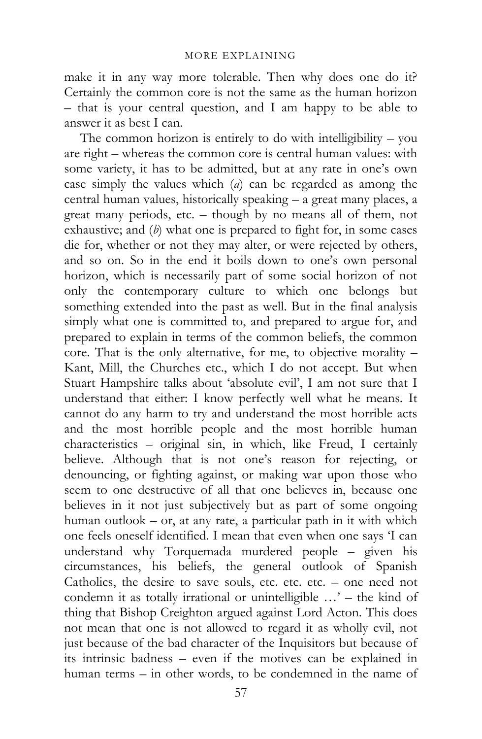make it in any way more tolerable. Then why does one do it? Certainly the common core is not the same as the human horizon – that is your central question, and I am happy to be able to answer it as best I can.

The common horizon is entirely to do with intelligibility – you are right – whereas the common core is central human values: with some variety, it has to be admitted, but at any rate in one's own case simply the values which (*a*) can be regarded as among the central human values, historically speaking – a great many places, a great many periods, etc. – though by no means all of them, not exhaustive; and (*b*) what one is prepared to fight for, in some cases die for, whether or not they may alter, or were rejected by others, and so on. So in the end it boils down to one's own personal horizon, which is necessarily part of some social horizon of not only the contemporary culture to which one belongs but something extended into the past as well. But in the final analysis simply what one is committed to, and prepared to argue for, and prepared to explain in terms of the common beliefs, the common core. That is the only alternative, for me, to objective morality – Kant, Mill, the Churches etc., which I do not accept. But when Stuart Hampshire talks about 'absolute evil', I am not sure that I understand that either: I know perfectly well what he means. It cannot do any harm to try and understand the most horrible acts and the most horrible people and the most horrible human characteristics – original sin, in which, like Freud, I certainly believe. Although that is not one's reason for rejecting, or denouncing, or fighting against, or making war upon those who seem to one destructive of all that one believes in, because one believes in it not just subjectively but as part of some ongoing human outlook – or, at any rate, a particular path in it with which one feels oneself identified. I mean that even when one says 'I can understand why Torquemada murdered people – given his circumstances, his beliefs, the general outlook of Spanish Catholics, the desire to save souls, etc. etc. etc. – one need not condemn it as totally irrational or unintelligible …' – the kind of thing that Bishop Creighton argued against Lord Acton. This does not mean that one is not allowed to regard it as wholly evil, not just because of the bad character of the Inquisitors but because of its intrinsic badness – even if the motives can be explained in human terms – in other words, to be condemned in the name of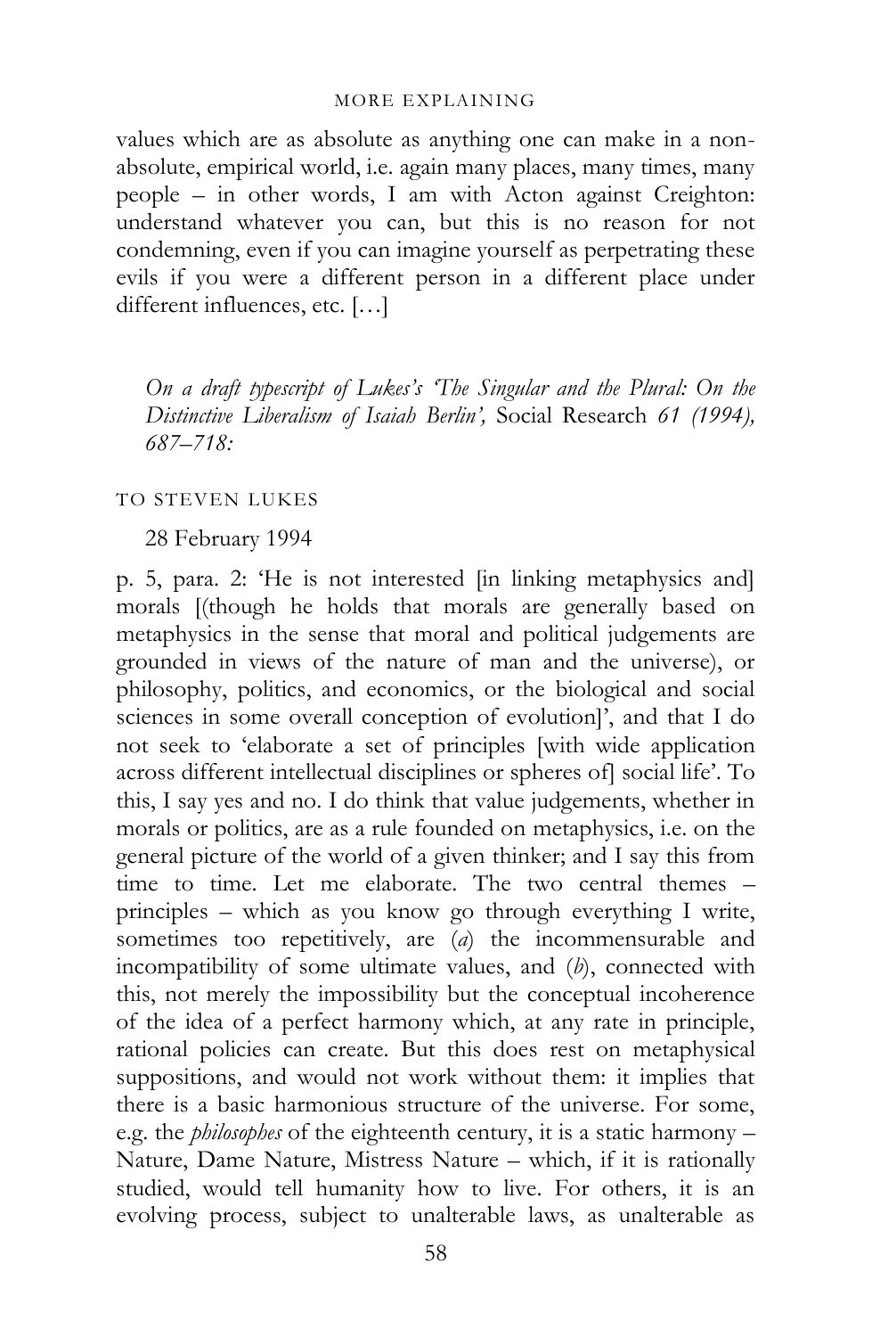values which are as absolute as anything one can make in a non-absolute, empirical world, i.e. again many places, many times, many people – in other words, I am with Acton against Creighton: understand whatever you can, but this is no reason for not condemning, even if you can imagine yourself as perpetrating these evils if you were a different person in a different place under different influences, etc. […]

*On a draft typescript of Lukes's 'The Singular and the Plural: On the Distinctive Liberalism of Isaiah Berlin',* Social Research *61 (1994), 687–718:*

TO STEVEN LUKES

28 February 1994

p. 5, para. 2: 'He is not interested [in linking metaphysics and] morals [(though he holds that morals are generally based on metaphysics in the sense that moral and political judgements are grounded in views of the nature of man and the universe), or philosophy, politics, and economics, or the biological and social sciences in some overall conception of evolution]', and that I do not seek to 'elaborate a set of principles [with wide application across different intellectual disciplines or spheres of] social life'. To this, I say yes and no. I do think that value judgements, whether in morals or politics, are as a rule founded on metaphysics, i.e. on the general picture of the world of a given thinker; and I say this from time to time. Let me elaborate. The two central themes – principles – which as you know go through everything I write, sometimes too repetitively, are (*a*) the incommensurable and incompatibility of some ultimate values, and (*b*), connected with this, not merely the impossibility but the conceptual incoherence of the idea of a perfect harmony which, at any rate in principle, rational policies can create. But this does rest on metaphysical suppositions, and would not work without them: it implies that there is a basic harmonious structure of the universe. For some, e.g. the *philosophes* of the eighteenth century, it is a static harmony – Nature, Dame Nature, Mistress Nature – which, if it is rationally studied, would tell humanity how to live. For others, it is an evolving process, subject to unalterable laws, as unalterable as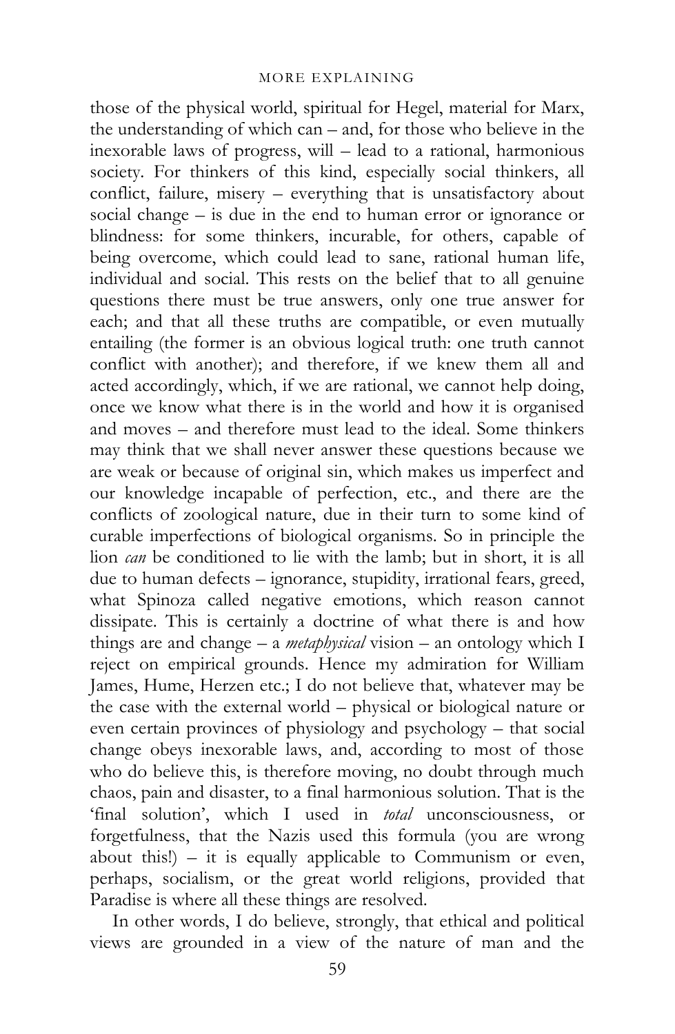those of the physical world, spiritual for Hegel, material for Marx, the understanding of which can – and, for those who believe in the inexorable laws of progress, will – lead to a rational, harmonious society. For thinkers of this kind, especially social thinkers, all conflict, failure, misery – everything that is unsatisfactory about social change – is due in the end to human error or ignorance or blindness: for some thinkers, incurable, for others, capable of being overcome, which could lead to sane, rational human life, individual and social. This rests on the belief that to all genuine questions there must be true answers, only one true answer for each; and that all these truths are compatible, or even mutually entailing (the former is an obvious logical truth: one truth cannot conflict with another); and therefore, if we knew them all and acted accordingly, which, if we are rational, we cannot help doing, once we know what there is in the world and how it is organised and moves – and therefore must lead to the ideal. Some thinkers may think that we shall never answer these questions because we are weak or because of original sin, which makes us imperfect and our knowledge incapable of perfection, etc., and there are the conflicts of zoological nature, due in their turn to some kind of curable imperfections of biological organisms. So in principle the lion *can* be conditioned to lie with the lamb; but in short, it is all due to human defects – ignorance, stupidity, irrational fears, greed, what Spinoza called negative emotions, which reason cannot dissipate. This is certainly a doctrine of what there is and how things are and change – a *metaphysical* vision – an ontology which I reject on empirical grounds. Hence my admiration for William James, Hume, Herzen etc.; I do not believe that, whatever may be the case with the external world – physical or biological nature or even certain provinces of physiology and psychology – that social change obeys inexorable laws, and, according to most of those who do believe this, is therefore moving, no doubt through much chaos, pain and disaster, to a final harmonious solution. That is the 'final solution', which I used in *total* unconsciousness, or forgetfulness, that the Nazis used this formula (you are wrong about this!) – it is equally applicable to Communism or even, perhaps, socialism, or the great world religions, provided that Paradise is where all these things are resolved.

In other words, I do believe, strongly, that ethical and political views are grounded in a view of the nature of man and the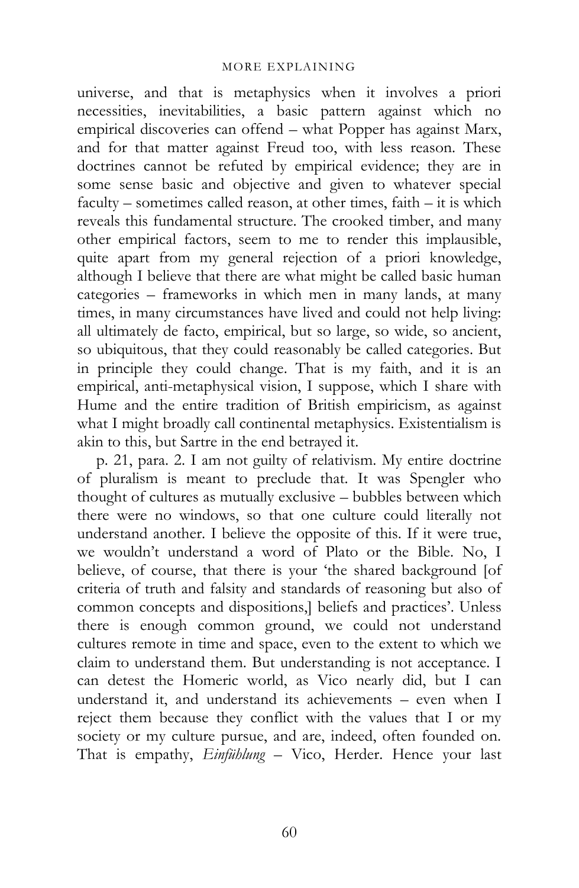universe, and that is metaphysics when it involves a priori necessities, inevitabilities, a basic pattern against which no empirical discoveries can offend – what Popper has against Marx, and for that matter against Freud too, with less reason. These doctrines cannot be refuted by empirical evidence; they are in some sense basic and objective and given to whatever special faculty – sometimes called reason, at other times, faith – it is which reveals this fundamental structure. The crooked timber, and many other empirical factors, seem to me to render this implausible, quite apart from my general rejection of a priori knowledge, although I believe that there are what might be called basic human categories – frameworks in which men in many lands, at many times, in many circumstances have lived and could not help living: all ultimately de facto, empirical, but so large, so wide, so ancient, so ubiquitous, that they could reasonably be called categories. But in principle they could change. That is my faith, and it is an empirical, anti-metaphysical vision, I suppose, which I share with Hume and the entire tradition of British empiricism, as against what I might broadly call continental metaphysics. Existentialism is akin to this, but Sartre in the end betrayed it.

p. 21, para. 2. I am not guilty of relativism. My entire doctrine of pluralism is meant to preclude that. It was Spengler who thought of cultures as mutually exclusive – bubbles between which there were no windows, so that one culture could literally not understand another. I believe the opposite of this. If it were true, we wouldn't understand a word of Plato or the Bible. No, I believe, of course, that there is your 'the shared background [of criteria of truth and falsity and standards of reasoning but also of common concepts and dispositions,] beliefs and practices'. Unless there is enough common ground, we could not understand cultures remote in time and space, even to the extent to which we claim to understand them. But understanding is not acceptance. I can detest the Homeric world, as Vico nearly did, but I can understand it, and understand its achievements – even when I reject them because they conflict with the values that I or my society or my culture pursue, and are, indeed, often founded on. That is empathy, *Einfühlung* – Vico, Herder. Hence your last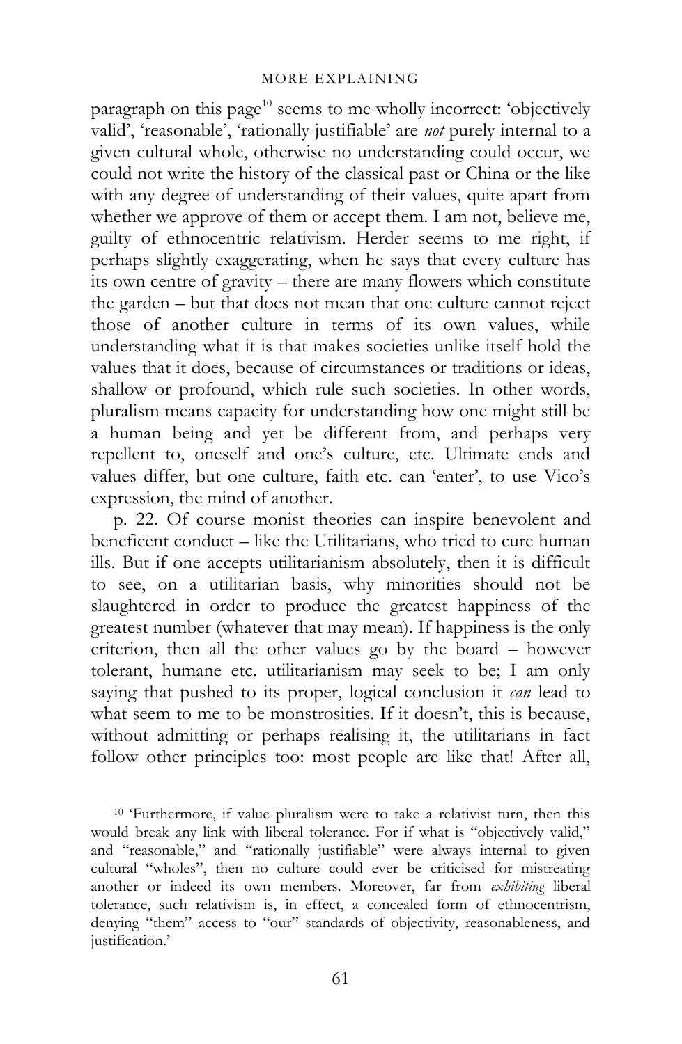paragraph on this page[10] seems to me wholly incorrect: 'objectively valid', 'reasonable', 'rationally justifiable' are *not* purely internal to a given cultural whole, otherwise no understanding could occur, we could not write the history of the classical past or China or the like with any degree of understanding of their values, quite apart from whether we approve of them or accept them. I am not, believe me, guilty of ethnocentric relativism. Herder seems to me right, if perhaps slightly exaggerating, when he says that every culture has its own centre of gravity – there are many flowers which constitute the garden – but that does not mean that one culture cannot reject those of another culture in terms of its own values, while understanding what it is that makes societies unlike itself hold the values that it does, because of circumstances or traditions or ideas, shallow or profound, which rule such societies. In other words, pluralism means capacity for understanding how one might still be a human being and yet be different from, and perhaps very repellent to, oneself and one's culture, etc. Ultimate ends and values differ, but one culture, faith etc. can 'enter', to use Vico's expression, the mind of another.

p. 22. Of course monist theories can inspire benevolent and beneficent conduct – like the Utilitarians, who tried to cure human ills. But if one accepts utilitarianism absolutely, then it is difficult to see, on a utilitarian basis, why minorities should not be slaughtered in order to produce the greatest happiness of the greatest number (whatever that may mean). If happiness is the only criterion, then all the other values go by the board – however tolerant, humane etc. utilitarianism may seek to be; I am only saying that pushed to its proper, logical conclusion it *can* lead to what seem to me to be monstrosities. If it doesn't, this is because, without admitting or perhaps realising it, the utilitarians in fact follow other principles too: most people are like that! After all,

[10] 'Furthermore, if value pluralism were to take a relativist turn, then this would break any link with liberal tolerance. For if what is "objectively valid," and "reasonable," and "rationally justifiable" were always internal to given cultural "wholes", then no culture could ever be criticised for mistreating another or indeed its own members. Moreover, far from *exhibiting* liberal tolerance, such relativism is, in effect, a concealed form of ethnocentrism, denying "them" access to "our" standards of objectivity, reasonableness, and justification.'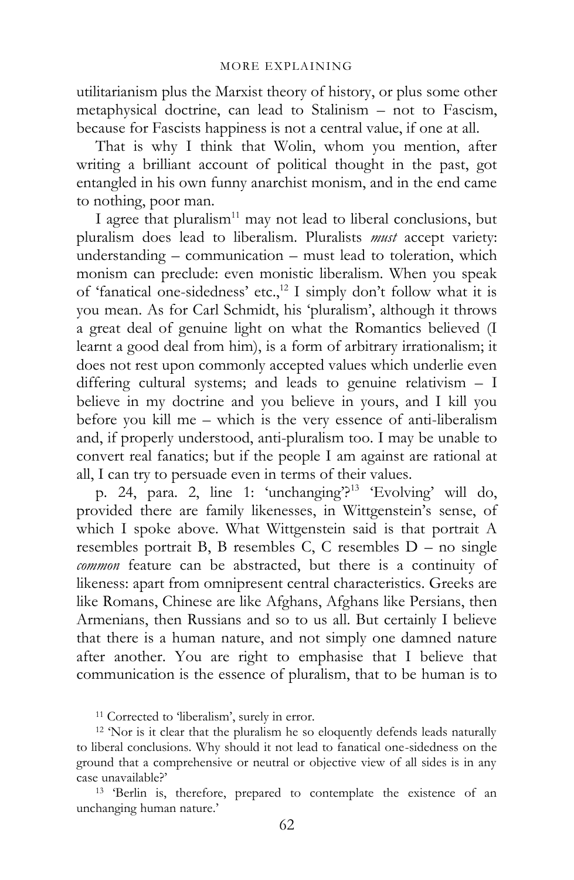utilitarianism plus the Marxist theory of history, or plus some other metaphysical doctrine, can lead to Stalinism – not to Fascism, because for Fascists happiness is not a central value, if one at all.

That is why I think that Wolin, whom you mention, after writing a brilliant account of political thought in the past, got entangled in his own funny anarchist monism, and in the end came to nothing, poor man.

I agree that pluralism[11] may not lead to liberal conclusions, but pluralism does lead to liberalism. Pluralists *must* accept variety: understanding – communication – must lead to toleration, which monism can preclude: even monistic liberalism. When you speak of 'fanatical one-sidedness' etc.,[12] I simply don't follow what it is you mean. As for Carl Schmidt, his 'pluralism', although it throws a great deal of genuine light on what the Romantics believed (I learnt a good deal from him), is a form of arbitrary irrationalism; it does not rest upon commonly accepted values which underlie even differing cultural systems; and leads to genuine relativism – I believe in my doctrine and you believe in yours, and I kill you before you kill me – which is the very essence of anti-liberalism and, if properly understood, anti-pluralism too. I may be unable to convert real fanatics; but if the people I am against are rational at all, I can try to persuade even in terms of their values.

p. 24, para. 2, line 1: 'unchanging'?[13] 'Evolving' will do, provided there are family likenesses, in Wittgenstein's sense, of which I spoke above. What Wittgenstein said is that portrait A resembles portrait B, B resembles C, C resembles D – no single *common* feature can be abstracted, but there is a continuity of likeness: apart from omnipresent central characteristics. Greeks are like Romans, Chinese are like Afghans, Afghans like Persians, then Armenians, then Russians and so to us all. But certainly I believe that there is a human nature, and not simply one damned nature after another. You are right to emphasise that I believe that communication is the essence of pluralism, that to be human is to

---

[11] Corrected to 'liberalism', surely in error.

[12] 'Nor is it clear that the pluralism he so eloquently defends leads naturally to liberal conclusions. Why should it not lead to fanatical one-sidedness on the ground that a comprehensive or neutral or objective view of all sides is in any case unavailable?'

[13] 'Berlin is, therefore, prepared to contemplate the existence of an unchanging human nature.'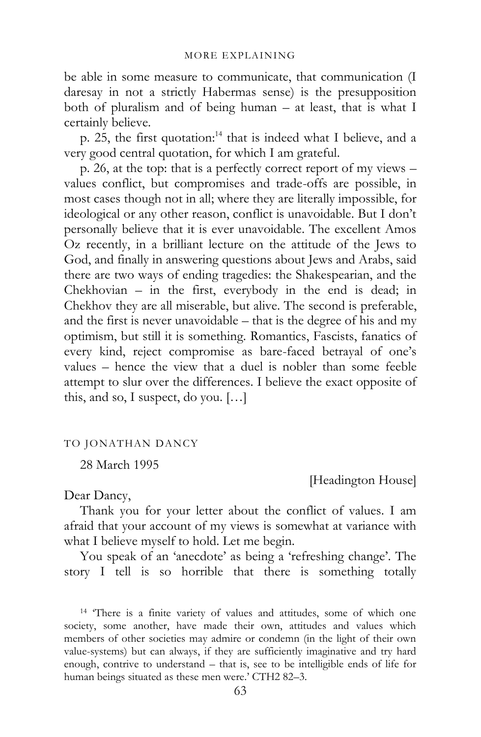be able in some measure to communicate, that communication (I daresay in not a strictly Habermas sense) is the presupposition both of pluralism and of being human – at least, that is what I certainly believe.

p. 25, the first quotation:[14] that is indeed what I believe, and a very good central quotation, for which I am grateful.

p. 26, at the top: that is a perfectly correct report of my views – values conflict, but compromises and trade-offs are possible, in most cases though not in all; where they are literally impossible, for ideological or any other reason, conflict is unavoidable. But I don't personally believe that it is ever unavoidable. The excellent Amos Oz recently, in a brilliant lecture on the attitude of the Jews to God, and finally in answering questions about Jews and Arabs, said there are two ways of ending tragedies: the Shakespearian, and the Chekhovian – in the first, everybody in the end is dead; in Chekhov they are all miserable, but alive. The second is preferable, and the first is never unavoidable – that is the degree of his and my optimism, but still it is something. Romantics, Fascists, fanatics of every kind, reject compromise as bare-faced betrayal of one's values – hence the view that a duel is nobler than some feeble attempt to slur over the differences. I believe the exact opposite of this, and so, I suspect, do you. […]

## TO JONATHAN DANCY

28 March 1995

[Headington House]

Dear Dancy,

Thank you for your letter about the conflict of values. I am afraid that your account of my views is somewhat at variance with what I believe myself to hold. Let me begin.

You speak of an 'anecdote' as being a 'refreshing change'. The story I tell is so horrible that there is something totally

[14] 'There is a finite variety of values and attitudes, some of which one society, some another, have made their own, attitudes and values which members of other societies may admire or condemn (in the light of their own value-systems) but can always, if they are sufficiently imaginative and try hard enough, contrive to understand – that is, see to be intelligible ends of life for human beings situated as these men were.' CTH2 82–3.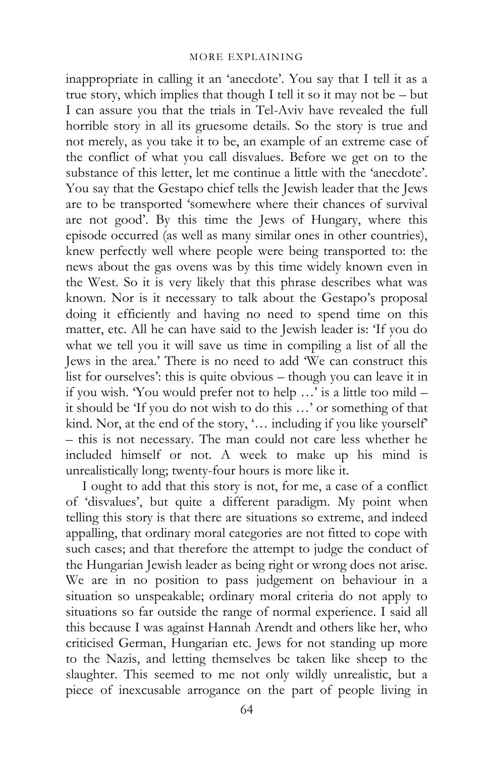inappropriate in calling it an 'anecdote'. You say that I tell it as a true story, which implies that though I tell it so it may not be – but I can assure you that the trials in Tel-Aviv have revealed the full horrible story in all its gruesome details. So the story is true and not merely, as you take it to be, an example of an extreme case of the conflict of what you call disvalues. Before we get on to the substance of this letter, let me continue a little with the 'anecdote'. You say that the Gestapo chief tells the Jewish leader that the Jews are to be transported 'somewhere where their chances of survival are not good'. By this time the Jews of Hungary, where this episode occurred (as well as many similar ones in other countries), knew perfectly well where people were being transported to: the news about the gas ovens was by this time widely known even in the West. So it is very likely that this phrase describes what was known. Nor is it necessary to talk about the Gestapo's proposal doing it efficiently and having no need to spend time on this matter, etc. All he can have said to the Jewish leader is: 'If you do what we tell you it will save us time in compiling a list of all the Jews in the area.' There is no need to add 'We can construct this list for ourselves': this is quite obvious – though you can leave it in if you wish. 'You would prefer not to help …' is a little too mild – it should be 'If you do not wish to do this …' or something of that kind. Nor, at the end of the story, '… including if you like yourself' – this is not necessary. The man could not care less whether he included himself or not. A week to make up his mind is unrealistically long; twenty-four hours is more like it.

I ought to add that this story is not, for me, a case of a conflict of 'disvalues', but quite a different paradigm. My point when telling this story is that there are situations so extreme, and indeed appalling, that ordinary moral categories are not fitted to cope with such cases; and that therefore the attempt to judge the conduct of the Hungarian Jewish leader as being right or wrong does not arise. We are in no position to pass judgement on behaviour in a situation so unspeakable; ordinary moral criteria do not apply to situations so far outside the range of normal experience. I said all this because I was against Hannah Arendt and others like her, who criticised German, Hungarian etc. Jews for not standing up more to the Nazis, and letting themselves be taken like sheep to the slaughter. This seemed to me not only wildly unrealistic, but a piece of inexcusable arrogance on the part of people living in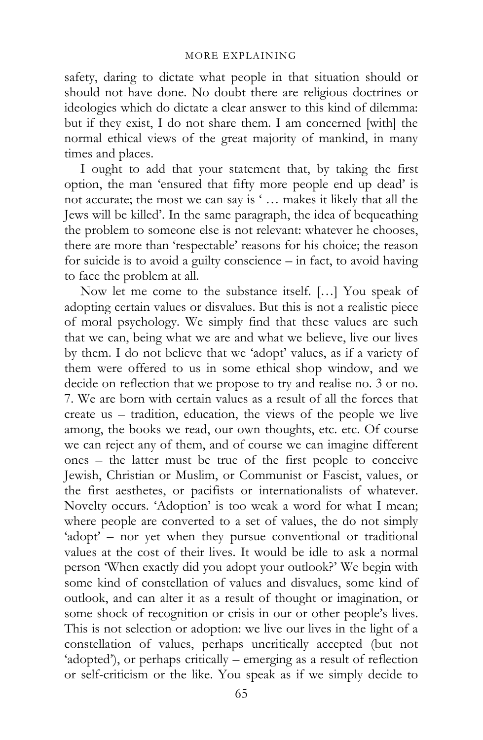safety, daring to dictate what people in that situation should or should not have done. No doubt there are religious doctrines or ideologies which do dictate a clear answer to this kind of dilemma: but if they exist, I do not share them. I am concerned [with] the normal ethical views of the great majority of mankind, in many times and places.

I ought to add that your statement that, by taking the first option, the man 'ensured that fifty more people end up dead' is not accurate; the most we can say is ' … makes it likely that all the Jews will be killed'. In the same paragraph, the idea of bequeathing the problem to someone else is not relevant: whatever he chooses, there are more than 'respectable' reasons for his choice; the reason for suicide is to avoid a guilty conscience – in fact, to avoid having to face the problem at all.

Now let me come to the substance itself. […] You speak of adopting certain values or disvalues. But this is not a realistic piece of moral psychology. We simply find that these values are such that we can, being what we are and what we believe, live our lives by them. I do not believe that we 'adopt' values, as if a variety of them were offered to us in some ethical shop window, and we decide on reflection that we propose to try and realise no. 3 or no. 7. We are born with certain values as a result of all the forces that create us – tradition, education, the views of the people we live among, the books we read, our own thoughts, etc. etc. Of course we can reject any of them, and of course we can imagine different ones – the latter must be true of the first people to conceive Jewish, Christian or Muslim, or Communist or Fascist, values, or the first aesthetes, or pacifists or internationalists of whatever. Novelty occurs. 'Adoption' is too weak a word for what I mean; where people are converted to a set of values, the do not simply 'adopt' – nor yet when they pursue conventional or traditional values at the cost of their lives. It would be idle to ask a normal person 'When exactly did you adopt your outlook?' We begin with some kind of constellation of values and disvalues, some kind of outlook, and can alter it as a result of thought or imagination, or some shock of recognition or crisis in our or other people's lives. This is not selection or adoption: we live our lives in the light of a constellation of values, perhaps uncritically accepted (but not 'adopted'), or perhaps critically – emerging as a result of reflection or self-criticism or the like. You speak as if we simply decide to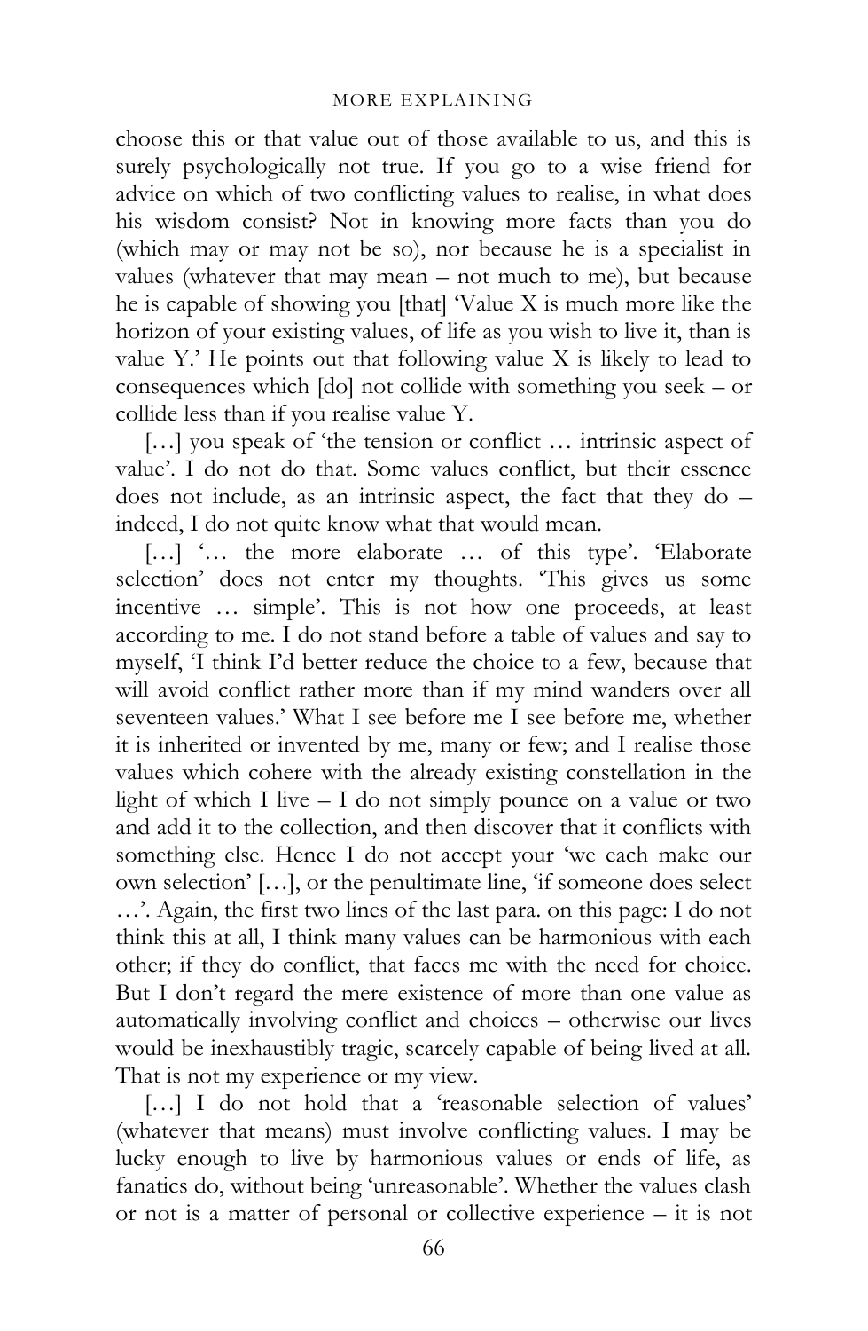choose this or that value out of those available to us, and this is surely psychologically not true. If you go to a wise friend for advice on which of two conflicting values to realise, in what does his wisdom consist? Not in knowing more facts than you do (which may or may not be so), nor because he is a specialist in values (whatever that may mean – not much to me), but because he is capable of showing you [that] 'Value X is much more like the horizon of your existing values, of life as you wish to live it, than is value Y.' He points out that following value X is likely to lead to consequences which [do] not collide with something you seek – or collide less than if you realise value Y.

[…] you speak of 'the tension or conflict … intrinsic aspect of value'. I do not do that. Some values conflict, but their essence does not include, as an intrinsic aspect, the fact that they do – indeed, I do not quite know what that would mean.

[…] '… the more elaborate … of this type'. 'Elaborate selection' does not enter my thoughts. 'This gives us some incentive … simple'. This is not how one proceeds, at least according to me. I do not stand before a table of values and say to myself, 'I think I'd better reduce the choice to a few, because that will avoid conflict rather more than if my mind wanders over all seventeen values.' What I see before me I see before me, whether it is inherited or invented by me, many or few; and I realise those values which cohere with the already existing constellation in the light of which I live – I do not simply pounce on a value or two and add it to the collection, and then discover that it conflicts with something else. Hence I do not accept your 'we each make our own selection' […], or the penultimate line, 'if someone does select …'. Again, the first two lines of the last para. on this page: I do not think this at all, I think many values can be harmonious with each other; if they do conflict, that faces me with the need for choice. But I don't regard the mere existence of more than one value as automatically involving conflict and choices – otherwise our lives would be inexhaustibly tragic, scarcely capable of being lived at all. That is not my experience or my view.

[…] I do not hold that a 'reasonable selection of values' (whatever that means) must involve conflicting values. I may be lucky enough to live by harmonious values or ends of life, as fanatics do, without being 'unreasonable'. Whether the values clash or not is a matter of personal or collective experience – it is not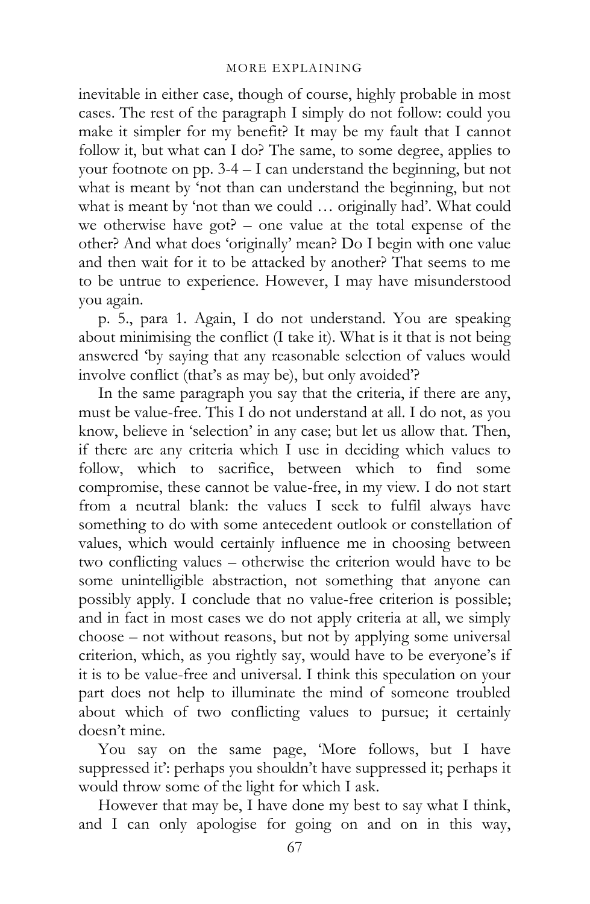inevitable in either case, though of course, highly probable in most cases. The rest of the paragraph I simply do not follow: could you make it simpler for my benefit? It may be my fault that I cannot follow it, but what can I do? The same, to some degree, applies to your footnote on pp. 3-4 – I can understand the beginning, but not what is meant by 'not than can understand the beginning, but not what is meant by 'not than we could … originally had'. What could we otherwise have got? – one value at the total expense of the other? And what does 'originally' mean? Do I begin with one value and then wait for it to be attacked by another? That seems to me to be untrue to experience. However, I may have misunderstood you again.

p. 5., para 1. Again, I do not understand. You are speaking about minimising the conflict (I take it). What is it that is not being answered 'by saying that any reasonable selection of values would involve conflict (that's as may be), but only avoided'?

In the same paragraph you say that the criteria, if there are any, must be value-free. This I do not understand at all. I do not, as you know, believe in 'selection' in any case; but let us allow that. Then, if there are any criteria which I use in deciding which values to follow, which to sacrifice, between which to find some compromise, these cannot be value-free, in my view. I do not start from a neutral blank: the values I seek to fulfil always have something to do with some antecedent outlook or constellation of values, which would certainly influence me in choosing between two conflicting values – otherwise the criterion would have to be some unintelligible abstraction, not something that anyone can possibly apply. I conclude that no value-free criterion is possible; and in fact in most cases we do not apply criteria at all, we simply choose – not without reasons, but not by applying some universal criterion, which, as you rightly say, would have to be everyone's if it is to be value-free and universal. I think this speculation on your part does not help to illuminate the mind of someone troubled about which of two conflicting values to pursue; it certainly doesn't mine.

You say on the same page, 'More follows, but I have suppressed it': perhaps you shouldn't have suppressed it; perhaps it would throw some of the light for which I ask.

However that may be, I have done my best to say what I think, and I can only apologise for going on and on in this way,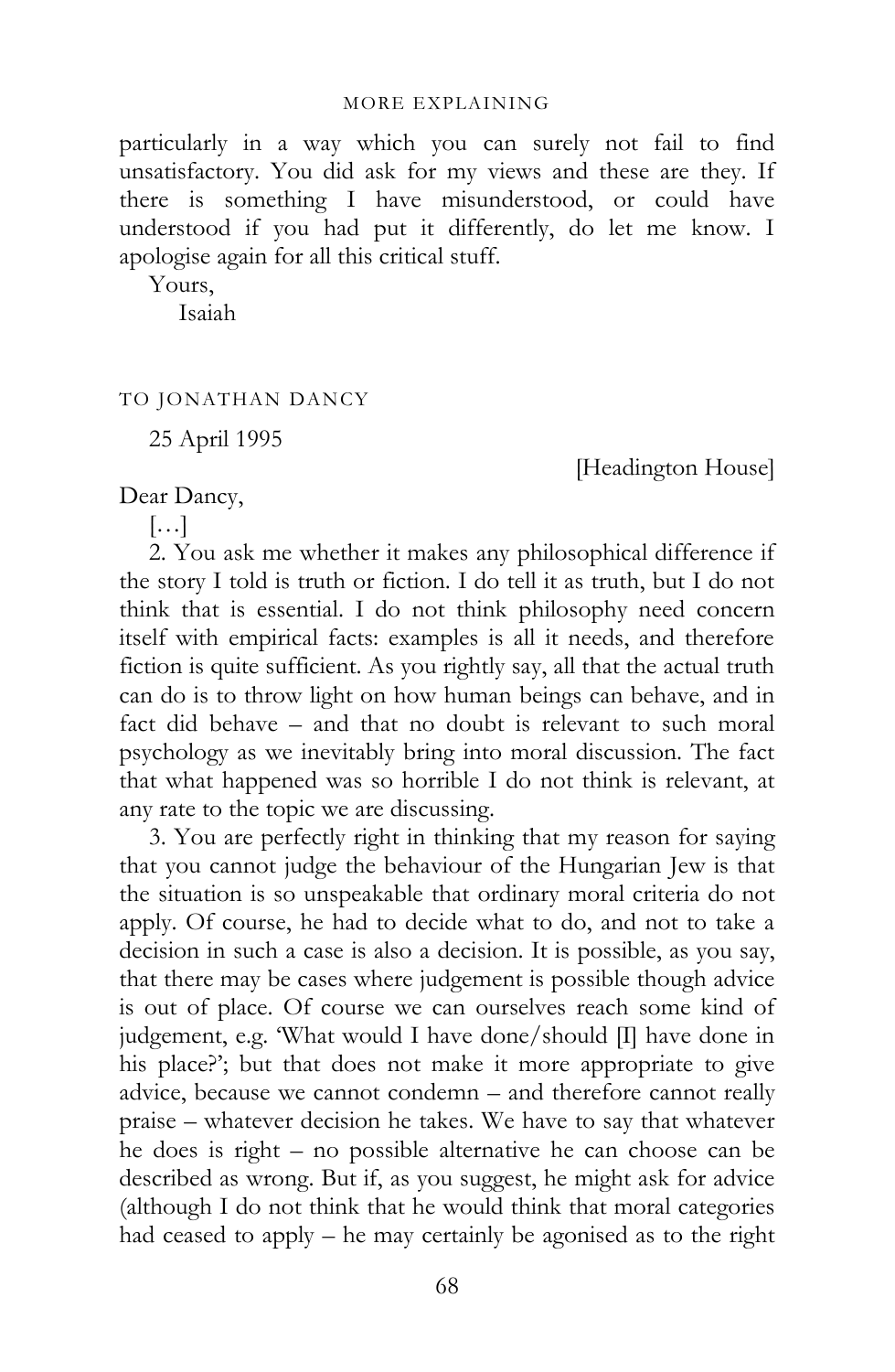particularly in a way which you can surely not fail to find unsatisfactory. You did ask for my views and these are they. If there is something I have misunderstood, or could have understood if you had put it differently, do let me know. I apologise again for all this critical stuff.

Yours,
Isaiah

## TO JONATHAN DANCY

25 April 1995

[Headington House]

Dear Dancy,

[…]

2. You ask me whether it makes any philosophical difference if the story I told is truth or fiction. I do tell it as truth, but I do not think that is essential. I do not think philosophy need concern itself with empirical facts: examples is all it needs, and therefore fiction is quite sufficient. As you rightly say, all that the actual truth can do is to throw light on how human beings can behave, and in fact did behave – and that no doubt is relevant to such moral psychology as we inevitably bring into moral discussion. The fact that what happened was so horrible I do not think is relevant, at any rate to the topic we are discussing.

3. You are perfectly right in thinking that my reason for saying that you cannot judge the behaviour of the Hungarian Jew is that the situation is so unspeakable that ordinary moral criteria do not apply. Of course, he had to decide what to do, and not to take a decision in such a case is also a decision. It is possible, as you say, that there may be cases where judgement is possible though advice is out of place. Of course we can ourselves reach some kind of judgement, e.g. 'What would I have done/should [I] have done in his place?'; but that does not make it more appropriate to give advice, because we cannot condemn – and therefore cannot really praise – whatever decision he takes. We have to say that whatever he does is right – no possible alternative he can choose can be described as wrong. But if, as you suggest, he might ask for advice (although I do not think that he would think that moral categories had ceased to apply – he may certainly be agonised as to the right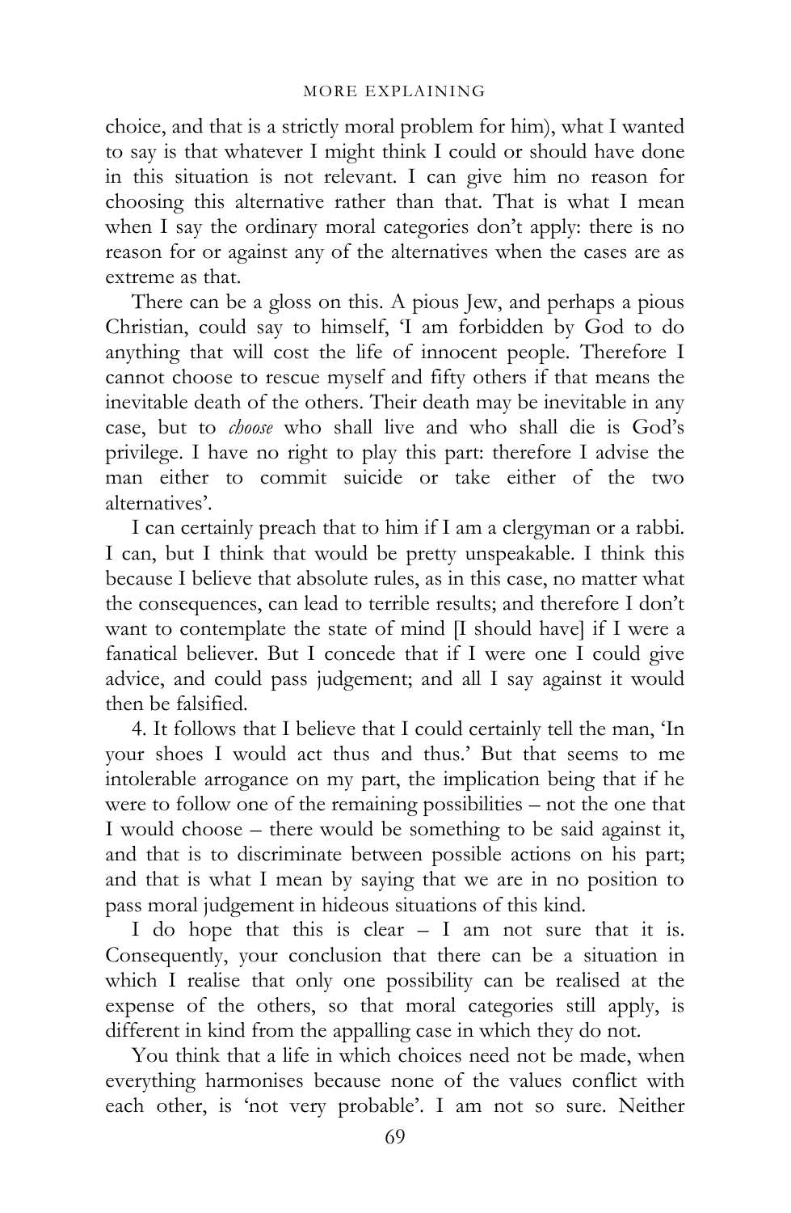choice, and that is a strictly moral problem for him), what I wanted to say is that whatever I might think I could or should have done in this situation is not relevant. I can give him no reason for choosing this alternative rather than that. That is what I mean when I say the ordinary moral categories don't apply: there is no reason for or against any of the alternatives when the cases are as extreme as that.

There can be a gloss on this. A pious Jew, and perhaps a pious Christian, could say to himself, 'I am forbidden by God to do anything that will cost the life of innocent people. Therefore I cannot choose to rescue myself and fifty others if that means the inevitable death of the others. Their death may be inevitable in any case, but to *choose* who shall live and who shall die is God's privilege. I have no right to play this part: therefore I advise the man either to commit suicide or take either of the two alternatives'.

I can certainly preach that to him if I am a clergyman or a rabbi. I can, but I think that would be pretty unspeakable. I think this because I believe that absolute rules, as in this case, no matter what the consequences, can lead to terrible results; and therefore I don't want to contemplate the state of mind [I should have] if I were a fanatical believer. But I concede that if I were one I could give advice, and could pass judgement; and all I say against it would then be falsified.

4. It follows that I believe that I could certainly tell the man, 'In your shoes I would act thus and thus.' But that seems to me intolerable arrogance on my part, the implication being that if he were to follow one of the remaining possibilities – not the one that I would choose – there would be something to be said against it, and that is to discriminate between possible actions on his part; and that is what I mean by saying that we are in no position to pass moral judgement in hideous situations of this kind.

I do hope that this is clear – I am not sure that it is. Consequently, your conclusion that there can be a situation in which I realise that only one possibility can be realised at the expense of the others, so that moral categories still apply, is different in kind from the appalling case in which they do not.

You think that a life in which choices need not be made, when everything harmonises because none of the values conflict with each other, is 'not very probable'. I am not so sure. Neither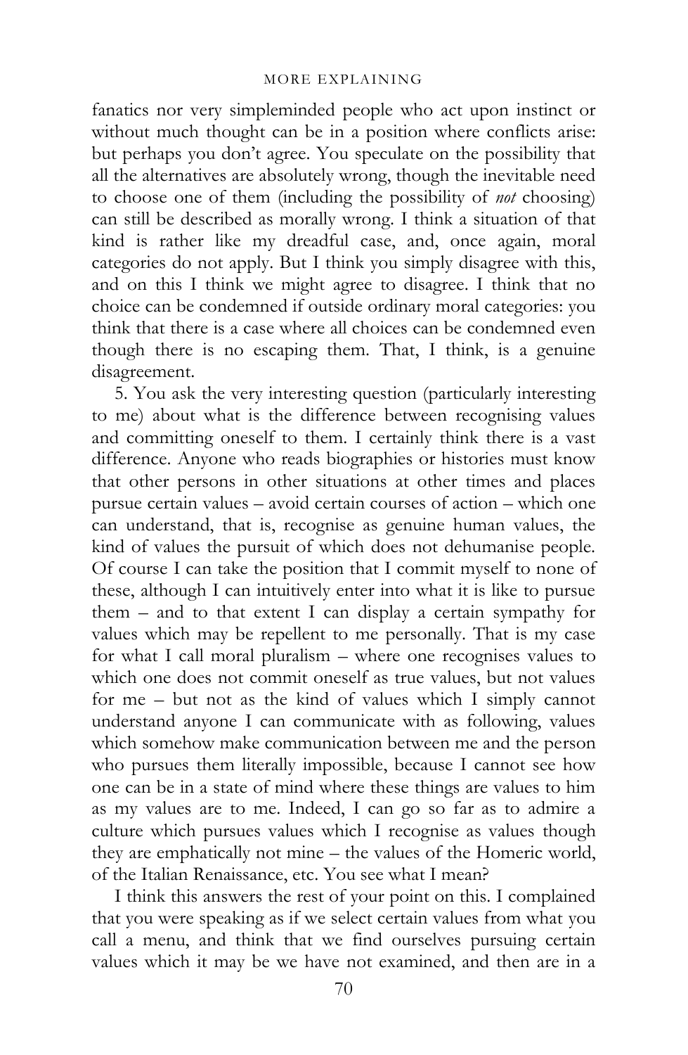fanatics nor very simpleminded people who act upon instinct or without much thought can be in a position where conflicts arise: but perhaps you don't agree. You speculate on the possibility that all the alternatives are absolutely wrong, though the inevitable need to choose one of them (including the possibility of *not* choosing) can still be described as morally wrong. I think a situation of that kind is rather like my dreadful case, and, once again, moral categories do not apply. But I think you simply disagree with this, and on this I think we might agree to disagree. I think that no choice can be condemned if outside ordinary moral categories: you think that there is a case where all choices can be condemned even though there is no escaping them. That, I think, is a genuine disagreement.

5. You ask the very interesting question (particularly interesting to me) about what is the difference between recognising values and committing oneself to them. I certainly think there is a vast difference. Anyone who reads biographies or histories must know that other persons in other situations at other times and places pursue certain values – avoid certain courses of action – which one can understand, that is, recognise as genuine human values, the kind of values the pursuit of which does not dehumanise people. Of course I can take the position that I commit myself to none of these, although I can intuitively enter into what it is like to pursue them – and to that extent I can display a certain sympathy for values which may be repellent to me personally. That is my case for what I call moral pluralism – where one recognises values to which one does not commit oneself as true values, but not values for me – but not as the kind of values which I simply cannot understand anyone I can communicate with as following, values which somehow make communication between me and the person who pursues them literally impossible, because I cannot see how one can be in a state of mind where these things are values to him as my values are to me. Indeed, I can go so far as to admire a culture which pursues values which I recognise as values though they are emphatically not mine – the values of the Homeric world, of the Italian Renaissance, etc. You see what I mean?

I think this answers the rest of your point on this. I complained that you were speaking as if we select certain values from what you call a menu, and think that we find ourselves pursuing certain values which it may be we have not examined, and then are in a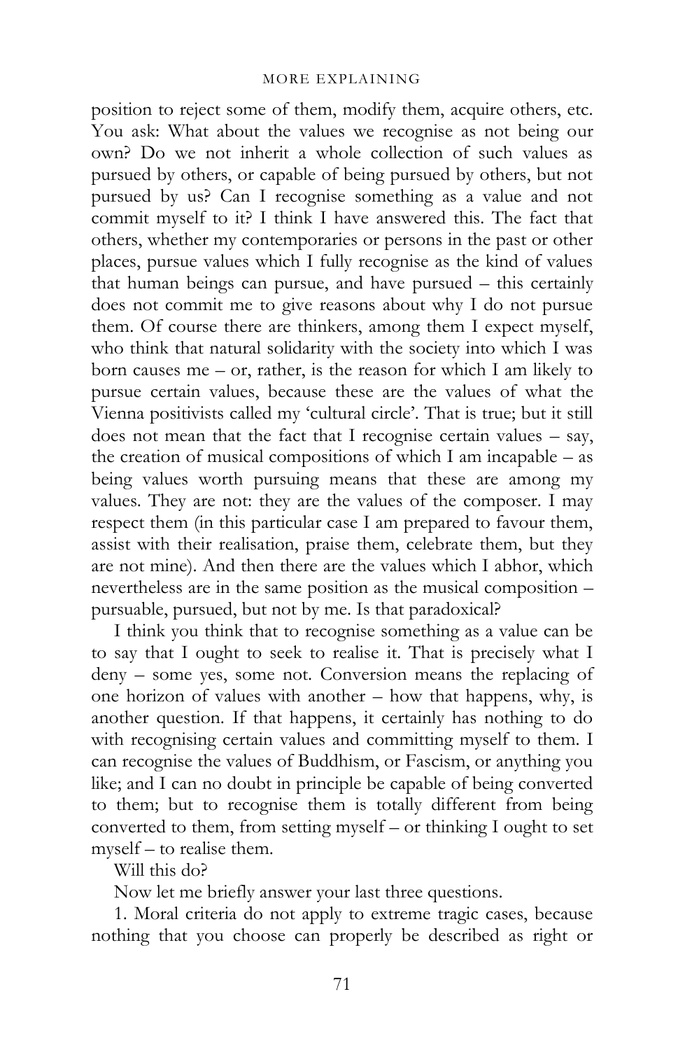position to reject some of them, modify them, acquire others, etc. You ask: What about the values we recognise as not being our own? Do we not inherit a whole collection of such values as pursued by others, or capable of being pursued by others, but not pursued by us? Can I recognise something as a value and not commit myself to it? I think I have answered this. The fact that others, whether my contemporaries or persons in the past or other places, pursue values which I fully recognise as the kind of values that human beings can pursue, and have pursued – this certainly does not commit me to give reasons about why I do not pursue them. Of course there are thinkers, among them I expect myself, who think that natural solidarity with the society into which I was born causes me – or, rather, is the reason for which I am likely to pursue certain values, because these are the values of what the Vienna positivists called my 'cultural circle'. That is true; but it still does not mean that the fact that I recognise certain values – say, the creation of musical compositions of which I am incapable – as being values worth pursuing means that these are among my values. They are not: they are the values of the composer. I may respect them (in this particular case I am prepared to favour them, assist with their realisation, praise them, celebrate them, but they are not mine). And then there are the values which I abhor, which nevertheless are in the same position as the musical composition – pursuable, pursued, but not by me. Is that paradoxical?

I think you think that to recognise something as a value can be to say that I ought to seek to realise it. That is precisely what I deny – some yes, some not. Conversion means the replacing of one horizon of values with another – how that happens, why, is another question. If that happens, it certainly has nothing to do with recognising certain values and committing myself to them. I can recognise the values of Buddhism, or Fascism, or anything you like; and I can no doubt in principle be capable of being converted to them; but to recognise them is totally different from being converted to them, from setting myself – or thinking I ought to set myself – to realise them.

Will this do?

Now let me briefly answer your last three questions.

1. Moral criteria do not apply to extreme tragic cases, because nothing that you choose can properly be described as right or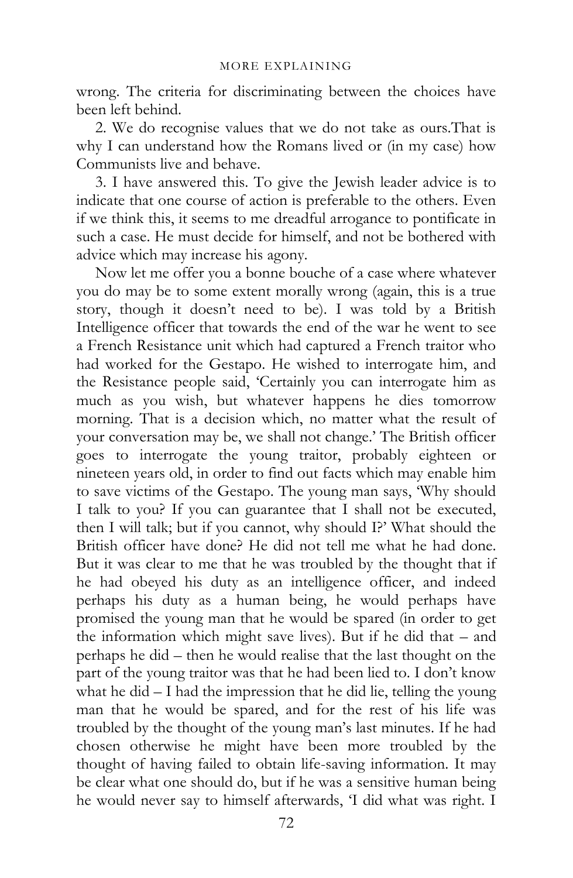wrong. The criteria for discriminating between the choices have been left behind.

2. We do recognise values that we do not take as ours.That is why I can understand how the Romans lived or (in my case) how Communists live and behave.

3. I have answered this. To give the Jewish leader advice is to indicate that one course of action is preferable to the others. Even if we think this, it seems to me dreadful arrogance to pontificate in such a case. He must decide for himself, and not be bothered with advice which may increase his agony.

Now let me offer you a bonne bouche of a case where whatever you do may be to some extent morally wrong (again, this is a true story, though it doesn't need to be). I was told by a British Intelligence officer that towards the end of the war he went to see a French Resistance unit which had captured a French traitor who had worked for the Gestapo. He wished to interrogate him, and the Resistance people said, 'Certainly you can interrogate him as much as you wish, but whatever happens he dies tomorrow morning. That is a decision which, no matter what the result of your conversation may be, we shall not change.' The British officer goes to interrogate the young traitor, probably eighteen or nineteen years old, in order to find out facts which may enable him to save victims of the Gestapo. The young man says, 'Why should I talk to you? If you can guarantee that I shall not be executed, then I will talk; but if you cannot, why should I?' What should the British officer have done? He did not tell me what he had done. But it was clear to me that he was troubled by the thought that if he had obeyed his duty as an intelligence officer, and indeed perhaps his duty as a human being, he would perhaps have promised the young man that he would be spared (in order to get the information which might save lives). But if he did that – and perhaps he did – then he would realise that the last thought on the part of the young traitor was that he had been lied to. I don't know what he did – I had the impression that he did lie, telling the young man that he would be spared, and for the rest of his life was troubled by the thought of the young man's last minutes. If he had chosen otherwise he might have been more troubled by the thought of having failed to obtain life-saving information. It may be clear what one should do, but if he was a sensitive human being he would never say to himself afterwards, 'I did what was right. I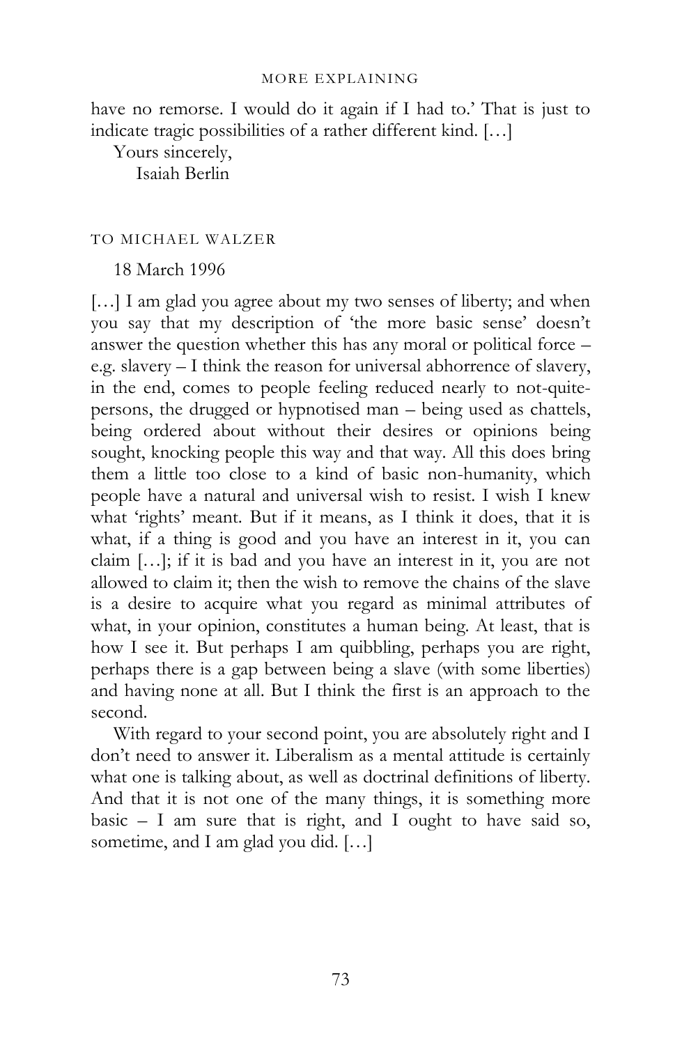have no remorse. I would do it again if I had to.' That is just to indicate tragic possibilities of a rather different kind. […]

Yours sincerely,

Isaiah Berlin

## TO MICHAEL WALZER

18 March 1996

[…] I am glad you agree about my two senses of liberty; and when you say that my description of 'the more basic sense' doesn't answer the question whether this has any moral or political force – e.g. slavery – I think the reason for universal abhorrence of slavery, in the end, comes to people feeling reduced nearly to not-quite-persons, the drugged or hypnotised man – being used as chattels, being ordered about without their desires or opinions being sought, knocking people this way and that way. All this does bring them a little too close to a kind of basic non-humanity, which people have a natural and universal wish to resist. I wish I knew what 'rights' meant. But if it means, as I think it does, that it is what, if a thing is good and you have an interest in it, you can claim […]; if it is bad and you have an interest in it, you are not allowed to claim it; then the wish to remove the chains of the slave is a desire to acquire what you regard as minimal attributes of what, in your opinion, constitutes a human being. At least, that is how I see it. But perhaps I am quibbling, perhaps you are right, perhaps there is a gap between being a slave (with some liberties) and having none at all. But I think the first is an approach to the second.

With regard to your second point, you are absolutely right and I don't need to answer it. Liberalism as a mental attitude is certainly what one is talking about, as well as doctrinal definitions of liberty. And that it is not one of the many things, it is something more basic – I am sure that is right, and I ought to have said so, sometime, and I am glad you did. […]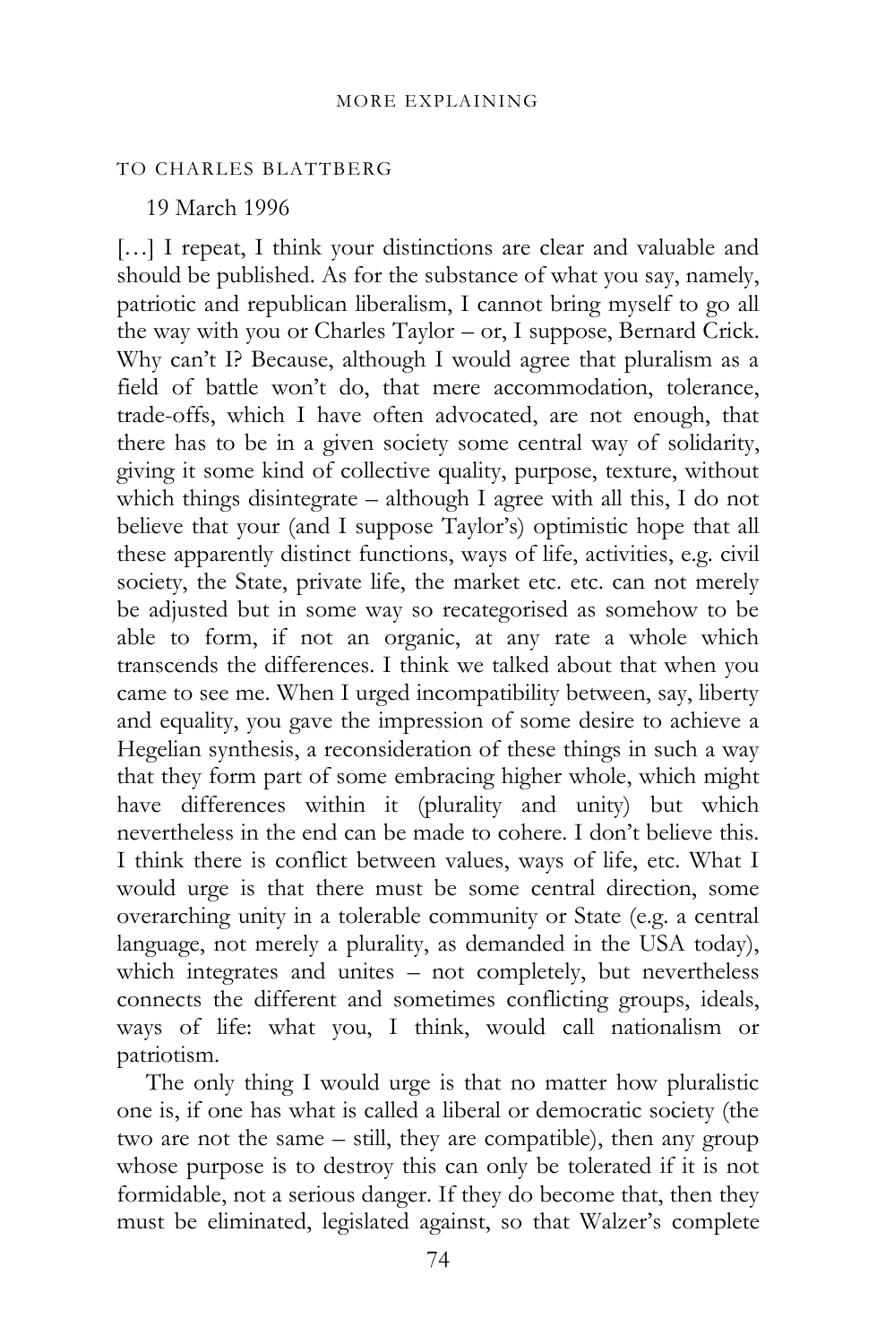TO CHARLES BLATTBERG

19 March 1996

[…] I repeat, I think your distinctions are clear and valuable and should be published. As for the substance of what you say, namely, patriotic and republican liberalism, I cannot bring myself to go all the way with you or Charles Taylor – or, I suppose, Bernard Crick. Why can't I? Because, although I would agree that pluralism as a field of battle won't do, that mere accommodation, tolerance, trade-offs, which I have often advocated, are not enough, that there has to be in a given society some central way of solidarity, giving it some kind of collective quality, purpose, texture, without which things disintegrate – although I agree with all this, I do not believe that your (and I suppose Taylor's) optimistic hope that all these apparently distinct functions, ways of life, activities, e.g. civil society, the State, private life, the market etc. etc. can not merely be adjusted but in some way so recategorised as somehow to be able to form, if not an organic, at any rate a whole which transcends the differences. I think we talked about that when you came to see me. When I urged incompatibility between, say, liberty and equality, you gave the impression of some desire to achieve a Hegelian synthesis, a reconsideration of these things in such a way that they form part of some embracing higher whole, which might have differences within it (plurality and unity) but which nevertheless in the end can be made to cohere. I don't believe this. I think there is conflict between values, ways of life, etc. What I would urge is that there must be some central direction, some overarching unity in a tolerable community or State (e.g. a central language, not merely a plurality, as demanded in the USA today), which integrates and unites – not completely, but nevertheless connects the different and sometimes conflicting groups, ideals, ways of life: what you, I think, would call nationalism or patriotism.

The only thing I would urge is that no matter how pluralistic one is, if one has what is called a liberal or democratic society (the two are not the same – still, they are compatible), then any group whose purpose is to destroy this can only be tolerated if it is not formidable, not a serious danger. If they do become that, then they must be eliminated, legislated against, so that Walzer's complete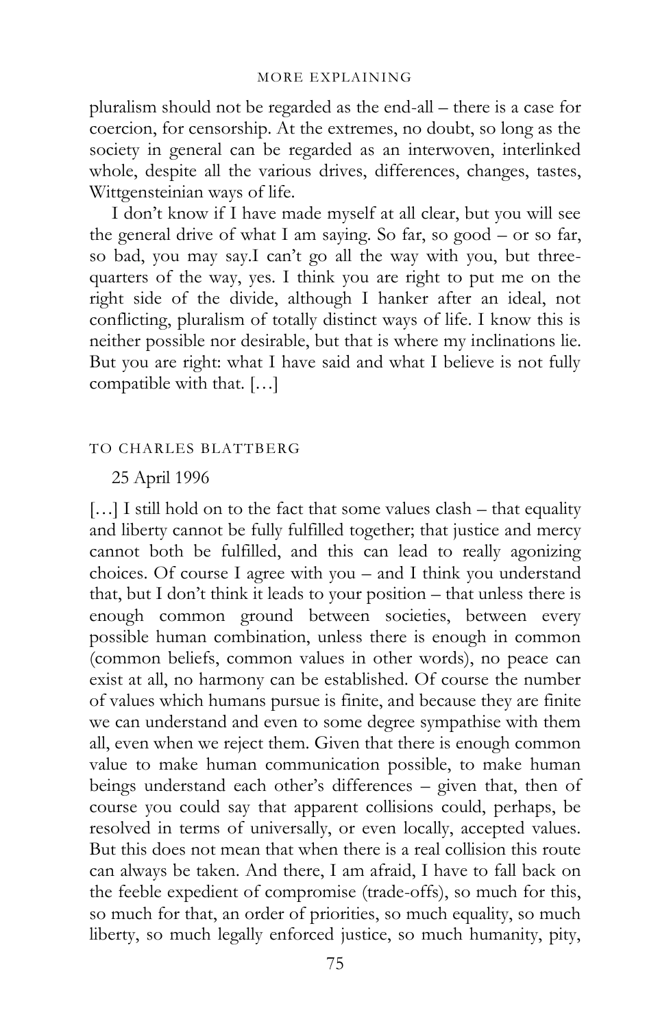pluralism should not be regarded as the end-all – there is a case for coercion, for censorship. At the extremes, no doubt, so long as the society in general can be regarded as an interwoven, interlinked whole, despite all the various drives, differences, changes, tastes, Wittgensteinian ways of life.

I don't know if I have made myself at all clear, but you will see the general drive of what I am saying. So far, so good – or so far, so bad, you may say.I can't go all the way with you, but three-quarters of the way, yes. I think you are right to put me on the right side of the divide, although I hanker after an ideal, not conflicting, pluralism of totally distinct ways of life. I know this is neither possible nor desirable, but that is where my inclinations lie. But you are right: what I have said and what I believe is not fully compatible with that. […]

### TO CHARLES BLATTBERG

25 April 1996

[…] I still hold on to the fact that some values clash – that equality and liberty cannot be fully fulfilled together; that justice and mercy cannot both be fulfilled, and this can lead to really agonizing choices. Of course I agree with you – and I think you understand that, but I don't think it leads to your position – that unless there is enough common ground between societies, between every possible human combination, unless there is enough in common (common beliefs, common values in other words), no peace can exist at all, no harmony can be established. Of course the number of values which humans pursue is finite, and because they are finite we can understand and even to some degree sympathise with them all, even when we reject them. Given that there is enough common value to make human communication possible, to make human beings understand each other's differences – given that, then of course you could say that apparent collisions could, perhaps, be resolved in terms of universally, or even locally, accepted values. But this does not mean that when there is a real collision this route can always be taken. And there, I am afraid, I have to fall back on the feeble expedient of compromise (trade-offs), so much for this, so much for that, an order of priorities, so much equality, so much liberty, so much legally enforced justice, so much humanity, pity,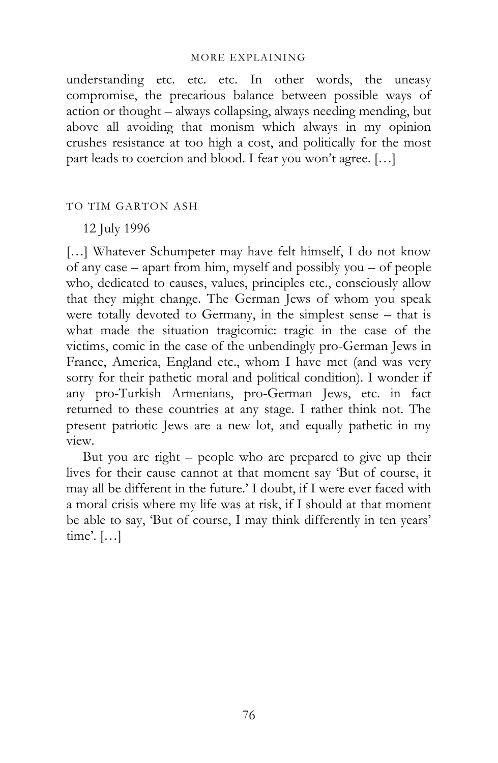understanding etc. etc. etc. In other words, the uneasy compromise, the precarious balance between possible ways of action or thought – always collapsing, always needing mending, but above all avoiding that monism which always in my opinion crushes resistance at too high a cost, and politically for the most part leads to coercion and blood. I fear you won't agree. […]

## TO TIM GARTON ASH

12 July 1996

[…] Whatever Schumpeter may have felt himself, I do not know of any case – apart from him, myself and possibly you – of people who, dedicated to causes, values, principles etc., consciously allow that they might change. The German Jews of whom you speak were totally devoted to Germany, in the simplest sense – that is what made the situation tragicomic: tragic in the case of the victims, comic in the case of the unbendingly pro-German Jews in France, America, England etc., whom I have met (and was very sorry for their pathetic moral and political condition). I wonder if any pro-Turkish Armenians, pro-German Jews, etc. in fact returned to these countries at any stage. I rather think not. The present patriotic Jews are a new lot, and equally pathetic in my view.

But you are right – people who are prepared to give up their lives for their cause cannot at that moment say 'But of course, it may all be different in the future.' I doubt, if I were ever faced with a moral crisis where my life was at risk, if I should at that moment be able to say, 'But of course, I may think differently in ten years' time'. […]